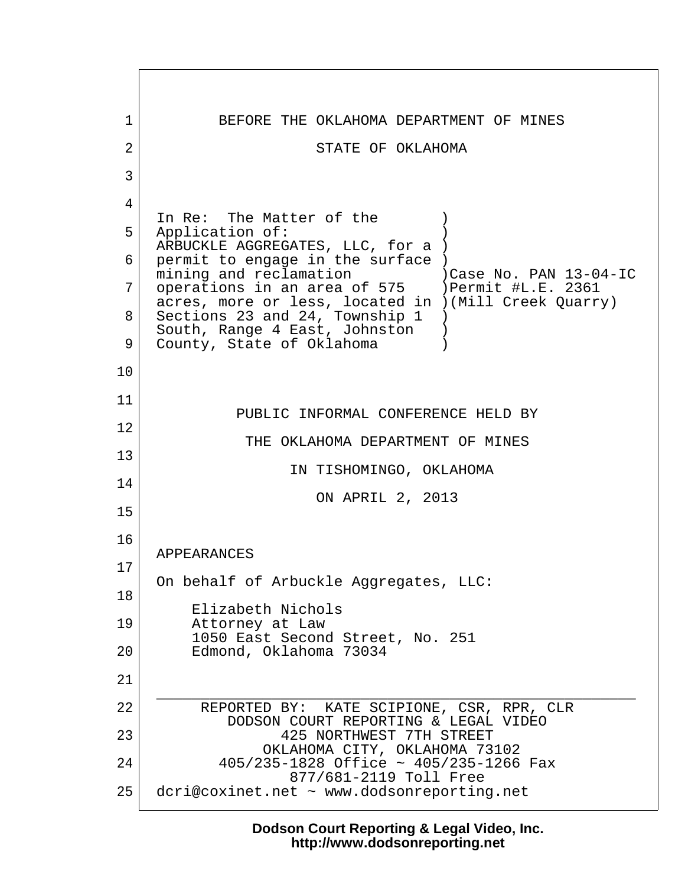BEFORE THE OKLAHOMA DEPARTMENT OF MINES

STATE OF OKLAHOMA

| | |
|---|---|
| In Re: The Matter of the Application of: ARBUCKLE AGGREGATES, LLC, for a permit to engage in the surface mining and reclamation operations in an area of 575 acres, more or less, located in Sections 23 and 24, Township 1 South, Range 4 East, Johnston County, State of Oklahoma | Case No. PAN 13-04-IC<br>Permit #L.E. 2361<br>(Mill Creek Quarry) |

PUBLIC INFORMAL CONFERENCE HELD BY

THE OKLAHOMA DEPARTMENT OF MINES

IN TISHOMINGO, OKLAHOMA

ON APRIL 2, 2013

APPEARANCES

On behalf of Arbuckle Aggregates, LLC:

Elizabeth Nichols
Attorney at Law
1050 East Second Street, No. 251
Edmond, Oklahoma 73034

---

REPORTED BY: KATE SCIPIONE, CSR, RPR, CLR
DODSON COURT REPORTING & LEGAL VIDEO
425 NORTHWEST 7TH STREET
OKLAHOMA CITY, OKLAHOMA 73102
405/235-1828 Office ~ 405/235-1266 Fax
877/681-2119 Toll Free
dcri@coxinet.net ~ www.dodsonreporting.net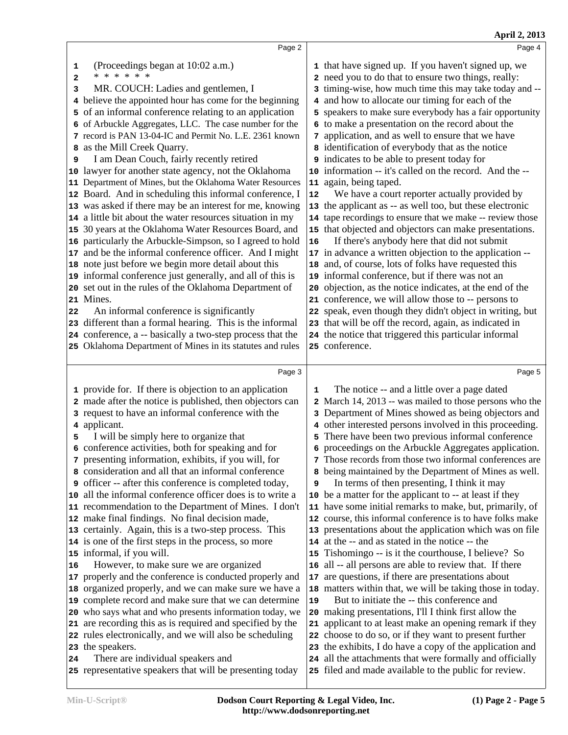Page 2

1 (Proceedings began at 10:02 a.m.)
2 * * * * * *
3 MR. COUCH: Ladies and gentlemen, I
4 believe the appointed hour has come for the beginning
5 of an informal conference relating to an application
6 of Arbuckle Aggregates, LLC. The case number for the
7 record is PAN 13-04-IC and Permit No. L.E. 2361 known
8 as the Mill Creek Quarry.
9 I am Dean Couch, fairly recently retired
10 lawyer for another state agency, not the Oklahoma
11 Department of Mines, but the Oklahoma Water Resources
12 Board. And in scheduling this informal conference, I
13 was asked if there may be an interest for me, knowing
14 a little bit about the water resources situation in my
15 30 years at the Oklahoma Water Resources Board, and
16 particularly the Arbuckle-Simpson, so I agreed to hold
17 and be the informal conference officer. And I might
18 note just before we begin more detail about this
19 informal conference just generally, and all of this is
20 set out in the rules of the Oklahoma Department of
21 Mines.
22 An informal conference is significantly
23 different than a formal hearing. This is the informal
24 conference, a -- basically a two-step process that the
25 Oklahoma Department of Mines in its statutes and rules

Page 3

1 provide for. If there is objection to an application
2 made after the notice is published, then objectors can
3 request to have an informal conference with the
4 applicant.
5 I will be simply here to organize that
6 conference activities, both for speaking and for
7 presenting information, exhibits, if you will, for
8 consideration and all that an informal conference
9 officer -- after this conference is completed today,
10 all the informal conference officer does is to write a
11 recommendation to the Department of Mines. I don't
12 make final findings. No final decision made,
13 certainly. Again, this is a two-step process. This
14 is one of the first steps in the process, so more
15 informal, if you will.
16 However, to make sure we are organized
17 properly and the conference is conducted properly and
18 organized properly, and we can make sure we have a
19 complete record and make sure that we can determine
20 who says what and who presents information today, we
21 are recording this as is required and specified by the
22 rules electronically, and we will also be scheduling
23 the speakers.
24 There are individual speakers and
25 representative speakers that will be presenting today

Page 4

1 that have signed up. If you haven't signed up, we
2 need you to do that to ensure two things, really:
3 timing-wise, how much time this may take today and --
4 and how to allocate our timing for each of the
5 speakers to make sure everybody has a fair opportunity
6 to make a presentation on the record about the
7 application, and as well to ensure that we have
8 identification of everybody that as the notice
9 indicates to be able to present today for
10 information -- it's called on the record. And the --
11 again, being taped.
12 We have a court reporter actually provided by
13 the applicant as -- as well too, but these electronic
14 tape recordings to ensure that we make -- review those
15 that objected and objectors can make presentations.
16 If there's anybody here that did not submit
17 in advance a written objection to the application --
18 and, of course, lots of folks have requested this
19 informal conference, but if there was not an
20 objection, as the notice indicates, at the end of the
21 conference, we will allow those to -- persons to
22 speak, even though they didn't object in writing, but
23 that will be off the record, again, as indicated in
24 the notice that triggered this particular informal
25 conference.

Page 5

1 The notice -- and a little over a page dated
2 March 14, 2013 -- was mailed to those persons who the
3 Department of Mines showed as being objectors and
4 other interested persons involved in this proceeding.
5 There have been two previous informal conference
6 proceedings on the Arbuckle Aggregates application.
7 Those records from those two informal conferences are
8 being maintained by the Department of Mines as well.
9 In terms of then presenting, I think it may
10 be a matter for the applicant to -- at least if they
11 have some initial remarks to make, but, primarily, of
12 course, this informal conference is to have folks make
13 presentations about the application which was on file
14 at the -- and as stated in the notice -- the
15 Tishomingo -- is it the courthouse, I believe? So
16 all -- all persons are able to review that. If there
17 are questions, if there are presentations about
18 matters within that, we will be taking those in today.
19 But to initiate the -- this conference and
20 making presentations, I'll I think first allow the
21 applicant to at least make an opening remark if they
22 choose to do so, or if they want to present further
23 the exhibits, I do have a copy of the application and
24 all the attachments that were formally and officially
25 filed and made available to the public for review.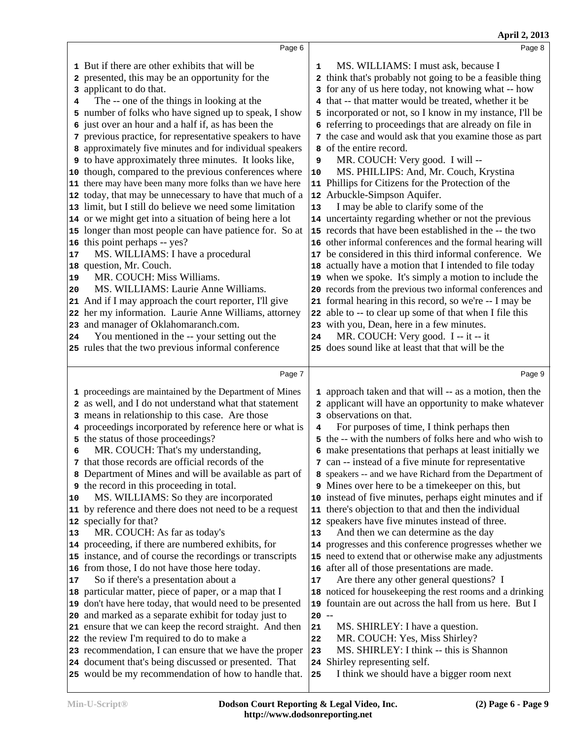Page 6

1 But if there are other exhibits that will be
2 presented, this may be an opportunity for the
3 applicant to do that.
4 The -- one of the things in looking at the
5 number of folks who have signed up to speak, I show
6 just over an hour and a half if, as has been the
7 previous practice, for representative speakers to have
8 approximately five minutes and for individual speakers
9 to have approximately three minutes. It looks like,
10 though, compared to the previous conferences where
11 there may have been many more folks than we have here
12 today, that may be unnecessary to have that much of a
13 limit, but I still do believe we need some limitation
14 or we might get into a situation of being here a lot
15 longer than most people can have patience for. So at
16 this point perhaps -- yes?
17 MS. WILLIAMS: I have a procedural
18 question, Mr. Couch.
19 MR. COUCH: Miss Williams.
20 MS. WILLIAMS: Laurie Anne Williams.
21 And if I may approach the court reporter, I'll give
22 her my information. Laurie Anne Williams, attorney
23 and manager of Oklahomaranch.com.
24 You mentioned in the -- your setting out the
25 rules that the two previous informal conference

Page 7

1 proceedings are maintained by the Department of Mines
2 as well, and I do not understand what that statement
3 means in relationship to this case. Are those
4 proceedings incorporated by reference here or what is
5 the status of those proceedings?
6 MR. COUCH: That's my understanding,
7 that those records are official records of the
8 Department of Mines and will be available as part of
9 the record in this proceeding in total.
10 MS. WILLIAMS: So they are incorporated
11 by reference and there does not need to be a request
12 specially for that?
13 MR. COUCH: As far as today's
14 proceeding, if there are numbered exhibits, for
15 instance, and of course the recordings or transcripts
16 from those, I do not have those here today.
17 So if there's a presentation about a
18 particular matter, piece of paper, or a map that I
19 don't have here today, that would need to be presented
20 and marked as a separate exhibit for today just to
21 ensure that we can keep the record straight. And then
22 the review I'm required to do to make a
23 recommendation, I can ensure that we have the proper
24 document that's being discussed or presented. That
25 would be my recommendation of how to handle that.

Page 8

1 MS. WILLIAMS: I must ask, because I
2 think that's probably not going to be a feasible thing
3 for any of us here today, not knowing what -- how
4 that -- that matter would be treated, whether it be
5 incorporated or not, so I know in my instance, I'll be
6 referring to proceedings that are already on file in
7 the case and would ask that you examine those as part
8 of the entire record.
9 MR. COUCH: Very good. I will --
10 MS. PHILLIPS: And, Mr. Couch, Krystina
11 Phillips for Citizens for the Protection of the
12 Arbuckle-Simpson Aquifer.
13 I may be able to clarify some of the
14 uncertainty regarding whether or not the previous
15 records that have been established in the -- the two
16 other informal conferences and the formal hearing will
17 be considered in this third informal conference. We
18 actually have a motion that I intended to file today
19 when we spoke. It's simply a motion to include the
20 records from the previous two informal conferences and
21 formal hearing in this record, so we're -- I may be
22 able to -- to clear up some of that when I file this
23 with you, Dean, here in a few minutes.
24 MR. COUCH: Very good. I -- it -- it
25 does sound like at least that that will be the

Page 9

1 approach taken and that will -- as a motion, then the
2 applicant will have an opportunity to make whatever
3 observations on that.
4 For purposes of time, I think perhaps then
5 the -- with the numbers of folks here and who wish to
6 make presentations that perhaps at least initially we
7 can -- instead of a five minute for representative
8 speakers -- and we have Richard from the Department of
9 Mines over here to be a timekeeper on this, but
10 instead of five minutes, perhaps eight minutes and if
11 there's objection to that and then the individual
12 speakers have five minutes instead of three.
13 And then we can determine as the day
14 progresses and this conference progresses whether we
15 need to extend that or otherwise make any adjustments
16 after all of those presentations are made.
17 Are there any other general questions? I
18 noticed for housekeeping the rest rooms and a drinking
19 fountain are out across the hall from us here. But I
20 --
21 MS. SHIRLEY: I have a question.
22 MR. COUCH: Yes, Miss Shirley?
23 MS. SHIRLEY: I think -- this is Shannon
24 Shirley representing self.
25 I think we should have a bigger room next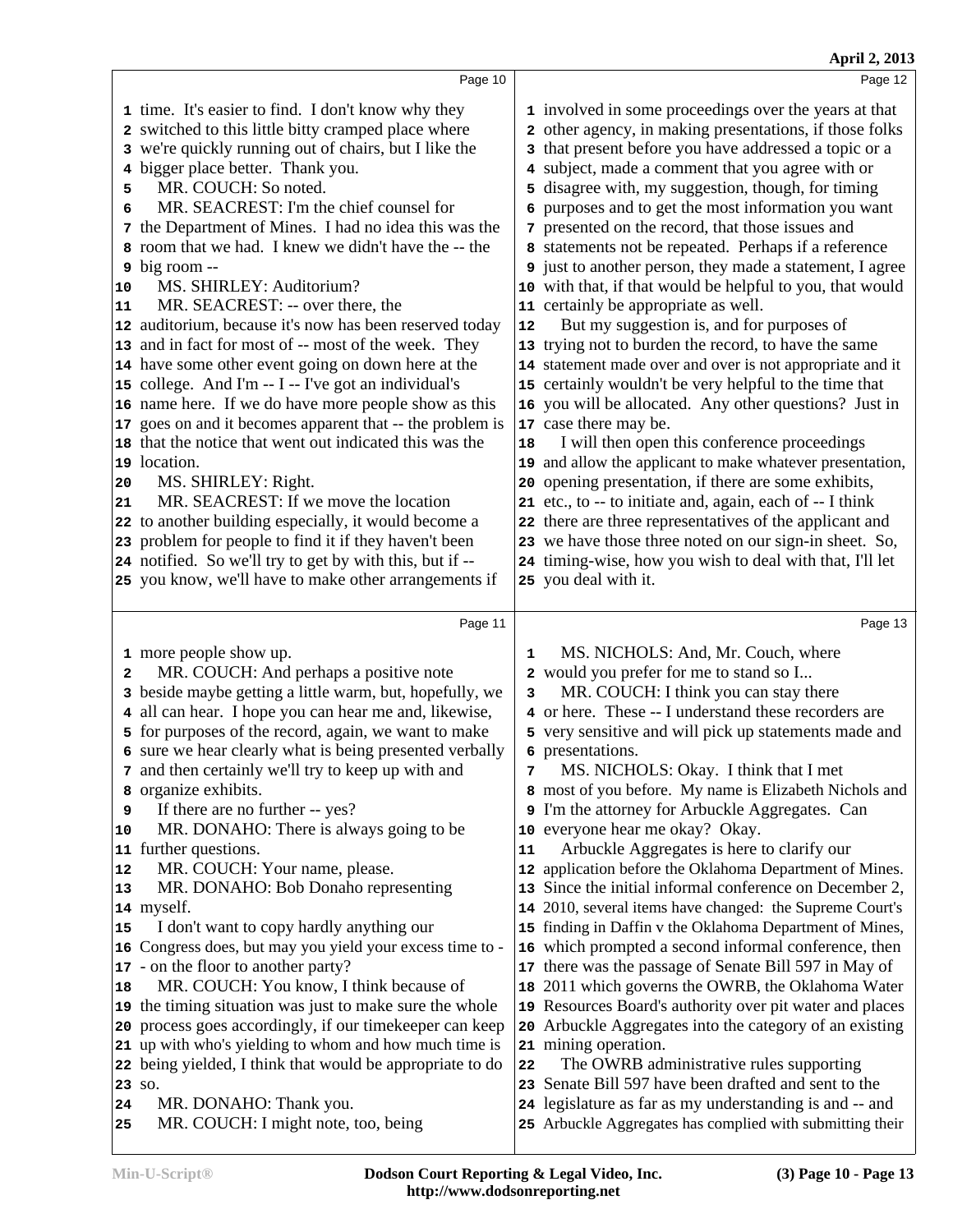Page 10

1 time. It's easier to find. I don't know why they
2 switched to this little bitty cramped place where
3 we're quickly running out of chairs, but I like the
4 bigger place better. Thank you.
5 MR. COUCH: So noted.
6 MR. SEACREST: I'm the chief counsel for
7 the Department of Mines. I had no idea this was the
8 room that we had. I knew we didn't have the -- the
9 big room --
10 MS. SHIRLEY: Auditorium?
11 MR. SEACREST: -- over there, the
12 auditorium, because it's now has been reserved today
13 and in fact for most of -- most of the week. They
14 have some other event going on down here at the
15 college. And I'm -- I -- I've got an individual's
16 name here. If we do have more people show as this
17 goes on and it becomes apparent that -- the problem is
18 that the notice that went out indicated this was the
19 location.
20 MS. SHIRLEY: Right.
21 MR. SEACREST: If we move the location
22 to another building especially, it would become a
23 problem for people to find it if they haven't been
24 notified. So we'll try to get by with this, but if --
25 you know, we'll have to make other arrangements if

Page 11

1 more people show up.
2 MR. COUCH: And perhaps a positive note
3 beside maybe getting a little warm, but, hopefully, we
4 all can hear. I hope you can hear me and, likewise,
5 for purposes of the record, again, we want to make
6 sure we hear clearly what is being presented verbally
7 and then certainly we'll try to keep up with and
8 organize exhibits.
9 If there are no further -- yes?
10 MR. DONAHO: There is always going to be
11 further questions.
12 MR. COUCH: Your name, please.
13 MR. DONAHO: Bob Donaho representing
14 myself.
15 I don't want to copy hardly anything our
16 Congress does, but may you yield your excess time to -
17 - on the floor to another party?
18 MR. COUCH: You know, I think because of
19 the timing situation was just to make sure the whole
20 process goes accordingly, if our timekeeper can keep
21 up with who's yielding to whom and how much time is
22 being yielded, I think that would be appropriate to do
23 so.
24 MR. DONAHO: Thank you.
25 MR. COUCH: I might note, too, being

Page 12

1 involved in some proceedings over the years at that
2 other agency, in making presentations, if those folks
3 that present before you have addressed a topic or a
4 subject, made a comment that you agree with or
5 disagree with, my suggestion, though, for timing
6 purposes and to get the most information you want
7 presented on the record, that those issues and
8 statements not be repeated. Perhaps if a reference
9 just to another person, they made a statement, I agree
10 with that, if that would be helpful to you, that would
11 certainly be appropriate as well.
12 But my suggestion is, and for purposes of
13 trying not to burden the record, to have the same
14 statement made over and over is not appropriate and it
15 certainly wouldn't be very helpful to the time that
16 you will be allocated. Any other questions? Just in
17 case there may be.
18 I will then open this conference proceedings
19 and allow the applicant to make whatever presentation,
20 opening presentation, if there are some exhibits,
21 etc., to -- to initiate and, again, each of -- I think
22 there are three representatives of the applicant and
23 we have those three noted on our sign-in sheet. So,
24 timing-wise, how you wish to deal with that, I'll let
25 you deal with it.

Page 13

1 MS. NICHOLS: And, Mr. Couch, where
2 would you prefer for me to stand so I...
3 MR. COUCH: I think you can stay there
4 or here. These -- I understand these recorders are
5 very sensitive and will pick up statements made and
6 presentations.
7 MS. NICHOLS: Okay. I think that I met
8 most of you before. My name is Elizabeth Nichols and
9 I'm the attorney for Arbuckle Aggregates. Can
10 everyone hear me okay? Okay.
11 Arbuckle Aggregates is here to clarify our
12 application before the Oklahoma Department of Mines.
13 Since the initial informal conference on December 2,
14 2010, several items have changed: the Supreme Court's
15 finding in Daffin v the Oklahoma Department of Mines,
16 which prompted a second informal conference, then
17 there was the passage of Senate Bill 597 in May of
18 2011 which governs the OWRB, the Oklahoma Water
19 Resources Board's authority over pit water and places
20 Arbuckle Aggregates into the category of an existing
21 mining operation.
22 The OWRB administrative rules supporting
23 Senate Bill 597 have been drafted and sent to the
24 legislature as far as my understanding is and -- and
25 Arbuckle Aggregates has complied with submitting their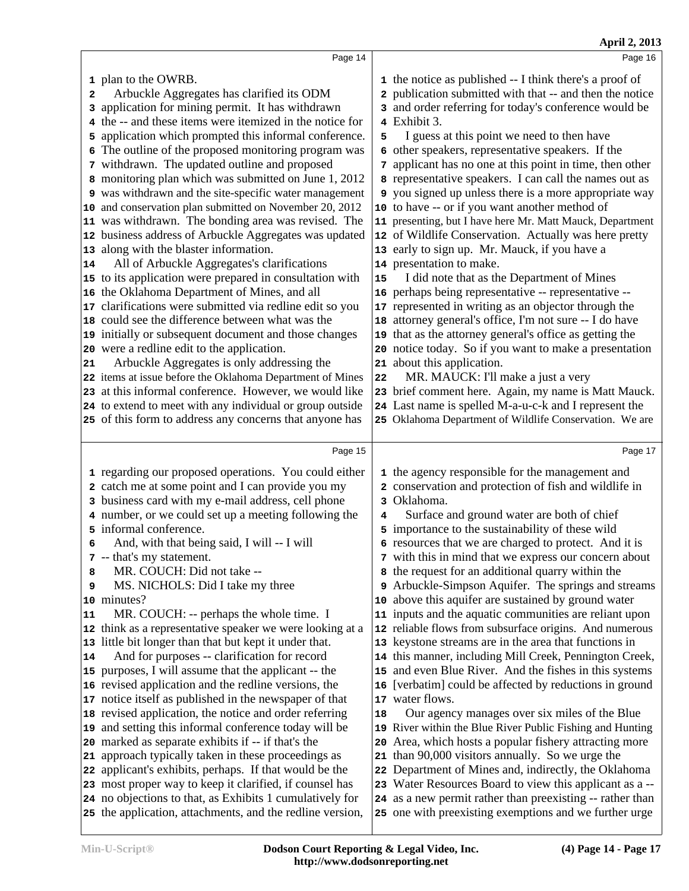plan to the OWRB.

Arbuckle Aggregates has clarified its ODM application for mining permit. It has withdrawn the -- and these items were itemized in the notice for application which prompted this informal conference. The outline of the proposed monitoring program was withdrawn. The updated outline and proposed monitoring plan which was submitted on June 1, 2012 was withdrawn and the site-specific water management and conservation plan submitted on November 20, 2012 was withdrawn. The bonding area was revised. The business address of Arbuckle Aggregates was updated along with the blaster information.

All of Arbuckle Aggregates's clarifications to its application were prepared in consultation with the Oklahoma Department of Mines, and all clarifications were submitted via redline edit so you could see the difference between what was the initially or subsequent document and those changes were a redline edit to the application.

Arbuckle Aggregates is only addressing the items at issue before the Oklahoma Department of Mines at this informal conference. However, we would like to extend to meet with any individual or group outside of this form to address any concerns that anyone has regarding our proposed operations. You could either catch me at some point and I can provide you my business card with my e-mail address, cell phone number, or we could set up a meeting following the informal conference.

And, with that being said, I will -- I will -- that's my statement.

MR. COUCH: Did not take --

MS. NICHOLS: Did I take my three minutes?

MR. COUCH: -- perhaps the whole time. I think as a representative speaker we were looking at a little bit longer than that but kept it under that.

And for purposes -- clarification for record purposes, I will assume that the applicant -- the revised application and the redline versions, the notice itself as published in the newspaper of that revised application, the notice and order referring and setting this informal conference today will be marked as separate exhibits if -- if that's the approach typically taken in these proceedings as applicant's exhibits, perhaps. If that would be the most proper way to keep it clarified, if counsel has no objections to that, as Exhibits 1 cumulatively for the application, attachments, and the redline version, the notice as published -- I think there's a proof of publication submitted with that -- and then the notice and order referring for today's conference would be Exhibit 3.

I guess at this point we need to then have other speakers, representative speakers. If the applicant has no one at this point in time, then other representative speakers. I can call the names out as you signed up unless there is a more appropriate way to have -- or if you want another method of presenting, but I have here Mr. Matt Mauck, Department of Wildlife Conservation. Actually was here pretty early to sign up. Mr. Mauck, if you have a presentation to make.

I did note that as the Department of Mines perhaps being representative -- representative -- represented in writing as an objector through the attorney general's office, I'm not sure -- I do have that as the attorney general's office as getting the notice today. So if you want to make a presentation about this application.

MR. MAUCK: I'll make a just a very brief comment here. Again, my name is Matt Mauck. Last name is spelled M-a-u-c-k and I represent the Oklahoma Department of Wildlife Conservation. We are the agency responsible for the management and conservation and protection of fish and wildlife in Oklahoma.

Surface and ground water are both of chief importance to the sustainability of these wild resources that we are charged to protect. And it is with this in mind that we express our concern about the request for an additional quarry within the Arbuckle-Simpson Aquifer. The springs and streams above this aquifer are sustained by ground water inputs and the aquatic communities are reliant upon reliable flows from subsurface origins. And numerous keystone streams are in the area that functions in this manner, including Mill Creek, Pennington Creek, and even Blue River. And the fishes in this systems [verbatim] could be affected by reductions in ground water flows.

Our agency manages over six miles of the Blue River within the Blue River Public Fishing and Hunting Area, which hosts a popular fishery attracting more than 90,000 visitors annually. So we urge the Department of Mines and, indirectly, the Oklahoma Water Resources Board to view this applicant as a -- as a new permit rather than preexisting -- rather than one with preexisting exemptions and we further urge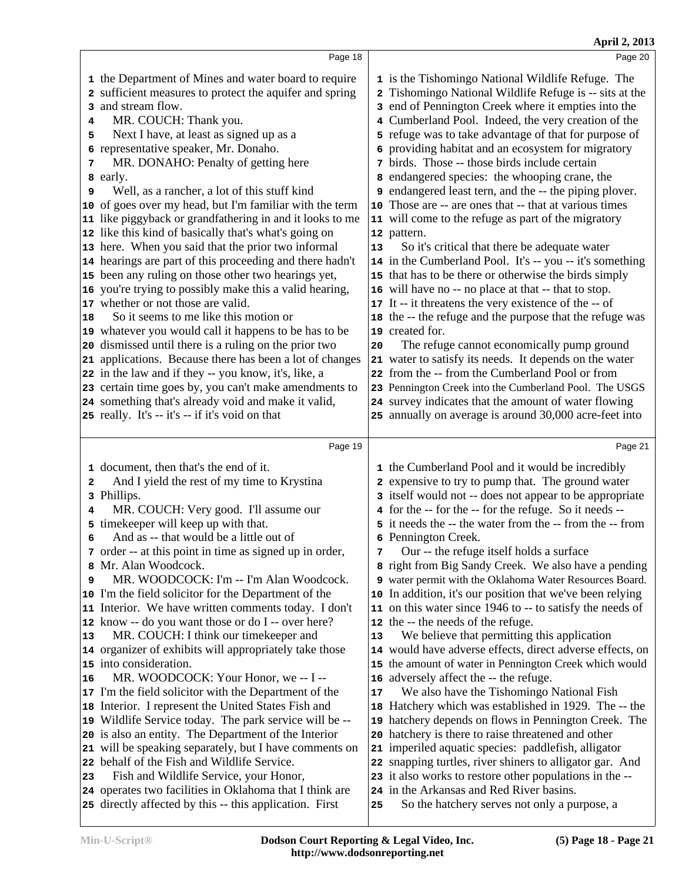Page 18

the Department of Mines and water board to require sufficient measures to protect the aquifer and spring and stream flow.

MR. COUCH: Thank you.

Next I have, at least as signed up as a representative speaker, Mr. Donaho.

MR. DONAHO: Penalty of getting here early.

Well, as a rancher, a lot of this stuff kind of goes over my head, but I'm familiar with the term like piggyback or grandfathering in and it looks to me like this kind of basically that's what's going on here. When you said that the prior two informal hearings are part of this proceeding and there hadn't been any ruling on those other two hearings yet, you're trying to possibly make this a valid hearing, whether or not those are valid.

So it seems to me like this motion or whatever you would call it happens to be has to be dismissed until there is a ruling on the prior two applications. Because there has been a lot of changes in the law and if they -- you know, it's, like, a certain time goes by, you can't make amendments to something that's already void and make it valid, really. It's -- it's -- if it's void on that

Page 19

document, then that's the end of it.

And I yield the rest of my time to Krystina Phillips.

MR. COUCH: Very good. I'll assume our timekeeper will keep up with that.

And as -- that would be a little out of order -- at this point in time as signed up in order, Mr. Alan Woodcock.

MR. WOODCOCK: I'm -- I'm Alan Woodcock. I'm the field solicitor for the Department of the Interior. We have written comments today. I don't know -- do you want those or do I -- over here?

MR. COUCH: I think our timekeeper and organizer of exhibits will appropriately take those into consideration.

MR. WOODCOCK: Your Honor, we -- I -- I'm the field solicitor with the Department of the Interior. I represent the United States Fish and Wildlife Service today. The park service will be -- is also an entity. The Department of the Interior will be speaking separately, but I have comments on behalf of the Fish and Wildlife Service.

Fish and Wildlife Service, your Honor, operates two facilities in Oklahoma that I think are directly affected by this -- this application. First

Page 20

is the Tishomingo National Wildlife Refuge. The Tishomingo National Wildlife Refuge is -- sits at the end of Pennington Creek where it empties into the Cumberland Pool. Indeed, the very creation of the refuge was to take advantage of that for purpose of providing habitat and an ecosystem for migratory birds. Those -- those birds include certain endangered species: the whooping crane, the endangered least tern, and the -- the piping plover. Those are -- are ones that -- that at various times will come to the refuge as part of the migratory pattern.

So it's critical that there be adequate water in the Cumberland Pool. It's -- you -- it's something that has to be there or otherwise the birds simply will have no -- no place at that -- that to stop. It -- it threatens the very existence of the -- of the -- the refuge and the purpose that the refuge was created for.

The refuge cannot economically pump ground water to satisfy its needs. It depends on the water from the -- from the Cumberland Pool or from Pennington Creek into the Cumberland Pool. The USGS survey indicates that the amount of water flowing annually on average is around 30,000 acre-feet into

Page 21

the Cumberland Pool and it would be incredibly expensive to try to pump that. The ground water itself would not -- does not appear to be appropriate for the -- for the -- for the refuge. So it needs -- it needs the -- the water from the -- from the -- from Pennington Creek.

Our -- the refuge itself holds a surface right from Big Sandy Creek. We also have a pending water permit with the Oklahoma Water Resources Board. In addition, it's our position that we've been relying on this water since 1946 to -- to satisfy the needs of the -- the needs of the refuge.

We believe that permitting this application would have adverse effects, direct adverse effects, on the amount of water in Pennington Creek which would adversely affect the -- the refuge.

We also have the Tishomingo National Fish Hatchery which was established in 1929. The -- the hatchery depends on flows in Pennington Creek. The hatchery is there to raise threatened and other imperiled aquatic species: paddlefish, alligator snapping turtles, river shiners to alligator gar. And it also works to restore other populations in the -- in the Arkansas and Red River basins.

So the hatchery serves not only a purpose, a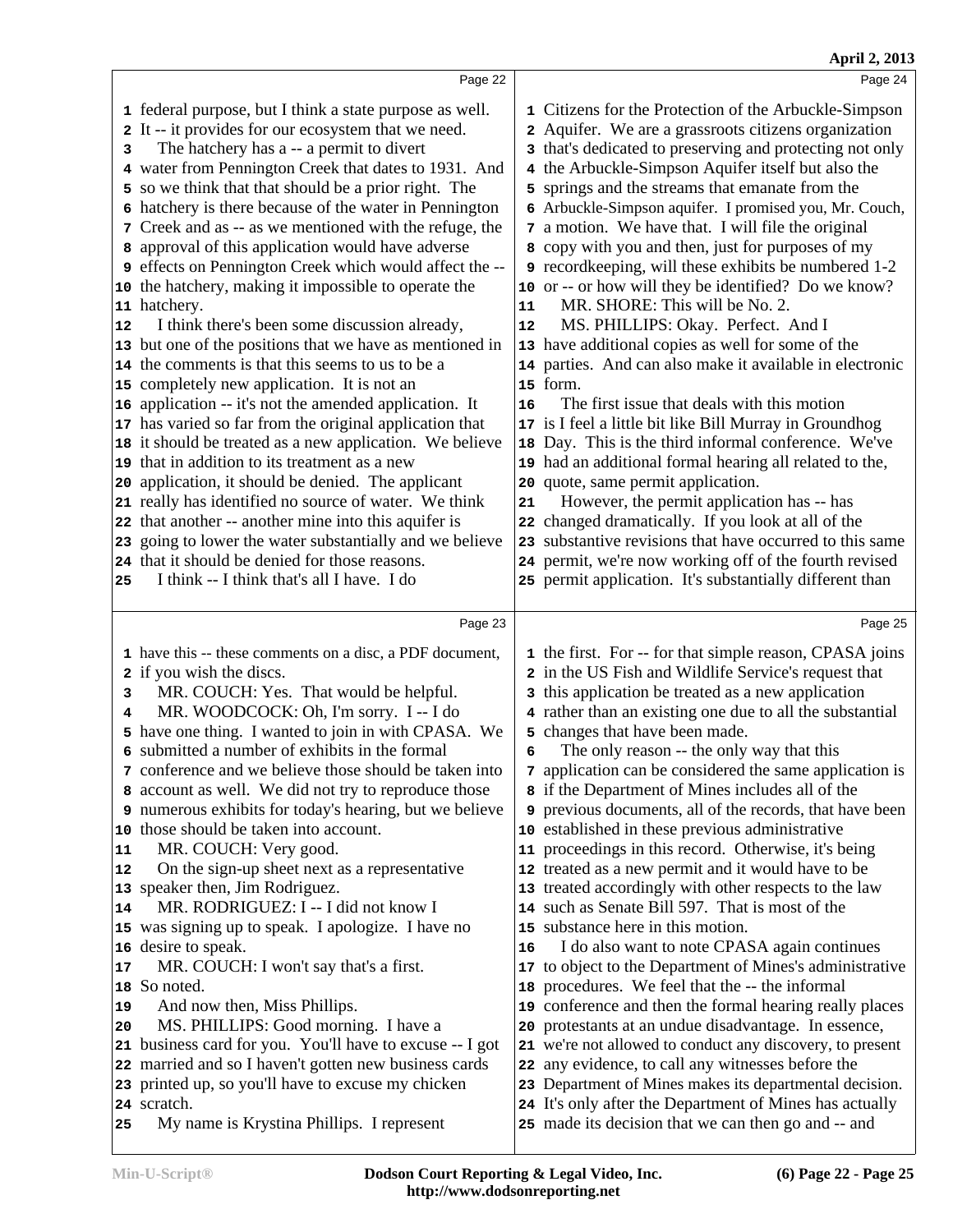Page 22

1 federal purpose, but I think a state purpose as well.
2 It -- it provides for our ecosystem that we need.
3 The hatchery has a -- a permit to divert
4 water from Pennington Creek that dates to 1931. And
5 so we think that that should be a prior right. The
6 hatchery is there because of the water in Pennington
7 Creek and as -- as we mentioned with the refuge, the
8 approval of this application would have adverse
9 effects on Pennington Creek which would affect the --
10 the hatchery, making it impossible to operate the
11 hatchery.
12 I think there's been some discussion already,
13 but one of the positions that we have as mentioned in
14 the comments is that this seems to us to be a
15 completely new application. It is not an
16 application -- it's not the amended application. It
17 has varied so far from the original application that
18 it should be treated as a new application. We believe
19 that in addition to its treatment as a new
20 application, it should be denied. The applicant
21 really has identified no source of water. We think
22 that another -- another mine into this aquifer is
23 going to lower the water substantially and we believe
24 that it should be denied for those reasons.
25 I think -- I think that's all I have. I do

Page 23

1 have this -- these comments on a disc, a PDF document,
2 if you wish the discs.
3 MR. COUCH: Yes. That would be helpful.
4 MR. WOODCOCK: Oh, I'm sorry. I -- I do
5 have one thing. I wanted to join in with CPASA. We
6 submitted a number of exhibits in the formal
7 conference and we believe those should be taken into
8 account as well. We did not try to reproduce those
9 numerous exhibits for today's hearing, but we believe
10 those should be taken into account.
11 MR. COUCH: Very good.
12 On the sign-up sheet next as a representative
13 speaker then, Jim Rodriguez.
14 MR. RODRIGUEZ: I -- I did not know I
15 was signing up to speak. I apologize. I have no
16 desire to speak.
17 MR. COUCH: I won't say that's a first.
18 So noted.
19 And now then, Miss Phillips.
20 MS. PHILLIPS: Good morning. I have a
21 business card for you. You'll have to excuse -- I got
22 married and so I haven't gotten new business cards
23 printed up, so you'll have to excuse my chicken
24 scratch.
25 My name is Krystina Phillips. I represent

Page 24

1 Citizens for the Protection of the Arbuckle-Simpson
2 Aquifer. We are a grassroots citizens organization
3 that's dedicated to preserving and protecting not only
4 the Arbuckle-Simpson Aquifer itself but also the
5 springs and the streams that emanate from the
6 Arbuckle-Simpson aquifer. I promised you, Mr. Couch,
7 a motion. We have that. I will file the original
8 copy with you and then, just for purposes of my
9 recordkeeping, will these exhibits be numbered 1-2
10 or -- or how will they be identified? Do we know?
11 MR. SHORE: This will be No. 2.
12 MS. PHILLIPS: Okay. Perfect. And I
13 have additional copies as well for some of the
14 parties. And can also make it available in electronic
15 form.
16 The first issue that deals with this motion
17 is I feel a little bit like Bill Murray in Groundhog
18 Day. This is the third informal conference. We've
19 had an additional formal hearing all related to the,
20 quote, same permit application.
21 However, the permit application has -- has
22 changed dramatically. If you look at all of the
23 substantive revisions that have occurred to this same
24 permit, we're now working off of the fourth revised
25 permit application. It's substantially different than

Page 25

1 the first. For -- for that simple reason, CPASA joins
2 in the US Fish and Wildlife Service's request that
3 this application be treated as a new application
4 rather than an existing one due to all the substantial
5 changes that have been made.
6 The only reason -- the only way that this
7 application can be considered the same application is
8 if the Department of Mines includes all of the
9 previous documents, all of the records, that have been
10 established in these previous administrative
11 proceedings in this record. Otherwise, it's being
12 treated as a new permit and it would have to be
13 treated accordingly with other respects to the law
14 such as Senate Bill 597. That is most of the
15 substance here in this motion.
16 I do also want to note CPASA again continues
17 to object to the Department of Mines's administrative
18 procedures. We feel that the -- the informal
19 conference and then the formal hearing really places
20 protestants at an undue disadvantage. In essence,
21 we're not allowed to conduct any discovery, to present
22 any evidence, to call any witnesses before the
23 Department of Mines makes its departmental decision.
24 It's only after the Department of Mines has actually
25 made its decision that we can then go and -- and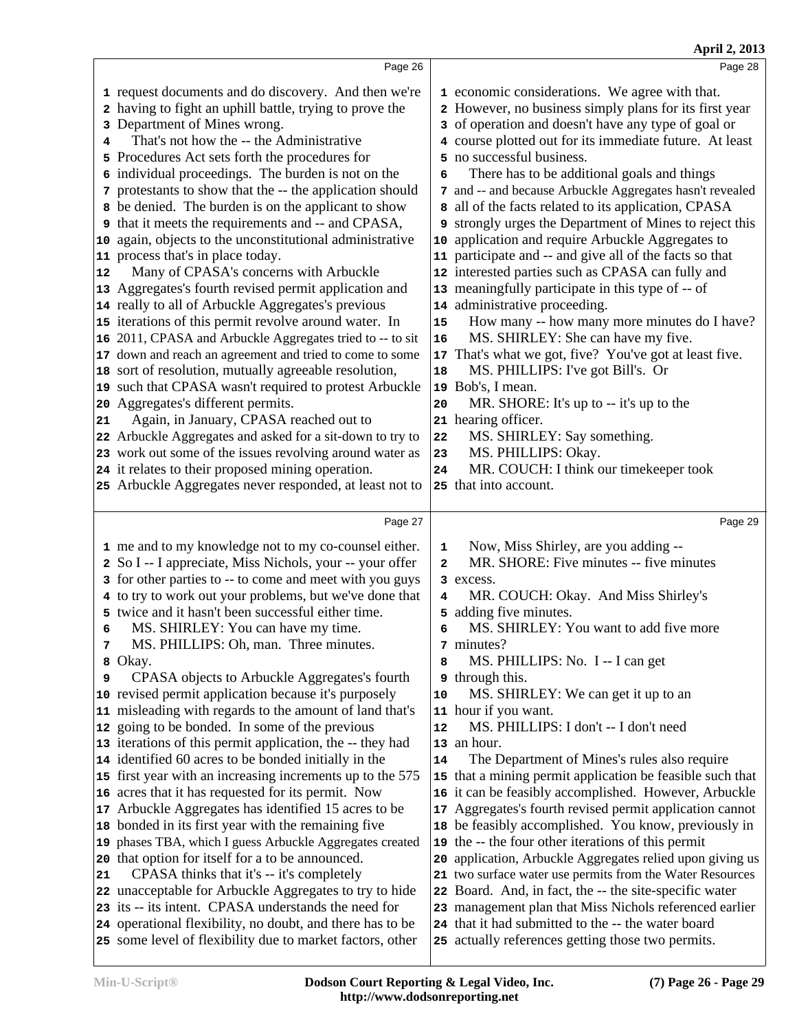Page 26

1 request documents and do discovery. And then we're
2 having to fight an uphill battle, trying to prove the
3 Department of Mines wrong.
4 That's not how the -- the Administrative
5 Procedures Act sets forth the procedures for
6 individual proceedings. The burden is not on the
7 protestants to show that the -- the application should
8 be denied. The burden is on the applicant to show
9 that it meets the requirements and -- and CPASA,
10 again, objects to the unconstitutional administrative
11 process that's in place today.
12 Many of CPASA's concerns with Arbuckle
13 Aggregates's fourth revised permit application and
14 really to all of Arbuckle Aggregates's previous
15 iterations of this permit revolve around water. In
16 2011, CPASA and Arbuckle Aggregates tried to -- to sit
17 down and reach an agreement and tried to come to some
18 sort of resolution, mutually agreeable resolution,
19 such that CPASA wasn't required to protest Arbuckle
20 Aggregates's different permits.
21 Again, in January, CPASA reached out to
22 Arbuckle Aggregates and asked for a sit-down to try to
23 work out some of the issues revolving around water as
24 it relates to their proposed mining operation.
25 Arbuckle Aggregates never responded, at least not to

Page 27

1 me and to my knowledge not to my co-counsel either.
2 So I -- I appreciate, Miss Nichols, your -- your offer
3 for other parties to -- to come and meet with you guys
4 to try to work out your problems, but we've done that
5 twice and it hasn't been successful either time.
6 MS. SHIRLEY: You can have my time.
7 MS. PHILLIPS: Oh, man. Three minutes.
8 Okay.
9 CPASA objects to Arbuckle Aggregates's fourth
10 revised permit application because it's purposely
11 misleading with regards to the amount of land that's
12 going to be bonded. In some of the previous
13 iterations of this permit application, the -- they had
14 identified 60 acres to be bonded initially in the
15 first year with an increasing increments up to the 575
16 acres that it has requested for its permit. Now
17 Arbuckle Aggregates has identified 15 acres to be
18 bonded in its first year with the remaining five
19 phases TBA, which I guess Arbuckle Aggregates created
20 that option for itself for a to be announced.
21 CPASA thinks that it's -- it's completely
22 unacceptable for Arbuckle Aggregates to try to hide
23 its -- its intent. CPASA understands the need for
24 operational flexibility, no doubt, and there has to be
25 some level of flexibility due to market factors, other

Page 28

1 economic considerations. We agree with that.
2 However, no business simply plans for its first year
3 of operation and doesn't have any type of goal or
4 course plotted out for its immediate future. At least
5 no successful business.
6 There has to be additional goals and things
7 and -- and because Arbuckle Aggregates hasn't revealed
8 all of the facts related to its application, CPASA
9 strongly urges the Department of Mines to reject this
10 application and require Arbuckle Aggregates to
11 participate and -- and give all of the facts so that
12 interested parties such as CPASA can fully and
13 meaningfully participate in this type of -- of
14 administrative proceeding.
15 How many -- how many more minutes do I have?
16 MS. SHIRLEY: She can have my five.
17 That's what we got, five? You've got at least five.
18 MS. PHILLIPS: I've got Bill's. Or
19 Bob's, I mean.
20 MR. SHORE: It's up to -- it's up to the
21 hearing officer.
22 MS. SHIRLEY: Say something.
23 MS. PHILLIPS: Okay.
24 MR. COUCH: I think our timekeeper took
25 that into account.

Page 29

1 Now, Miss Shirley, are you adding --
2 MR. SHORE: Five minutes -- five minutes
3 excess.
4 MR. COUCH: Okay. And Miss Shirley's
5 adding five minutes.
6 MS. SHIRLEY: You want to add five more
7 minutes?
8 MS. PHILLIPS: No. I -- I can get
9 through this.
10 MS. SHIRLEY: We can get it up to an
11 hour if you want.
12 MS. PHILLIPS: I don't -- I don't need
13 an hour.
14 The Department of Mines's rules also require
15 that a mining permit application be feasible such that
16 it can be feasibly accomplished. However, Arbuckle
17 Aggregates's fourth revised permit application cannot
18 be feasibly accomplished. You know, previously in
19 the -- the four other iterations of this permit
20 application, Arbuckle Aggregates relied upon giving us
21 two surface water use permits from the Water Resources
22 Board. And, in fact, the -- the site-specific water
23 management plan that Miss Nichols referenced earlier
24 that it had submitted to the -- the water board
25 actually references getting those two permits.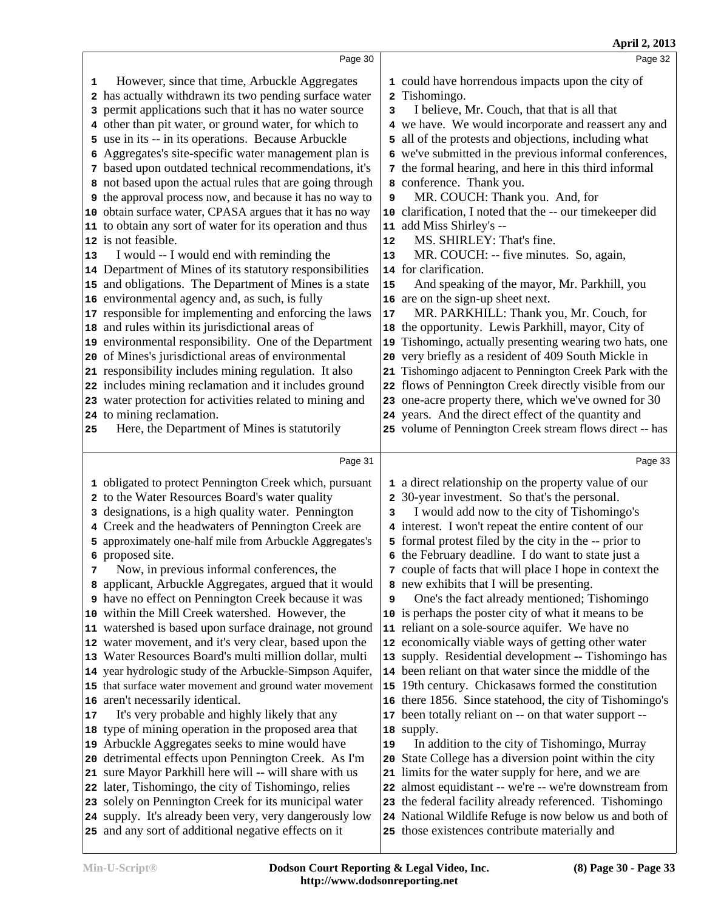Page 30

However, since that time, Arbuckle Aggregates has actually withdrawn its two pending surface water permit applications such that it has no water source other than pit water, or ground water, for which to use in its -- in its operations. Because Arbuckle Aggregates's site-specific water management plan is based upon outdated technical recommendations, it's not based upon the actual rules that are going through the approval process now, and because it has no way to obtain surface water, CPASA argues that it has no way to obtain any sort of water for its operation and thus is not feasible.

I would -- I would end with reminding the Department of Mines of its statutory responsibilities and obligations. The Department of Mines is a state environmental agency and, as such, is fully responsible for implementing and enforcing the laws and rules within its jurisdictional areas of environmental responsibility. One of the Department of Mines's jurisdictional areas of environmental responsibility includes mining regulation. It also includes mining reclamation and it includes ground water protection for activities related to mining and to mining reclamation.

Here, the Department of Mines is statutorily

Page 31

obligated to protect Pennington Creek which, pursuant to the Water Resources Board's water quality designations, is a high quality water. Pennington Creek and the headwaters of Pennington Creek are approximately one-half mile from Arbuckle Aggregates's proposed site.

Now, in previous informal conferences, the applicant, Arbuckle Aggregates, argued that it would have no effect on Pennington Creek because it was within the Mill Creek watershed. However, the watershed is based upon surface drainage, not ground water movement, and it's very clear, based upon the Water Resources Board's multi million dollar, multi year hydrologic study of the Arbuckle-Simpson Aquifer, that surface water movement and ground water movement aren't necessarily identical.

It's very probable and highly likely that any type of mining operation in the proposed area that Arbuckle Aggregates seeks to mine would have detrimental effects upon Pennington Creek. As I'm sure Mayor Parkhill here will -- will share with us later, Tishomingo, the city of Tishomingo, relies solely on Pennington Creek for its municipal water supply. It's already been very, very dangerously low and any sort of additional negative effects on it

Page 32

could have horrendous impacts upon the city of Tishomingo.

I believe, Mr. Couch, that that is all that we have. We would incorporate and reassert any and all of the protests and objections, including what we've submitted in the previous informal conferences, the formal hearing, and here in this third informal conference. Thank you.

MR. COUCH: Thank you. And, for clarification, I noted that the -- our timekeeper did add Miss Shirley's --

MS. SHIRLEY: That's fine.

MR. COUCH: -- five minutes. So, again, for clarification.

And speaking of the mayor, Mr. Parkhill, you are on the sign-up sheet next.

MR. PARKHILL: Thank you, Mr. Couch, for the opportunity. Lewis Parkhill, mayor, City of Tishomingo, actually presenting wearing two hats, one very briefly as a resident of 409 South Mickle in Tishomingo adjacent to Pennington Creek Park with the flows of Pennington Creek directly visible from our one-acre property there, which we've owned for 30 years. And the direct effect of the quantity and volume of Pennington Creek stream flows direct -- has

Page 33

a direct relationship on the property value of our 30-year investment. So that's the personal.

I would add now to the city of Tishomingo's interest. I won't repeat the entire content of our formal protest filed by the city in the -- prior to the February deadline. I do want to state just a couple of facts that will place I hope in context the new exhibits that I will be presenting.

One's the fact already mentioned; Tishomingo is perhaps the poster city of what it means to be reliant on a sole-source aquifer. We have no economically viable ways of getting other water supply. Residential development -- Tishomingo has been reliant on that water since the middle of the 19th century. Chickasaws formed the constitution there 1856. Since statehood, the city of Tishomingo's been totally reliant on -- on that water support -- supply.

In addition to the city of Tishomingo, Murray State College has a diversion point within the city limits for the water supply for here, and we are almost equidistant -- we're -- we're downstream from the federal facility already referenced. Tishomingo National Wildlife Refuge is now below us and both of those existences contribute materially and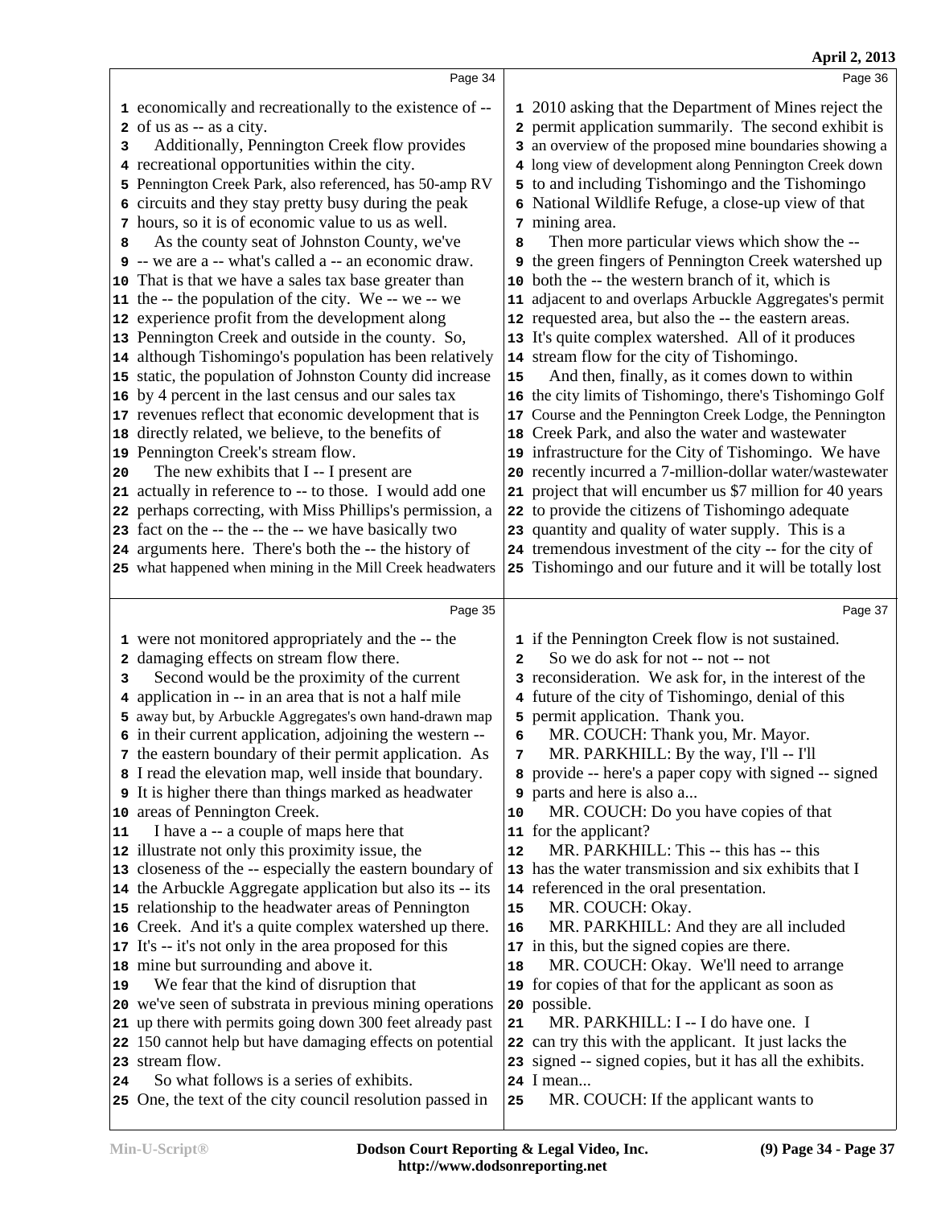economically and recreationally to the existence of -- of us as -- as a city.

Additionally, Pennington Creek flow provides recreational opportunities within the city. Pennington Creek Park, also referenced, has 50-amp RV circuits and they stay pretty busy during the peak hours, so it is of economic value to us as well.

As the county seat of Johnston County, we've -- we are a -- what's called a -- an economic draw. That is that we have a sales tax base greater than the -- the population of the city. We -- we -- we experience profit from the development along Pennington Creek and outside in the county. So, although Tishomingo's population has been relatively static, the population of Johnston County did increase by 4 percent in the last census and our sales tax revenues reflect that economic development that is directly related, we believe, to the benefits of Pennington Creek's stream flow.

The new exhibits that I -- I present are actually in reference to -- to those. I would add one perhaps correcting, with Miss Phillips's permission, a fact on the -- the -- the -- we have basically two arguments here. There's both the -- the history of what happened when mining in the Mill Creek headwaters were not monitored appropriately and the -- the damaging effects on stream flow there.

Second would be the proximity of the current application in -- in an area that is not a half mile away but, by Arbuckle Aggregates's own hand-drawn map in their current application, adjoining the western -- the eastern boundary of their permit application. As I read the elevation map, well inside that boundary. It is higher there than things marked as headwater areas of Pennington Creek.

I have a -- a couple of maps here that illustrate not only this proximity issue, the closeness of the -- especially the eastern boundary of the Arbuckle Aggregate application but also its -- its relationship to the headwater areas of Pennington Creek. And it's a quite complex watershed up there. It's -- it's not only in the area proposed for this mine but surrounding and above it.

We fear that the kind of disruption that we've seen of substrata in previous mining operations up there with permits going down 300 feet already past 150 cannot help but have damaging effects on potential stream flow.

So what follows is a series of exhibits. One, the text of the city council resolution passed in 2010 asking that the Department of Mines reject the permit application summarily. The second exhibit is an overview of the proposed mine boundaries showing a long view of development along Pennington Creek down to and including Tishomingo and the Tishomingo National Wildlife Refuge, a close-up view of that mining area.

Then more particular views which show the -- the green fingers of Pennington Creek watershed up both the -- the western branch of it, which is adjacent to and overlaps Arbuckle Aggregates's permit requested area, but also the -- the eastern areas. It's quite complex watershed. All of it produces stream flow for the city of Tishomingo.

And then, finally, as it comes down to within the city limits of Tishomingo, there's Tishomingo Golf Course and the Pennington Creek Lodge, the Pennington Creek Park, and also the water and wastewater infrastructure for the City of Tishomingo. We have recently incurred a 7-million-dollar water/wastewater project that will encumber us $7 million for 40 years to provide the citizens of Tishomingo adequate quantity and quality of water supply. This is a tremendous investment of the city -- for the city of Tishomingo and our future and it will be totally lost if the Pennington Creek flow is not sustained.

So we do ask for not -- not -- not reconsideration. We ask for, in the interest of the future of the city of Tishomingo, denial of this permit application. Thank you.

MR. COUCH: Thank you, Mr. Mayor.

MR. PARKHILL: By the way, I'll -- I'll provide -- here's a paper copy with signed -- signed parts and here is also a...

MR. COUCH: Do you have copies of that for the applicant?

MR. PARKHILL: This -- this has -- this has the water transmission and six exhibits that I referenced in the oral presentation.

MR. COUCH: Okay.

MR. PARKHILL: And they are all included in this, but the signed copies are there.

MR. COUCH: Okay. We'll need to arrange for copies of that for the applicant as soon as possible.

MR. PARKHILL: I -- I do have one. I can try this with the applicant. It just lacks the signed -- signed copies, but it has all the exhibits. I mean...

MR. COUCH: If the applicant wants to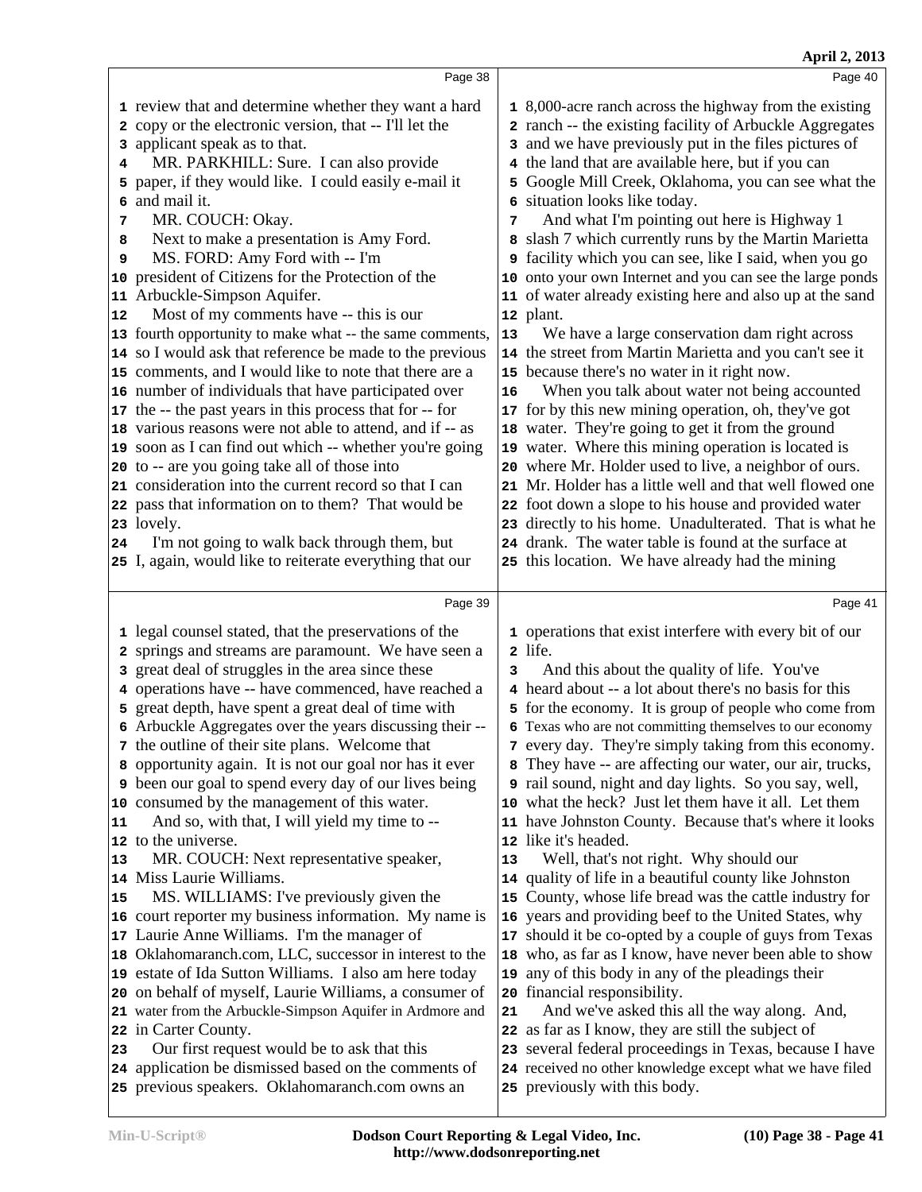review that and determine whether they want a hard copy or the electronic version, that -- I'll let the applicant speak as to that.

MR. PARKHILL: Sure. I can also provide paper, if they would like. I could easily e-mail it and mail it.

MR. COUCH: Okay.

Next to make a presentation is Amy Ford.

MS. FORD: Amy Ford with -- I'm president of Citizens for the Protection of the Arbuckle-Simpson Aquifer.

Most of my comments have -- this is our fourth opportunity to make what -- the same comments, so I would ask that reference be made to the previous comments, and I would like to note that there are a number of individuals that have participated over the -- the past years in this process that for -- for various reasons were not able to attend, and if -- as soon as I can find out which -- whether you're going to -- are you going take all of those into consideration into the current record so that I can pass that information on to them? That would be lovely.

I'm not going to walk back through them, but I, again, would like to reiterate everything that our legal counsel stated, that the preservations of the springs and streams are paramount. We have seen a great deal of struggles in the area since these operations have -- have commenced, have reached a great depth, have spent a great deal of time with Arbuckle Aggregates over the years discussing their -- the outline of their site plans. Welcome that opportunity again. It is not our goal nor has it ever been our goal to spend every day of our lives being consumed by the management of this water.

And so, with that, I will yield my time to -- to the universe.

MR. COUCH: Next representative speaker, Miss Laurie Williams.

MS. WILLIAMS: I've previously given the court reporter my business information. My name is Laurie Anne Williams. I'm the manager of Oklahomaranch.com, LLC, successor in interest to the estate of Ida Sutton Williams. I also am here today on behalf of myself, Laurie Williams, a consumer of water from the Arbuckle-Simpson Aquifer in Ardmore and in Carter County.

Our first request would be to ask that this application be dismissed based on the comments of previous speakers. Oklahomaranch.com owns an 8,000-acre ranch across the highway from the existing ranch -- the existing facility of Arbuckle Aggregates and we have previously put in the files pictures of the land that are available here, but if you can Google Mill Creek, Oklahoma, you can see what the situation looks like today.

And what I'm pointing out here is Highway 1 slash 7 which currently runs by the Martin Marietta facility which you can see, like I said, when you go onto your own Internet and you can see the large ponds of water already existing here and also up at the sand plant.

We have a large conservation dam right across the street from Martin Marietta and you can't see it because there's no water in it right now.

When you talk about water not being accounted for by this new mining operation, oh, they've got water. They're going to get it from the ground water. Where this mining operation is located is where Mr. Holder used to live, a neighbor of ours. Mr. Holder has a little well and that well flowed one foot down a slope to his house and provided water directly to his home. Unadulterated. That is what he drank. The water table is found at the surface at this location. We have already had the mining operations that exist interfere with every bit of our life.

And this about the quality of life. You've heard about -- a lot about there's no basis for this for the economy. It is group of people who come from Texas who are not committing themselves to our economy every day. They're simply taking from this economy. They have -- are affecting our water, our air, trucks, rail sound, night and day lights. So you say, well, what the heck? Just let them have it all. Let them have Johnston County. Because that's where it looks like it's headed.

Well, that's not right. Why should our quality of life in a beautiful county like Johnston County, whose life bread was the cattle industry for years and providing beef to the United States, why should it be co-opted by a couple of guys from Texas who, as far as I know, have never been able to show any of this body in any of the pleadings their financial responsibility.

And we've asked this all the way along. And, as far as I know, they are still the subject of several federal proceedings in Texas, because I have received no other knowledge except what we have filed previously with this body.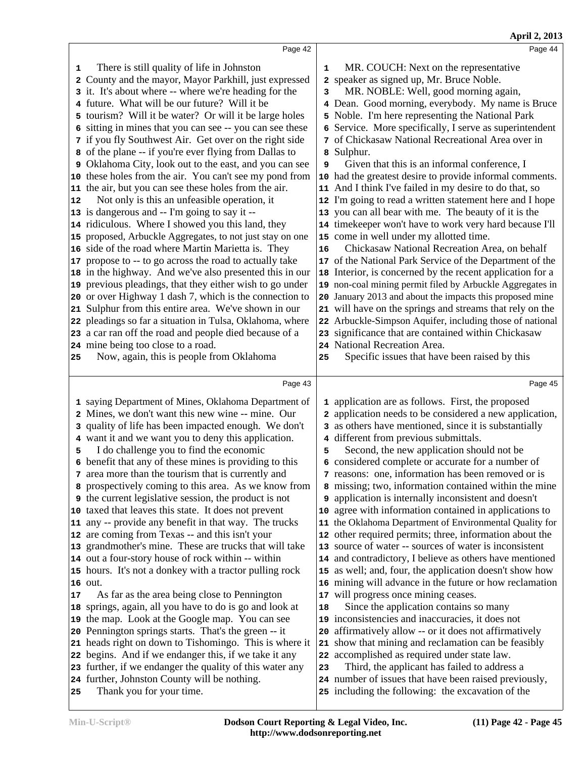Page 42

1 There is still quality of life in Johnston
2 County and the mayor, Mayor Parkhill, just expressed
3 it. It's about where -- where we're heading for the
4 future. What will be our future? Will it be
5 tourism? Will it be water? Or will it be large holes
6 sitting in mines that you can see -- you can see these
7 if you fly Southwest Air. Get over on the right side
8 of the plane -- if you're ever flying from Dallas to
9 Oklahoma City, look out to the east, and you can see
10 these holes from the air. You can't see my pond from
11 the air, but you can see these holes from the air.
12 Not only is this an unfeasible operation, it
13 is dangerous and -- I'm going to say it --
14 ridiculous. Where I showed you this land, they
15 proposed, Arbuckle Aggregates, to not just stay on one
16 side of the road where Martin Marietta is. They
17 propose to -- to go across the road to actually take
18 in the highway. And we've also presented this in our
19 previous pleadings, that they either wish to go under
20 or over Highway 1 dash 7, which is the connection to
21 Sulphur from this entire area. We've shown in our
22 pleadings so far a situation in Tulsa, Oklahoma, where
23 a car ran off the road and people died because of a
24 mine being too close to a road.
25 Now, again, this is people from Oklahoma

Page 43

1 saying Department of Mines, Oklahoma Department of
2 Mines, we don't want this new wine -- mine. Our
3 quality of life has been impacted enough. We don't
4 want it and we want you to deny this application.
5 I do challenge you to find the economic
6 benefit that any of these mines is providing to this
7 area more than the tourism that is currently and
8 prospectively coming to this area. As we know from
9 the current legislative session, the product is not
10 taxed that leaves this state. It does not prevent
11 any -- provide any benefit in that way. The trucks
12 are coming from Texas -- and this isn't your
13 grandmother's mine. These are trucks that will take
14 out a four-story house of rock within -- within
15 hours. It's not a donkey with a tractor pulling rock
16 out.
17 As far as the area being close to Pennington
18 springs, again, all you have to do is go and look at
19 the map. Look at the Google map. You can see
20 Pennington springs starts. That's the green -- it
21 heads right on down to Tishomingo. This is where it
22 begins. And if we endanger this, if we take it any
23 further, if we endanger the quality of this water any
24 further, Johnston County will be nothing.
25 Thank you for your time.

Page 44

1 MR. COUCH: Next on the representative
2 speaker as signed up, Mr. Bruce Noble.
3 MR. NOBLE: Well, good morning again,
4 Dean. Good morning, everybody. My name is Bruce
5 Noble. I'm here representing the National Park
6 Service. More specifically, I serve as superintendent
7 of Chickasaw National Recreational Area over in
8 Sulphur.
9 Given that this is an informal conference, I
10 had the greatest desire to provide informal comments.
11 And I think I've failed in my desire to do that, so
12 I'm going to read a written statement here and I hope
13 you can all bear with me. The beauty of it is the
14 timekeeper won't have to work very hard because I'll
15 come in well under my allotted time.
16 Chickasaw National Recreation Area, on behalf
17 of the National Park Service of the Department of the
18 Interior, is concerned by the recent application for a
19 non-coal mining permit filed by Arbuckle Aggregates in
20 January 2013 and about the impacts this proposed mine
21 will have on the springs and streams that rely on the
22 Arbuckle-Simpson Aquifer, including those of national
23 significance that are contained within Chickasaw
24 National Recreation Area.
25 Specific issues that have been raised by this

Page 45

1 application are as follows. First, the proposed
2 application needs to be considered a new application,
3 as others have mentioned, since it is substantially
4 different from previous submittals.
5 Second, the new application should not be
6 considered complete or accurate for a number of
7 reasons: one, information has been removed or is
8 missing; two, information contained within the mine
9 application is internally inconsistent and doesn't
10 agree with information contained in applications to
11 the Oklahoma Department of Environmental Quality for
12 other required permits; three, information about the
13 source of water -- sources of water is inconsistent
14 and contradictory, I believe as others have mentioned
15 as well; and, four, the application doesn't show how
16 mining will advance in the future or how reclamation
17 will progress once mining ceases.
18 Since the application contains so many
19 inconsistencies and inaccuracies, it does not
20 affirmatively allow -- or it does not affirmatively
21 show that mining and reclamation can be feasibly
22 accomplished as required under state law.
23 Third, the applicant has failed to address a
24 number of issues that have been raised previously,
25 including the following: the excavation of the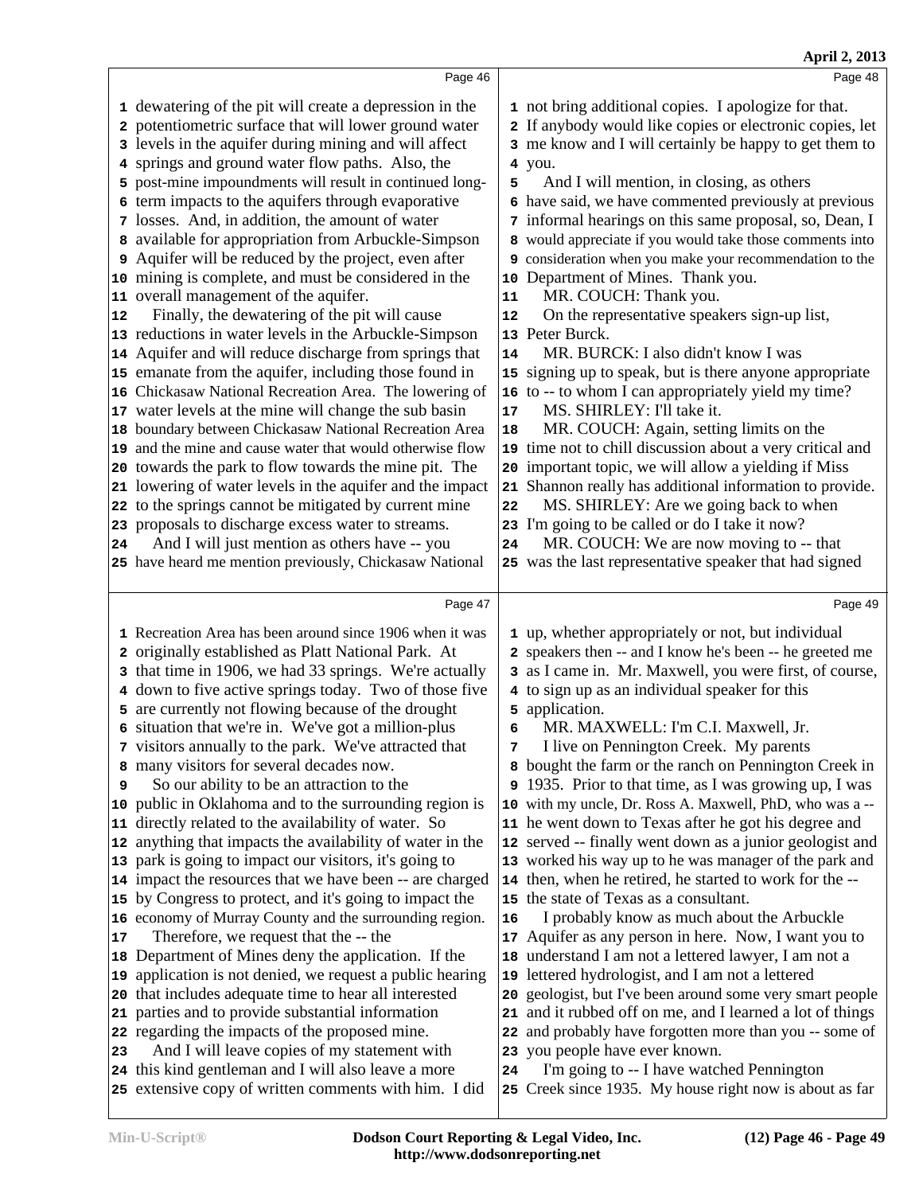dewatering of the pit will create a depression in the potentiometric surface that will lower ground water levels in the aquifer during mining and will affect springs and ground water flow paths. Also, the post-mine impoundments will result in continued long-term impacts to the aquifers through evaporative losses. And, in addition, the amount of water available for appropriation from Arbuckle-Simpson Aquifer will be reduced by the project, even after mining is complete, and must be considered in the overall management of the aquifer.

Finally, the dewatering of the pit will cause reductions in water levels in the Arbuckle-Simpson Aquifer and will reduce discharge from springs that emanate from the aquifer, including those found in Chickasaw National Recreation Area. The lowering of water levels at the mine will change the sub basin boundary between Chickasaw National Recreation Area and the mine and cause water that would otherwise flow towards the park to flow towards the mine pit. The lowering of water levels in the aquifer and the impact to the springs cannot be mitigated by current mine proposals to discharge excess water to streams.

And I will just mention as others have -- you have heard me mention previously, Chickasaw National Recreation Area has been around since 1906 when it was originally established as Platt National Park. At that time in 1906, we had 33 springs. We're actually down to five active springs today. Two of those five are currently not flowing because of the drought situation that we're in. We've got a million-plus visitors annually to the park. We've attracted that many visitors for several decades now.

So our ability to be an attraction to the public in Oklahoma and to the surrounding region is directly related to the availability of water. So anything that impacts the availability of water in the park is going to impact our visitors, it's going to impact the resources that we have been -- are charged by Congress to protect, and it's going to impact the economy of Murray County and the surrounding region.

Therefore, we request that the -- the Department of Mines deny the application. If the application is not denied, we request a public hearing that includes adequate time to hear all interested parties and to provide substantial information regarding the impacts of the proposed mine.

And I will leave copies of my statement with this kind gentleman and I will also leave a more extensive copy of written comments with him. I did not bring additional copies. I apologize for that. If anybody would like copies or electronic copies, let me know and I will certainly be happy to get them to you.

And I will mention, in closing, as others have said, we have commented previously at previous informal hearings on this same proposal, so, Dean, I would appreciate if you would take those comments into consideration when you make your recommendation to the Department of Mines. Thank you.

MR. COUCH: Thank you.

On the representative speakers sign-up list, Peter Burck.

MR. BURCK: I also didn't know I was signing up to speak, but is there anyone appropriate to -- to whom I can appropriately yield my time?

MS. SHIRLEY: I'll take it.

MR. COUCH: Again, setting limits on the time not to chill discussion about a very critical and important topic, we will allow a yielding if Miss Shannon really has additional information to provide.

MS. SHIRLEY: Are we going back to when I'm going to be called or do I take it now?

MR. COUCH: We are now moving to -- that was the last representative speaker that had signed up, whether appropriately or not, but individual speakers then -- and I know he's been -- he greeted me as I came in. Mr. Maxwell, you were first, of course, to sign up as an individual speaker for this application.

MR. MAXWELL: I'm C.I. Maxwell, Jr.

I live on Pennington Creek. My parents bought the farm or the ranch on Pennington Creek in 1935. Prior to that time, as I was growing up, I was with my uncle, Dr. Ross A. Maxwell, PhD, who was a -- he went down to Texas after he got his degree and served -- finally went down as a junior geologist and worked his way up to he was manager of the park and then, when he retired, he started to work for the -- the state of Texas as a consultant.

I probably know as much about the Arbuckle Aquifer as any person in here. Now, I want you to understand I am not a lettered lawyer, I am not a lettered hydrologist, and I am not a lettered geologist, but I've been around some very smart people and it rubbed off on me, and I learned a lot of things and probably have forgotten more than you -- some of you people have ever known.

I'm going to -- I have watched Pennington Creek since 1935. My house right now is about as far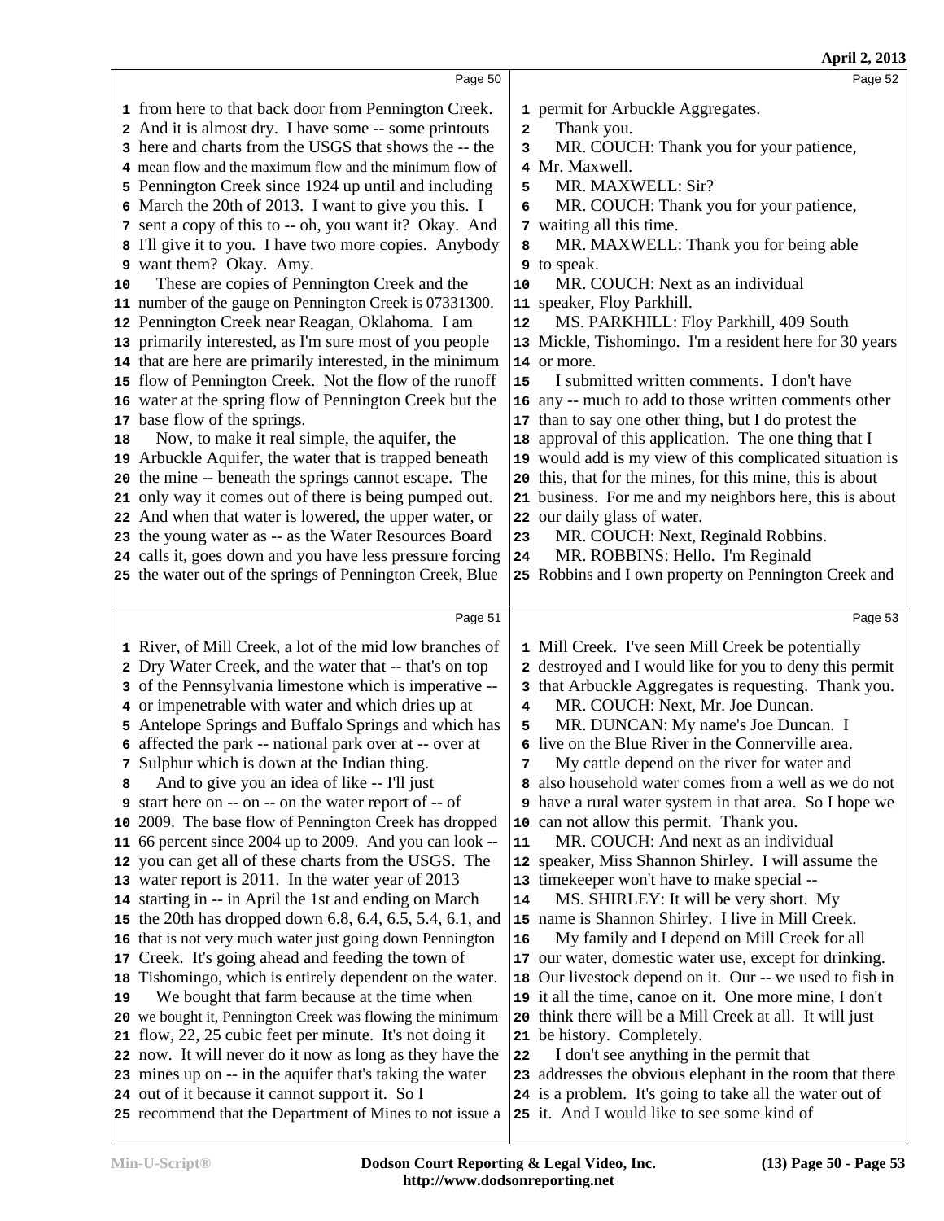from here to that back door from Pennington Creek. And it is almost dry. I have some -- some printouts here and charts from the USGS that shows the -- the mean flow and the maximum flow and the minimum flow of Pennington Creek since 1924 up until and including March the 20th of 2013. I want to give you this. I sent a copy of this to -- oh, you want it? Okay. And I'll give it to you. I have two more copies. Anybody want them? Okay. Amy.

These are copies of Pennington Creek and the number of the gauge on Pennington Creek is 07331300. Pennington Creek near Reagan, Oklahoma. I am primarily interested, as I'm sure most of you people that are here are primarily interested, in the minimum flow of Pennington Creek. Not the flow of the runoff water at the spring flow of Pennington Creek but the base flow of the springs.

Now, to make it real simple, the aquifer, the Arbuckle Aquifer, the water that is trapped beneath the mine -- beneath the springs cannot escape. The only way it comes out of there is being pumped out. And when that water is lowered, the upper water, or the young water as -- as the Water Resources Board calls it, goes down and you have less pressure forcing the water out of the springs of Pennington Creek, Blue River, of Mill Creek, a lot of the mid low branches of Dry Water Creek, and the water that -- that's on top of the Pennsylvania limestone which is imperative -- or impenetrable with water and which dries up at Antelope Springs and Buffalo Springs and which has affected the park -- national park over at -- over at Sulphur which is down at the Indian thing.

And to give you an idea of like -- I'll just start here on -- on -- on the water report of -- of 2009. The base flow of Pennington Creek has dropped 66 percent since 2004 up to 2009. And you can look -- you can get all of these charts from the USGS. The water report is 2011. In the water year of 2013 starting in -- in April the 1st and ending on March the 20th has dropped down 6.8, 6.4, 6.5, 5.4, 6.1, and that is not very much water just going down Pennington Creek. It's going ahead and feeding the town of Tishomingo, which is entirely dependent on the water.

We bought that farm because at the time when we bought it, Pennington Creek was flowing the minimum flow, 22, 25 cubic feet per minute. It's not doing it now. It will never do it now as long as they have the mines up on -- in the aquifer that's taking the water out of it because it cannot support it. So I recommend that the Department of Mines to not issue a permit for Arbuckle Aggregates.

Thank you.

MR. COUCH: Thank you for your patience, Mr. Maxwell.

MR. MAXWELL: Sir?

MR. COUCH: Thank you for your patience, waiting all this time.

MR. MAXWELL: Thank you for being able to speak.

MR. COUCH: Next as an individual speaker, Floy Parkhill.

MS. PARKHILL: Floy Parkhill, 409 South Mickle, Tishomingo. I'm a resident here for 30 years or more.

I submitted written comments. I don't have any -- much to add to those written comments other than to say one other thing, but I do protest the approval of this application. The one thing that I would add is my view of this complicated situation is this, that for the mines, for this mine, this is about business. For me and my neighbors here, this is about our daily glass of water.

MR. COUCH: Next, Reginald Robbins.

MR. ROBBINS: Hello. I'm Reginald Robbins and I own property on Pennington Creek and Mill Creek. I've seen Mill Creek be potentially destroyed and I would like for you to deny this permit that Arbuckle Aggregates is requesting. Thank you.

MR. COUCH: Next, Mr. Joe Duncan.

MR. DUNCAN: My name's Joe Duncan. I live on the Blue River in the Connerville area.

My cattle depend on the river for water and also household water comes from a well as we do not have a rural water system in that area. So I hope we can not allow this permit. Thank you.

MR. COUCH: And next as an individual speaker, Miss Shannon Shirley. I will assume the timekeeper won't have to make special --

MS. SHIRLEY: It will be very short. My name is Shannon Shirley. I live in Mill Creek.

My family and I depend on Mill Creek for all our water, domestic water use, except for drinking. Our livestock depend on it. Our -- we used to fish in it all the time, canoe on it. One more mine, I don't think there will be a Mill Creek at all. It will just be history. Completely.

I don't see anything in the permit that addresses the obvious elephant in the room that there is a problem. It's going to take all the water out of it. And I would like to see some kind of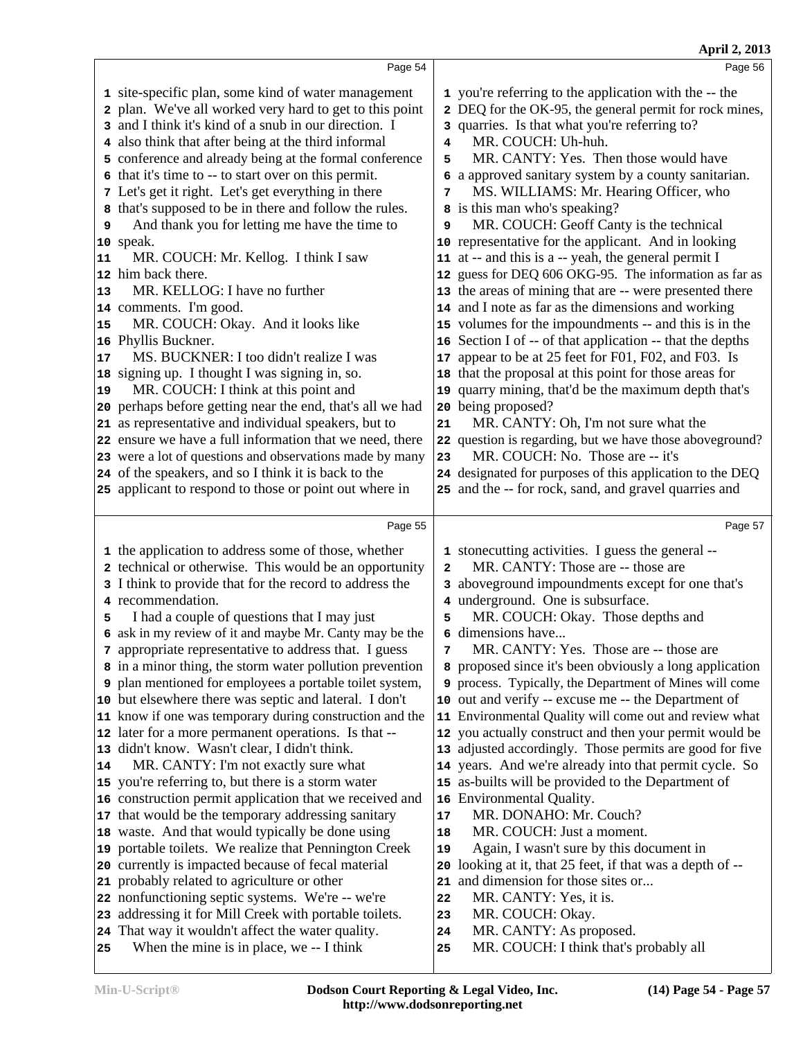Page 54

1 site-specific plan, some kind of water management
2 plan. We've all worked very hard to get to this point
3 and I think it's kind of a snub in our direction. I
4 also think that after being at the third informal
5 conference and already being at the formal conference
6 that it's time to -- to start over on this permit.
7 Let's get it right. Let's get everything in there
8 that's supposed to be in there and follow the rules.
9 And thank you for letting me have the time to
10 speak.
11 MR. COUCH: Mr. Kellog. I think I saw
12 him back there.
13 MR. KELLOG: I have no further
14 comments. I'm good.
15 MR. COUCH: Okay. And it looks like
16 Phyllis Buckner.
17 MS. BUCKNER: I too didn't realize I was
18 signing up. I thought I was signing in, so.
19 MR. COUCH: I think at this point and
20 perhaps before getting near the end, that's all we had
21 as representative and individual speakers, but to
22 ensure we have a full information that we need, there
23 were a lot of questions and observations made by many
24 of the speakers, and so I think it is back to the
25 applicant to respond to those or point out where in

Page 55

1 the application to address some of those, whether
2 technical or otherwise. This would be an opportunity
3 I think to provide that for the record to address the
4 recommendation.
5 I had a couple of questions that I may just
6 ask in my review of it and maybe Mr. Canty may be the
7 appropriate representative to address that. I guess
8 in a minor thing, the storm water pollution prevention
9 plan mentioned for employees a portable toilet system,
10 but elsewhere there was septic and lateral. I don't
11 know if one was temporary during construction and the
12 later for a more permanent operations. Is that --
13 didn't know. Wasn't clear, I didn't think.
14 MR. CANTY: I'm not exactly sure what
15 you're referring to, but there is a storm water
16 construction permit application that we received and
17 that would be the temporary addressing sanitary
18 waste. And that would typically be done using
19 portable toilets. We realize that Pennington Creek
20 currently is impacted because of fecal material
21 probably related to agriculture or other
22 nonfunctioning septic systems. We're -- we're
23 addressing it for Mill Creek with portable toilets.
24 That way it wouldn't affect the water quality.
25 When the mine is in place, we -- I think

Page 56

1 you're referring to the application with the -- the
2 DEQ for the OK-95, the general permit for rock mines,
3 quarries. Is that what you're referring to?
4 MR. COUCH: Uh-huh.
5 MR. CANTY: Yes. Then those would have
6 a approved sanitary system by a county sanitarian.
7 MS. WILLIAMS: Mr. Hearing Officer, who
8 is this man who's speaking?
9 MR. COUCH: Geoff Canty is the technical
10 representative for the applicant. And in looking
11 at -- and this is a -- yeah, the general permit I
12 guess for DEQ 606 OKG-95. The information as far as
13 the areas of mining that are -- were presented there
14 and I note as far as the dimensions and working
15 volumes for the impoundments -- and this is in the
16 Section I of -- of that application -- that the depths
17 appear to be at 25 feet for F01, F02, and F03. Is
18 that the proposal at this point for those areas for
19 quarry mining, that'd be the maximum depth that's
20 being proposed?
21 MR. CANTY: Oh, I'm not sure what the
22 question is regarding, but we have those aboveground?
23 MR. COUCH: No. Those are -- it's
24 designated for purposes of this application to the DEQ
25 and the -- for rock, sand, and gravel quarries and

Page 57

1 stonecutting activities. I guess the general --
2 MR. CANTY: Those are -- those are
3 aboveground impoundments except for one that's
4 underground. One is subsurface.
5 MR. COUCH: Okay. Those depths and
6 dimensions have...
7 MR. CANTY: Yes. Those are -- those are
8 proposed since it's been obviously a long application
9 process. Typically, the Department of Mines will come
10 out and verify -- excuse me -- the Department of
11 Environmental Quality will come out and review what
12 you actually construct and then your permit would be
13 adjusted accordingly. Those permits are good for five
14 years. And we're already into that permit cycle. So
15 as-builts will be provided to the Department of
16 Environmental Quality.
17 MR. DONAHO: Mr. Couch?
18 MR. COUCH: Just a moment.
19 Again, I wasn't sure by this document in
20 looking at it, that 25 feet, if that was a depth of --
21 and dimension for those sites or...
22 MR. CANTY: Yes, it is.
23 MR. COUCH: Okay.
24 MR. CANTY: As proposed.
25 MR. COUCH: I think that's probably all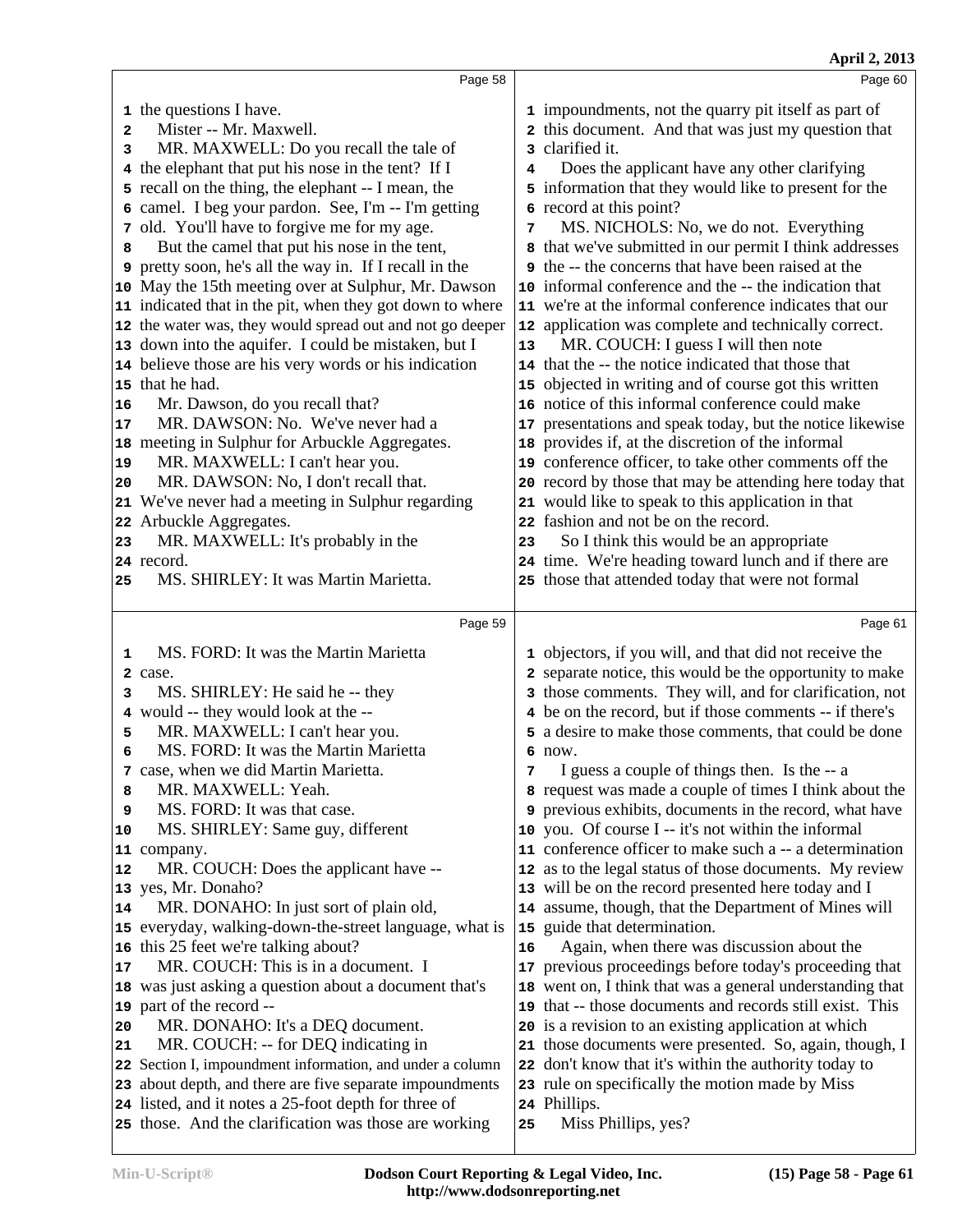Page 58

1 the questions I have.
2 Mister -- Mr. Maxwell.
3 MR. MAXWELL: Do you recall the tale of
4 the elephant that put his nose in the tent? If I
5 recall on the thing, the elephant -- I mean, the
6 camel. I beg your pardon. See, I'm -- I'm getting
7 old. You'll have to forgive me for my age.
8 But the camel that put his nose in the tent,
9 pretty soon, he's all the way in. If I recall in the
10 May the 15th meeting over at Sulphur, Mr. Dawson
11 indicated that in the pit, when they got down to where
12 the water was, they would spread out and not go deeper
13 down into the aquifer. I could be mistaken, but I
14 believe those are his very words or his indication
15 that he had.
16 Mr. Dawson, do you recall that?
17 MR. DAWSON: No. We've never had a
18 meeting in Sulphur for Arbuckle Aggregates.
19 MR. MAXWELL: I can't hear you.
20 MR. DAWSON: No, I don't recall that.
21 We've never had a meeting in Sulphur regarding
22 Arbuckle Aggregates.
23 MR. MAXWELL: It's probably in the
24 record.
25 MS. SHIRLEY: It was Martin Marietta.

Page 59

1 MS. FORD: It was the Martin Marietta
2 case.
3 MS. SHIRLEY: He said he -- they
4 would -- they would look at the --
5 MR. MAXWELL: I can't hear you.
6 MS. FORD: It was the Martin Marietta
7 case, when we did Martin Marietta.
8 MR. MAXWELL: Yeah.
9 MS. FORD: It was that case.
10 MS. SHIRLEY: Same guy, different
11 company.
12 MR. COUCH: Does the applicant have --
13 yes, Mr. Donaho?
14 MR. DONAHO: In just sort of plain old,
15 everyday, walking-down-the-street language, what is
16 this 25 feet we're talking about?
17 MR. COUCH: This is in a document. I
18 was just asking a question about a document that's
19 part of the record --
20 MR. DONAHO: It's a DEQ document.
21 MR. COUCH: -- for DEQ indicating in
22 Section I, impoundment information, and under a column
23 about depth, and there are five separate impoundments
24 listed, and it notes a 25-foot depth for three of
25 those. And the clarification was those are working

Page 60

1 impoundments, not the quarry pit itself as part of
2 this document. And that was just my question that
3 clarified it.
4 Does the applicant have any other clarifying
5 information that they would like to present for the
6 record at this point?
7 MS. NICHOLS: No, we do not. Everything
8 that we've submitted in our permit I think addresses
9 the -- the concerns that have been raised at the
10 informal conference and the -- the indication that
11 we're at the informal conference indicates that our
12 application was complete and technically correct.
13 MR. COUCH: I guess I will then note
14 that the -- the notice indicated that those that
15 objected in writing and of course got this written
16 notice of this informal conference could make
17 presentations and speak today, but the notice likewise
18 provides if, at the discretion of the informal
19 conference officer, to take other comments off the
20 record by those that may be attending here today that
21 would like to speak to this application in that
22 fashion and not be on the record.
23 So I think this would be an appropriate
24 time. We're heading toward lunch and if there are
25 those that attended today that were not formal

Page 61

1 objectors, if you will, and that did not receive the
2 separate notice, this would be the opportunity to make
3 those comments. They will, and for clarification, not
4 be on the record, but if those comments -- if there's
5 a desire to make those comments, that could be done
6 now.
7 I guess a couple of things then. Is the -- a
8 request was made a couple of times I think about the
9 previous exhibits, documents in the record, what have
10 you. Of course I -- it's not within the informal
11 conference officer to make such a -- a determination
12 as to the legal status of those documents. My review
13 will be on the record presented here today and I
14 assume, though, that the Department of Mines will
15 guide that determination.
16 Again, when there was discussion about the
17 previous proceedings before today's proceeding that
18 went on, I think that was a general understanding that
19 that -- those documents and records still exist. This
20 is a revision to an existing application at which
21 those documents were presented. So, again, though, I
22 don't know that it's within the authority today to
23 rule on specifically the motion made by Miss
24 Phillips.
25 Miss Phillips, yes?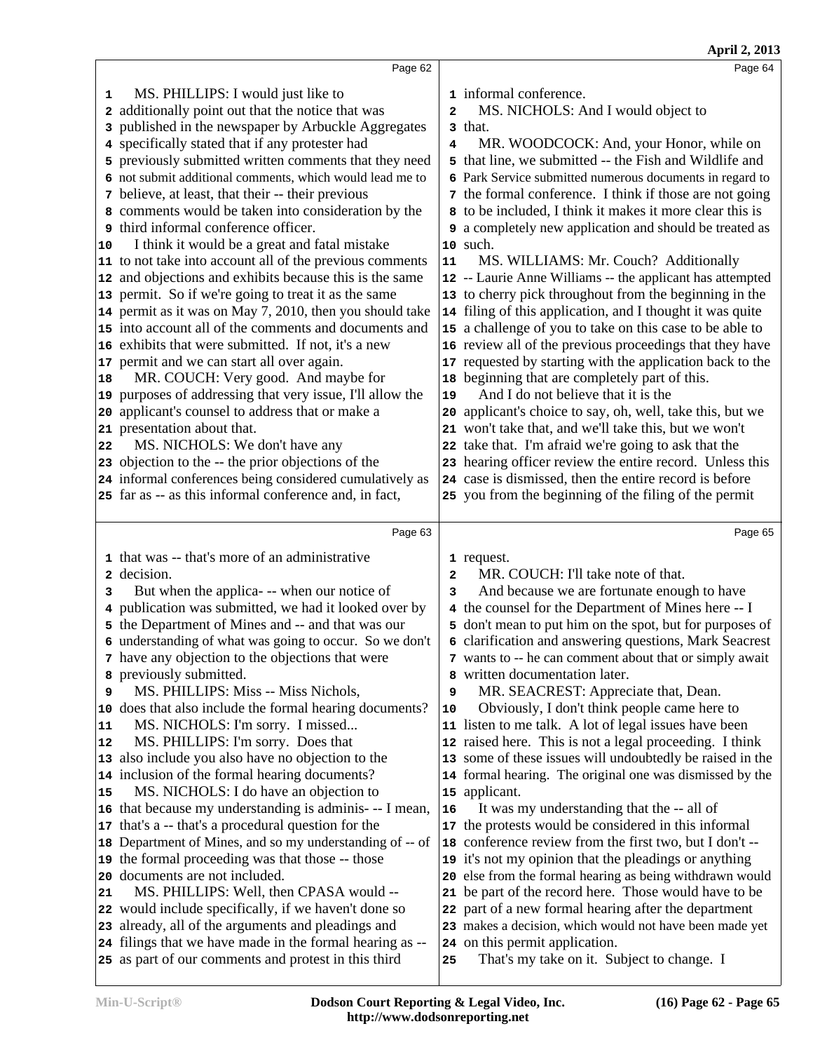Page 62

MS. PHILLIPS: I would just like to additionally point out that the notice that was published in the newspaper by Arbuckle Aggregates specifically stated that if any protester had previously submitted written comments that they need not submit additional comments, which would lead me to believe, at least, that their -- their previous comments would be taken into consideration by the third informal conference officer.

I think it would be a great and fatal mistake to not take into account all of the previous comments and objections and exhibits because this is the same permit. So if we're going to treat it as the same permit as it was on May 7, 2010, then you should take into account all of the comments and documents and exhibits that were submitted. If not, it's a new permit and we can start all over again.

MR. COUCH: Very good. And maybe for purposes of addressing that very issue, I'll allow the applicant's counsel to address that or make a presentation about that.

MS. NICHOLS: We don't have any objection to the -- the prior objections of the informal conferences being considered cumulatively as far as -- as this informal conference and, in fact,

Page 63

that was -- that's more of an administrative decision.

But when the applica- -- when our notice of publication was submitted, we had it looked over by the Department of Mines and -- and that was our understanding of what was going to occur. So we don't have any objection to the objections that were previously submitted.

MS. PHILLIPS: Miss -- Miss Nichols, does that also include the formal hearing documents?

MS. NICHOLS: I'm sorry. I missed...

MS. PHILLIPS: I'm sorry. Does that also include you also have no objection to the inclusion of the formal hearing documents?

MS. NICHOLS: I do have an objection to that because my understanding is adminis- -- I mean, that's a -- that's a procedural question for the Department of Mines, and so my understanding of -- of the formal proceeding was that those -- those documents are not included.

MS. PHILLIPS: Well, then CPASA would -- would include specifically, if we haven't done so already, all of the arguments and pleadings and filings that we have made in the formal hearing as -- as part of our comments and protest in this third

Page 64

informal conference.

MS. NICHOLS: And I would object to that.

MR. WOODCOCK: And, your Honor, while on that line, we submitted -- the Fish and Wildlife and Park Service submitted numerous documents in regard to the formal conference. I think if those are not going to be included, I think it makes it more clear this is a completely new application and should be treated as such.

MS. WILLIAMS: Mr. Couch? Additionally -- Laurie Anne Williams -- the applicant has attempted to cherry pick throughout from the beginning in the filing of this application, and I thought it was quite a challenge of you to take on this case to be able to review all of the previous proceedings that they have requested by starting with the application back to the beginning that are completely part of this.

And I do not believe that it is the applicant's choice to say, oh, well, take this, but we won't take that, and we'll take this, but we won't take that. I'm afraid we're going to ask that the hearing officer review the entire record. Unless this case is dismissed, then the entire record is before you from the beginning of the filing of the permit

Page 65

request.

MR. COUCH: I'll take note of that.

And because we are fortunate enough to have the counsel for the Department of Mines here -- I don't mean to put him on the spot, but for purposes of clarification and answering questions, Mark Seacrest wants to -- he can comment about that or simply await written documentation later.

MR. SEACREST: Appreciate that, Dean.

Obviously, I don't think people came here to listen to me talk. A lot of legal issues have been raised here. This is not a legal proceeding. I think some of these issues will undoubtedly be raised in the formal hearing. The original one was dismissed by the applicant.

It was my understanding that the -- all of the protests would be considered in this informal conference review from the first two, but I don't -- it's not my opinion that the pleadings or anything else from the formal hearing as being withdrawn would be part of the record here. Those would have to be part of a new formal hearing after the department makes a decision, which would not have been made yet on this permit application.

That's my take on it. Subject to change. I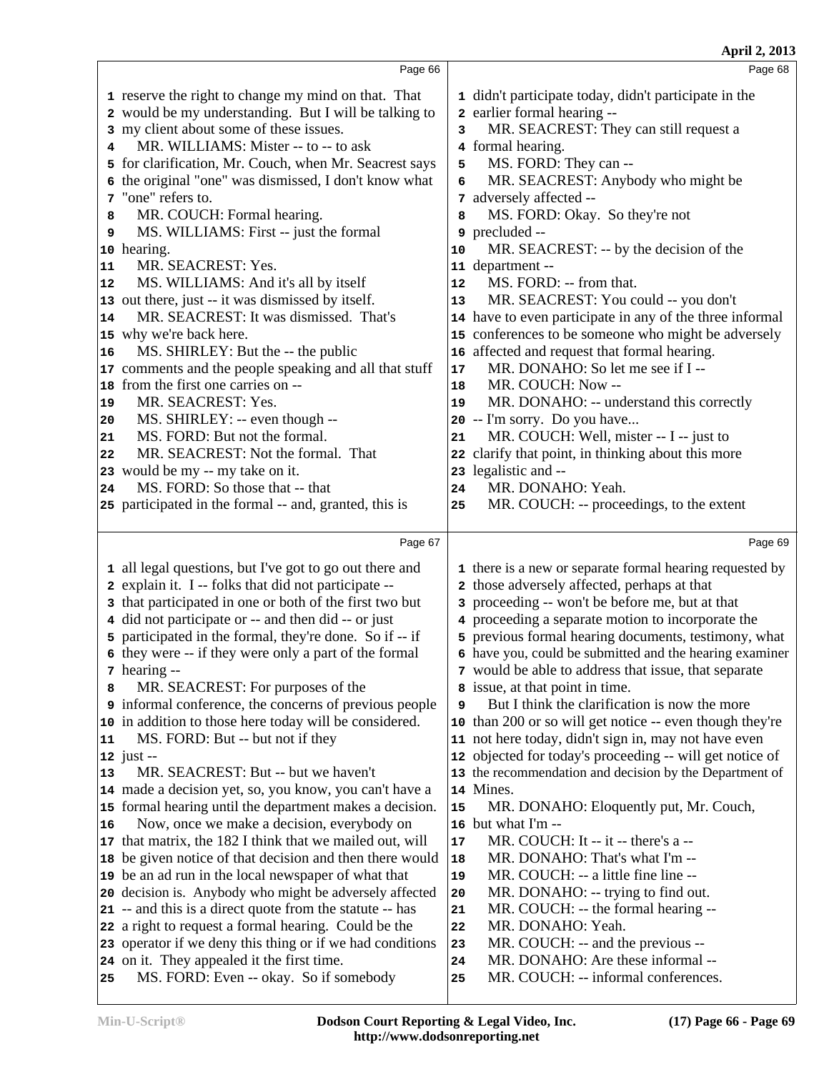Page 66

1 reserve the right to change my mind on that. That
2 would be my understanding. But I will be talking to
3 my client about some of these issues.
4 MR. WILLIAMS: Mister -- to -- to ask
5 for clarification, Mr. Couch, when Mr. Seacrest says
6 the original "one" was dismissed, I don't know what
7 "one" refers to.
8 MR. COUCH: Formal hearing.
9 MS. WILLIAMS: First -- just the formal
10 hearing.
11 MR. SEACREST: Yes.
12 MS. WILLIAMS: And it's all by itself
13 out there, just -- it was dismissed by itself.
14 MR. SEACREST: It was dismissed. That's
15 why we're back here.
16 MS. SHIRLEY: But the -- the public
17 comments and the people speaking and all that stuff
18 from the first one carries on --
19 MR. SEACREST: Yes.
20 MS. SHIRLEY: -- even though --
21 MS. FORD: But not the formal.
22 MR. SEACREST: Not the formal. That
23 would be my -- my take on it.
24 MS. FORD: So those that -- that
25 participated in the formal -- and, granted, this is

Page 67

1 all legal questions, but I've got to go out there and
2 explain it. I -- folks that did not participate --
3 that participated in one or both of the first two but
4 did not participate or -- and then did -- or just
5 participated in the formal, they're done. So if -- if
6 they were -- if they were only a part of the formal
7 hearing --
8 MR. SEACREST: For purposes of the
9 informal conference, the concerns of previous people
10 in addition to those here today will be considered.
11 MS. FORD: But -- but not if they
12 just --
13 MR. SEACREST: But -- but we haven't
14 made a decision yet, so, you know, you can't have a
15 formal hearing until the department makes a decision.
16 Now, once we make a decision, everybody on
17 that matrix, the 182 I think that we mailed out, will
18 be given notice of that decision and then there would
19 be an ad run in the local newspaper of what that
20 decision is. Anybody who might be adversely affected
21 -- and this is a direct quote from the statute -- has
22 a right to request a formal hearing. Could be the
23 operator if we deny this thing or if we had conditions
24 on it. They appealed it the first time.
25 MS. FORD: Even -- okay. So if somebody

Page 68

1 didn't participate today, didn't participate in the
2 earlier formal hearing --
3 MR. SEACREST: They can still request a
4 formal hearing.
5 MS. FORD: They can --
6 MR. SEACREST: Anybody who might be
7 adversely affected --
8 MS. FORD: Okay. So they're not
9 precluded --
10 MR. SEACREST: -- by the decision of the
11 department --
12 MS. FORD: -- from that.
13 MR. SEACREST: You could -- you don't
14 have to even participate in any of the three informal
15 conferences to be someone who might be adversely
16 affected and request that formal hearing.
17 MR. DONAHO: So let me see if I --
18 MR. COUCH: Now --
19 MR. DONAHO: -- understand this correctly
20 -- I'm sorry. Do you have...
21 MR. COUCH: Well, mister -- I -- just to
22 clarify that point, in thinking about this more
23 legalistic and --
24 MR. DONAHO: Yeah.
25 MR. COUCH: -- proceedings, to the extent

Page 69

1 there is a new or separate formal hearing requested by
2 those adversely affected, perhaps at that
3 proceeding -- won't be before me, but at that
4 proceeding a separate motion to incorporate the
5 previous formal hearing documents, testimony, what
6 have you, could be submitted and the hearing examiner
7 would be able to address that issue, that separate
8 issue, at that point in time.
9 But I think the clarification is now the more
10 than 200 or so will get notice -- even though they're
11 not here today, didn't sign in, may not have even
12 objected for today's proceeding -- will get notice of
13 the recommendation and decision by the Department of
14 Mines.
15 MR. DONAHO: Eloquently put, Mr. Couch,
16 but what I'm --
17 MR. COUCH: It -- it -- there's a --
18 MR. DONAHO: That's what I'm --
19 MR. COUCH: -- a little fine line --
20 MR. DONAHO: -- trying to find out.
21 MR. COUCH: -- the formal hearing --
22 MR. DONAHO: Yeah.
23 MR. COUCH: -- and the previous --
24 MR. DONAHO: Are these informal --
25 MR. COUCH: -- informal conferences.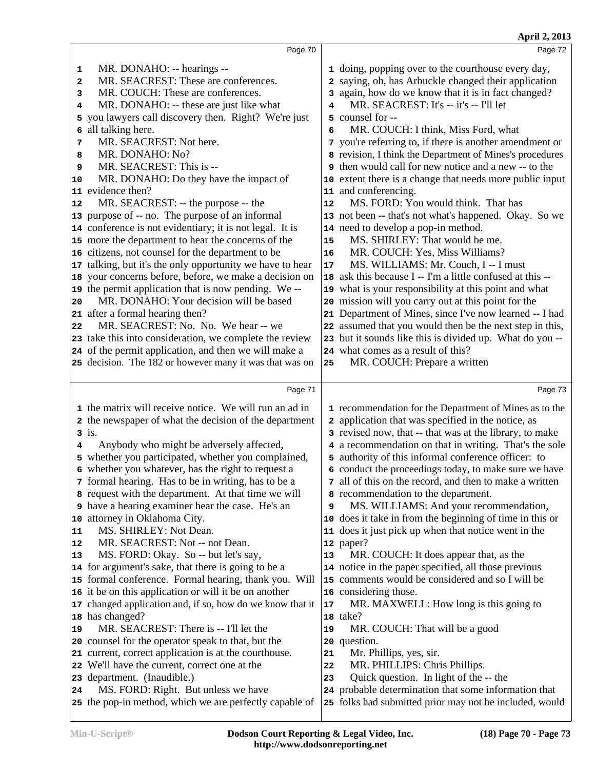Page 70

1 MR. DONAHO: -- hearings --
2 MR. SEACREST: These are conferences.
3 MR. COUCH: These are conferences.
4 MR. DONAHO: -- these are just like what
5 you lawyers call discovery then. Right? We're just
6 all talking here.
7 MR. SEACREST: Not here.
8 MR. DONAHO: No?
9 MR. SEACREST: This is --
10 MR. DONAHO: Do they have the impact of
11 evidence then?
12 MR. SEACREST: -- the purpose -- the
13 purpose of -- no. The purpose of an informal
14 conference is not evidentiary; it is not legal. It is
15 more the department to hear the concerns of the
16 citizens, not counsel for the department to be
17 talking, but it's the only opportunity we have to hear
18 your concerns before, before, we make a decision on
19 the permit application that is now pending. We --
20 MR. DONAHO: Your decision will be based
21 after a formal hearing then?
22 MR. SEACREST: No. No. We hear -- we
23 take this into consideration, we complete the review
24 of the permit application, and then we will make a
25 decision. The 182 or however many it was that was on

Page 71

1 the matrix will receive notice. We will run an ad in
2 the newspaper of what the decision of the department
3 is.
4 Anybody who might be adversely affected,
5 whether you participated, whether you complained,
6 whether you whatever, has the right to request a
7 formal hearing. Has to be in writing, has to be a
8 request with the department. At that time we will
9 have a hearing examiner hear the case. He's an
10 attorney in Oklahoma City.
11 MS. SHIRLEY: Not Dean.
12 MR. SEACREST: Not -- not Dean.
13 MS. FORD: Okay. So -- but let's say,
14 for argument's sake, that there is going to be a
15 formal conference. Formal hearing, thank you. Will
16 it be on this application or will it be on another
17 changed application and, if so, how do we know that it
18 has changed?
19 MR. SEACREST: There is -- I'll let the
20 counsel for the operator speak to that, but the
21 current, correct application is at the courthouse.
22 We'll have the current, correct one at the
23 department. (Inaudible.)
24 MS. FORD: Right. But unless we have
25 the pop-in method, which we are perfectly capable of

Page 72

1 doing, popping over to the courthouse every day,
2 saying, oh, has Arbuckle changed their application
3 again, how do we know that it is in fact changed?
4 MR. SEACREST: It's -- it's -- I'll let
5 counsel for --
6 MR. COUCH: I think, Miss Ford, what
7 you're referring to, if there is another amendment or
8 revision, I think the Department of Mines's procedures
9 then would call for new notice and a new -- to the
10 extent there is a change that needs more public input
11 and conferencing.
12 MS. FORD: You would think. That has
13 not been -- that's not what's happened. Okay. So we
14 need to develop a pop-in method.
15 MS. SHIRLEY: That would be me.
16 MR. COUCH: Yes, Miss Williams?
17 MS. WILLIAMS: Mr. Couch, I -- I must
18 ask this because I -- I'm a little confused at this --
19 what is your responsibility at this point and what
20 mission will you carry out at this point for the
21 Department of Mines, since I've now learned -- I had
22 assumed that you would then be the next step in this,
23 but it sounds like this is divided up. What do you --
24 what comes as a result of this?
25 MR. COUCH: Prepare a written

Page 73

1 recommendation for the Department of Mines as to the
2 application that was specified in the notice, as
3 revised now, that -- that was at the library, to make
4 a recommendation on that in writing. That's the sole
5 authority of this informal conference officer: to
6 conduct the proceedings today, to make sure we have
7 all of this on the record, and then to make a written
8 recommendation to the department.
9 MS. WILLIAMS: And your recommendation,
10 does it take in from the beginning of time in this or
11 does it just pick up when that notice went in the
12 paper?
13 MR. COUCH: It does appear that, as the
14 notice in the paper specified, all those previous
15 comments would be considered and so I will be
16 considering those.
17 MR. MAXWELL: How long is this going to
18 take?
19 MR. COUCH: That will be a good
20 question.
21 Mr. Phillips, yes, sir.
22 MR. PHILLIPS: Chris Phillips.
23 Quick question. In light of the -- the
24 probable determination that some information that
25 folks had submitted prior may not be included, would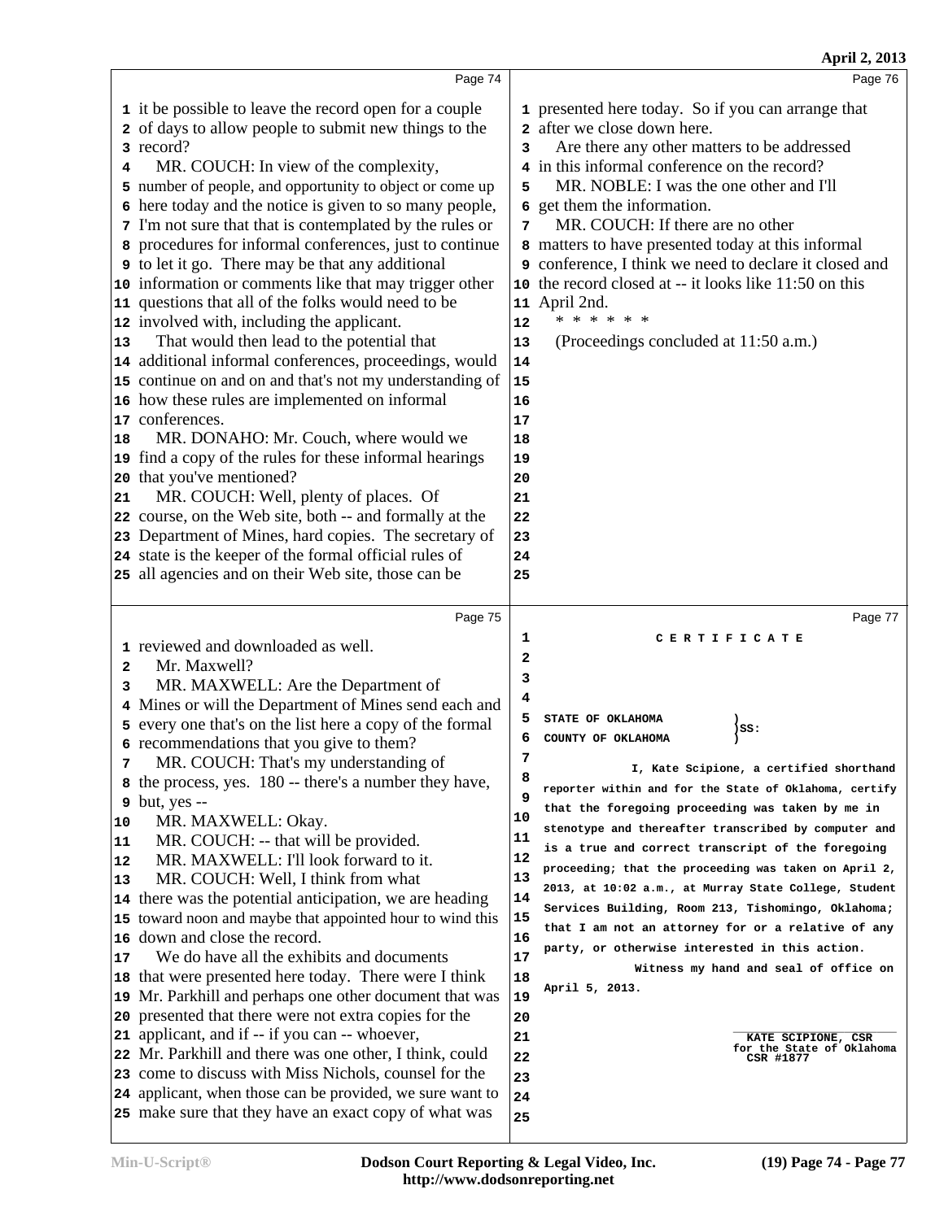Page 74

1 it be possible to leave the record open for a couple
2 of days to allow people to submit new things to the
3 record?
4 MR. COUCH: In view of the complexity,
5 number of people, and opportunity to object or come up
6 here today and the notice is given to so many people,
7 I'm not sure that that is contemplated by the rules or
8 procedures for informal conferences, just to continue
9 to let it go. There may be that any additional
10 information or comments like that may trigger other
11 questions that all of the folks would need to be
12 involved with, including the applicant.
13 That would then lead to the potential that
14 additional informal conferences, proceedings, would
15 continue on and on and that's not my understanding of
16 how these rules are implemented on informal
17 conferences.
18 MR. DONAHO: Mr. Couch, where would we
19 find a copy of the rules for these informal hearings
20 that you've mentioned?
21 MR. COUCH: Well, plenty of places. Of
22 course, on the Web site, both -- and formally at the
23 Department of Mines, hard copies. The secretary of
24 state is the keeper of the formal official rules of
25 all agencies and on their Web site, those can be

Page 75

1 reviewed and downloaded as well.
2 Mr. Maxwell?
3 MR. MAXWELL: Are the Department of
4 Mines or will the Department of Mines send each and
5 every one that's on the list here a copy of the formal
6 recommendations that you give to them?
7 MR. COUCH: That's my understanding of
8 the process, yes. 180 -- there's a number they have,
9 but, yes --
10 MR. MAXWELL: Okay.
11 MR. COUCH: -- that will be provided.
12 MR. MAXWELL: I'll look forward to it.
13 MR. COUCH: Well, I think from what
14 there was the potential anticipation, we are heading
15 toward noon and maybe that appointed hour to wind this
16 down and close the record.
17 We do have all the exhibits and documents
18 that were presented here today. There were I think
19 Mr. Parkhill and perhaps one other document that was
20 presented that there were not extra copies for the
21 applicant, and if -- if you can -- whoever,
22 Mr. Parkhill and there was one other, I think, could
23 come to discuss with Miss Nichols, counsel for the
24 applicant, when those can be provided, we sure want to
25 make sure that they have an exact copy of what was

Page 76

1 presented here today. So if you can arrange that
2 after we close down here.
3 Are there any other matters to be addressed
4 in this informal conference on the record?
5 MR. NOBLE: I was the one other and I'll
6 get them the information.
7 MR. COUCH: If there are no other
8 matters to have presented today at this informal
9 conference, I think we need to declare it closed and
10 the record closed at -- it looks like 11:50 on this
11 April 2nd.
12 * * * * * *
13 (Proceedings concluded at 11:50 a.m.)
14
15
16
17
18
19
20
21
22
23
24
25

Page 77

1 C E R T I F I C A T E
2
3
4
5 STATE OF OKLAHOMA )
6 COUNTY OF OKLAHOMA ) SS:
7
8 I, Kate Scipione, a certified shorthand
9 reporter within and for the State of Oklahoma, certify
10 that the foregoing proceeding was taken by me in
11 stenotype and thereafter transcribed by computer and
12 is a true and correct transcript of the foregoing
13 proceeding; that the proceeding was taken on April 2,
14 2013, at 10:02 a.m., at Murray State College, Student
15 Services Building, Room 213, Tishomingo, Oklahoma;
16 that I am not an attorney for or a relative of any
17 party, or otherwise interested in this action.
18 Witness my hand and seal of office on
19 April 5, 2013.
20
21 KATE SCIPIONE, CSR
22 for the State of Oklahoma
CSR #1877
23
24
25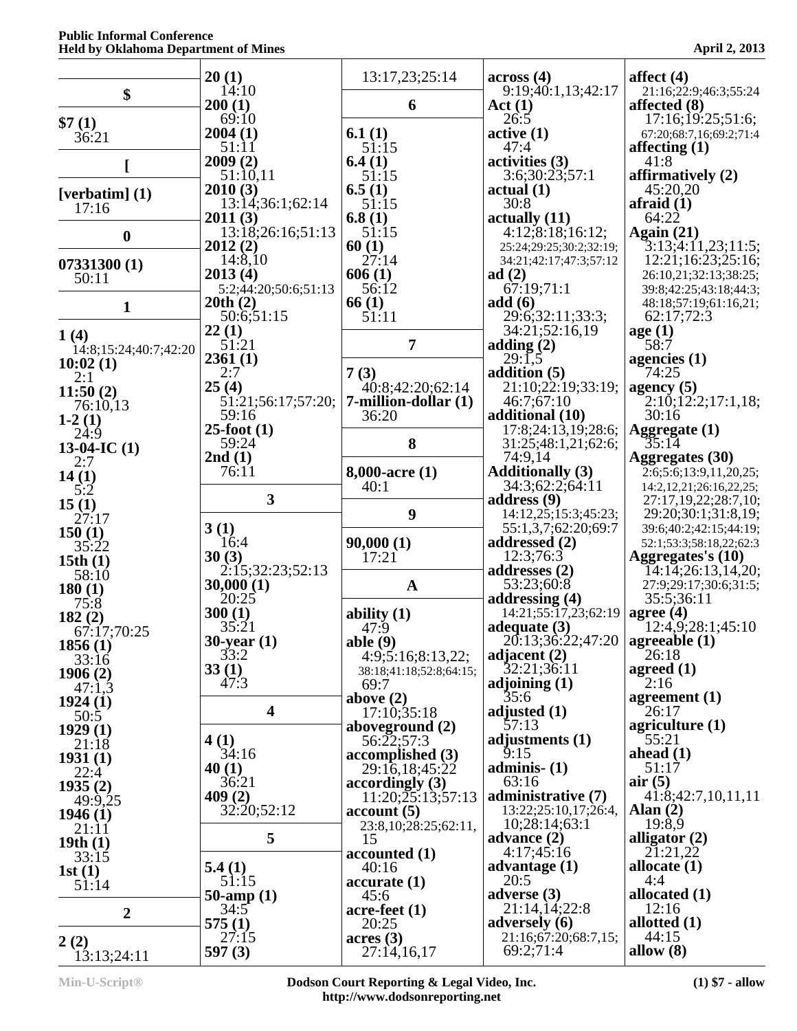**$**

**$7 (1)**
36:21

**[**

**[verbatim] (1)**
17:16

**0**

**07331300 (1)**
50:11

**1**

**1 (4)**
14:8;15:24;40:7;42:20

**10:02 (1)**
2:1

**11:50 (2)**
76:10,13

**1-2 (1)**
24:9

**13-04-IC (1)**
2:7

**14 (1)**
5:2

**15 (1)**
27:17

**150 (1)**
35:22

**15th (1)**
58:10

**180 (1)**
75:8

**182 (2)**
67:17;70:25

**1856 (1)**
33:16

**1906 (2)**
47:1,3

**1924 (1)**
50:5

**1929 (1)**
21:18

**1931 (1)**
22:4

**1935 (2)**
49:9,25

**1946 (1)**
21:11

**19th (1)**
33:15

**1st (1)**
51:14

**2**

**2 (2)**
13:13;24:11

**20 (1)**
14:10

**200 (1)**
69:10

**2004 (1)**
51:11

**2009 (2)**
51:10,11

**2010 (3)**
13:14;36:1;62:14

**2011 (3)**
13:18;26:16;51:13

**2012 (2)**
14:8,10

**2013 (4)**
5:2;44:20;50:6;51:13

**20th (2)**
50:6;51:15

**22 (1)**
51:21

**2361 (1)**
2:7

**25 (4)**
51:21;56:17;57:20;59:16

**25-foot (1)**
59:24

**2nd (1)**
76:11

**3**

**3 (1)**
16:4

**30 (3)**
2:15;32:23;52:13

**30,000 (1)**
20:25

**300 (1)**
35:21

**30-year (1)**
33:2

**33 (1)**
47:3

**4**

**4 (1)**
34:16

**40 (1)**
36:21

**409 (2)**
32:20;52:12

**5**

**5.4 (1)**
51:15

**50-amp (1)**
34:5

**575 (1)**
27:15

**597 (3)**
13:17,23;25:14

**6**

**6.1 (1)**
51:15

**6.4 (1)**
51:15

**6.5 (1)**
51:15

**6.8 (1)**
51:15

**60 (1)**
27:14

**606 (1)**
56:12

**66 (1)**
51:11

**7**

**7 (3)**
40:8;42:20;62:14

**7-million-dollar (1)**
36:20

**8**

**8,000-acre (1)**
40:1

**9**

**90,000 (1)**
17:21

**A**

**ability (1)**
47:9

**able (9)**
4:9;5:16;8:13,22;38:18;41:18;52:8;64:15;69:7

**above (2)**
17:10;35:18

**aboveground (2)**
56:22;57:3

**accomplished (3)**
29:16,18;45:22

**accordingly (3)**
11:20;25:13;57:13

**account (5)**
23:8,10;28:25;62:11,15

**accounted (1)**
40:16

**accurate (1)**
45:6

**acre-feet (1)**
20:25

**acres (3)**
27:14,16,17

**across (4)**
9:19;40:1,13;42:17

**Act (1)**
26:5

**active (1)**
47:4

**activities (3)**
3:6;30:23;57:1

**actual (1)**
30:8

**actually (11)**
4:12;8:18;16:12;25:24;29:25;30:2;32:19;34:21;42:17;47:3;57:12

**ad (2)**
67:19;71:1

**add (6)**
29:6;32:11;33:3;34:21;52:16,19

**adding (2)**
29:1,5

**addition (5)**
21:10;22:19;33:19;46:7;67:10

**additional (10)**
17:8;24:13,19;28:6;31:25;48:1,21;62:6;74:9,14

**Additionally (3)**
34:3;62:2;64:11

**address (9)**
14:12,25;15:3;45:23;55:1,3,7;62:20;69:7

**addressed (2)**
12:3;76:3

**addresses (2)**
53:23;60:8

**addressing (4)**
14:21;55:17,23;62:19

**adequate (3)**
20:13;36:22;47:20

**adjacent (2)**
32:21;36:11

**adjoining (1)**
35:6

**adjusted (1)**
57:13

**adjustments (1)**
9:15

**adminis- (1)**
63:16

**administrative (7)**
13:22;25:10,17;26:4,10;28:14;63:1

**advance (2)**
4:17;45:16

**advantage (1)**
20:5

**adverse (3)**
21:14,14;22:8

**adversely (6)**
21:16;67:20;68:7,15;69:2;71:4

**affect (4)**
21:16;22:9;46:3;55:24

**affected (8)**
17:16;19:25;51:6;67:20;68:7,16;69:2;71:4

**affecting (1)**
41:8

**affirmatively (2)**
45:20,20

**afraid (1)**
64:22

**Again (21)**
3:13;4:11,23;11:5;12:21;16:23;25:16;26:10,21;32:13;38:25;39:8;42:25;43:18;44:3;48:18;57:19;61:16,21;62:17;72:3

**age (1)**
58:7

**agencies (1)**
74:25

**agency (5)**
2:10;12:2;17:1,18;30:16

**Aggregate (1)**
35:14

**Aggregates (30)**
2:6;5:6;13:9,11,20,25;14:2,12,21;26:16,22,25;27:17,19,22;28:7,10;29:20;30:1;31:8,19;39:6;40:2;42:15;44:19;52:1;53:3;58:18,22;62:3

**Aggregates's (10)**
14:14;26:13,14,20;27:9;29:17;30:6;31:5;35:5;36:11

**agree (4)**
12:4,9;28:1;45:10

**agreeable (1)**
26:18

**agreed (1)**
2:16

**agreement (1)**
26:17

**agriculture (1)**
55:21

**ahead (1)**
51:17

**air (5)**
41:8;42:7,10,11,11

**Alan (2)**
19:8,9

**alligator (2)**
21:21,22

**allocate (1)**
4:4

**allocated (1)**
12:16

**allotted (1)**
44:15

**allow (8)**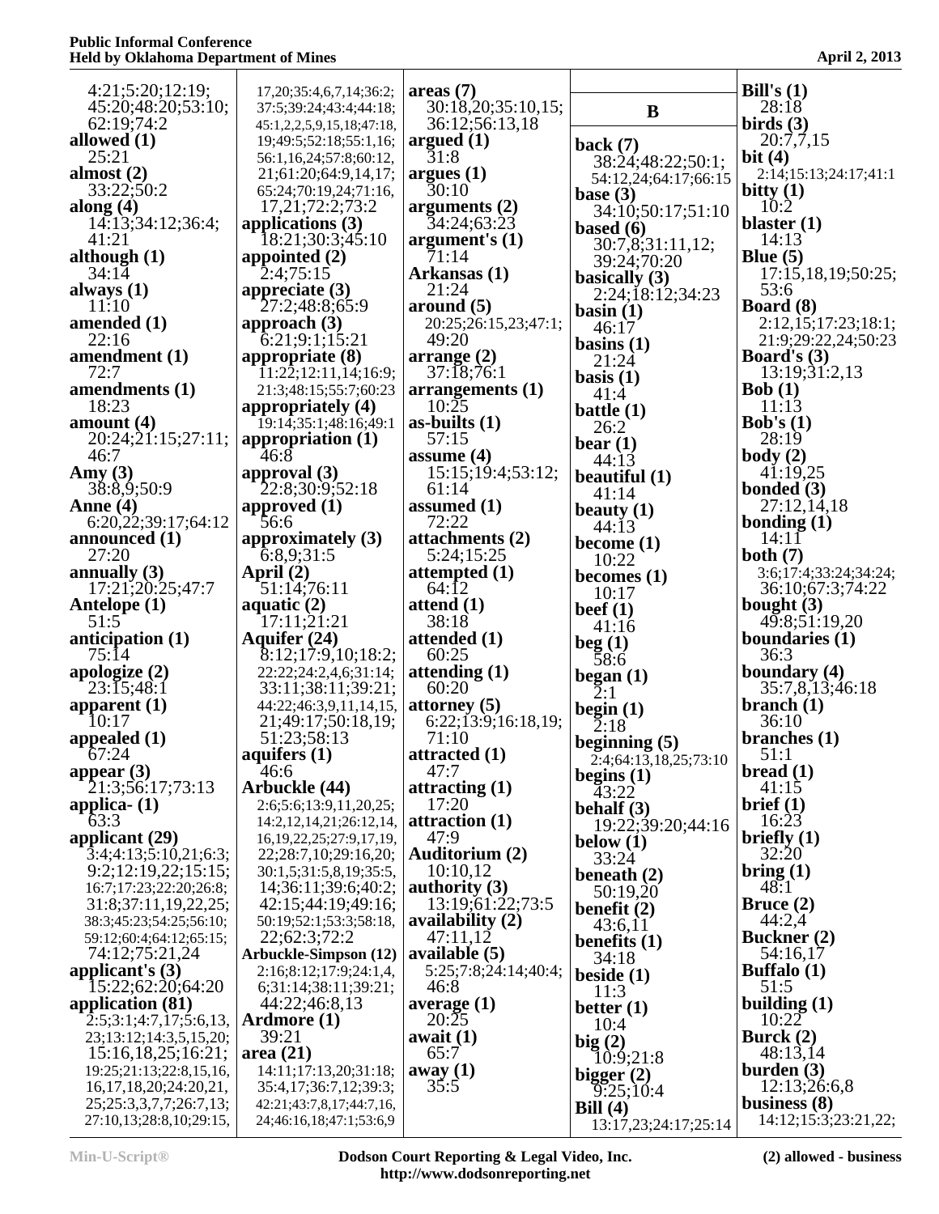4:21;5:20;12:19;
45:20;48:20;53:10;
62:19;74:2
**allowed (1)**
25:21
**almost (2)**
33:22;50:2
**along (4)**
14:13;34:12;36:4;
41:21
**although (1)**
34:14
**always (1)**
11:10
**amended (1)**
22:16
**amendment (1)**
72:7
**amendments (1)**
18:23
**amount (4)**
20:24;21:15;27:11;
46:7
**Amy (3)**
38:8,9;50:9
**Anne (4)**
6:20,22;39:17;64:12
**announced (1)**
27:20
**annually (3)**
17:21;20:25;47:7
**Antelope (1)**
51:5
**anticipation (1)**
75:14
**apologize (2)**
23:15;48:1
**apparent (1)**
10:17
**appealed (1)**
67:24
**appear (3)**
21:3;56:17;73:13
**applica- (1)**
63:3
**applicant (29)**
3:4;4:13;5:10,21;6:3;
9:2;12:19,22;15:15;
16:7;17:23;22:20;26:8;
31:8;37:11,19,22,25;
38:3;45:23;54:25;56:10;
59:12;60:4;64:12;65:15;
74:12;75:21,24
**applicant's (3)**
15:22;62:20;64:20
**application (81)**
2:5;3:1;4:7,17;5:6,13,
23;13:12;14:3,5,15,20;
15:16,18,25;16:21;
19:25;21:13;22:8,15,16,
16,17,18,20;24:20,21,
25;25:3,3,7,7;26:7,13;
27:10,13;28:8,10;29:15,
17,20;35:4,6,7,14;36:2;
37:5;39:24;43:4;44:18;
45:1,2,2,5,9,15,18;47:18,
19;49:5;52:18;55:1,16;
56:1,16,24;57:8;60:12,
21;61:20;64:9,14,17;
65:24;70:19,24;71:16,
17,21;72:2;73:2
**applications (3)**
18:21;30:3;45:10
**appointed (2)**
2:4;75:15
**appreciate (3)**
27:2;48:8;65:9
**approach (3)**
6:21;9:1;15:21
**appropriate (8)**
11:22;12:11,14;16:9;
21:3;48:15;55:7;60:23
**appropriately (4)**
19:14;35:1;48:16;49:1
**appropriation (1)**
46:8
**approval (3)**
22:8;30:9;52:18
**approved (1)**
56:6
**approximately (3)**
6:8,9;31:5
**April (2)**
51:14;76:11
**aquatic (2)**
17:11;21:21
**Aquifer (24)**
8:12;17:9,10;18:2;
22:22;24:2,4,6;31:14;
33:11;38:11;39:21;
44:22;46:3,9,11,14,15,
21;49:17;50:18,19;
51:23;58:13
**aquifers (1)**
46:6
**Arbuckle (44)**
2:6;5:6;13:9,11,20,25;
14:2,12,14,21;26:12,14,
16,19,22,25;27:9,17,19,
22;28:7,10;29:16,20;
30:1,5;31:5,8,19;35:5,
14;36:11;39:6;40:2;
42:15;44:19;49:16;
50:19;52:1;53:3;58:18,
22;62:3;72:2
**Arbuckle-Simpson (12)**
2:16;8:12;17:9;24:1,4,
6;31:14;38:11;39:21;
44:22;46:8,13
**Ardmore (1)**
39:21
**area (21)**
14:11;17:13,20;31:18;
35:4,17;36:7,12;39:3;
42:21;43:7,8,17;44:7,16,
24;46:16,18;47:1;53:6,9
**areas (7)**
30:18,20;35:10,15;
36:12;56:13,18
**argued (1)**
31:8
**argues (1)**
30:10
**arguments (2)**
34:24;63:23
**argument's (1)**
71:14
**Arkansas (1)**
21:24
**around (5)**
20:25;26:15,23;47:1;
49:20
**arrange (2)**
37:18;76:1
**arrangements (1)**
10:25
**as-builts (1)**
57:15
**assume (4)**
15:15;19:4;53:12;
61:14
**assumed (1)**
72:22
**attachments (2)**
5:24;15:25
**attempted (1)**
64:12
**attend (1)**
38:18
**attended (1)**
60:25
**attending (1)**
60:20
**attorney (5)**
6:22;13:9;16:18,19;
71:10
**attracted (1)**
47:7
**attracting (1)**
17:20
**attraction (1)**
47:9
**Auditorium (2)**
10:10,12
**authority (3)**
13:19;61:22;73:5
**availability (2)**
47:11,12
**available (5)**
5:25;7:8;24:14;40:4;
46:8
**average (1)**
20:25
**await (1)**
65:7
**away (1)**
35:5

## B

**back (7)**
38:24;48:22;50:1;
54:12,24;64:17;66:15
**base (3)**
34:10;50:17;51:10
**based (6)**
30:7,8;31:11,12;
39:24;70:20
**basically (3)**
2:24;18:12;34:23
**basin (1)**
46:17
**basins (1)**
21:24
**basis (1)**
41:4
**battle (1)**
26:2
**bear (1)**
44:13
**beautiful (1)**
41:14
**beauty (1)**
44:13
**become (1)**
10:22
**becomes (1)**
10:17
**beef (1)**
41:16
**beg (1)**
58:6
**began (1)**
2:1
**begin (1)**
2:18
**beginning (5)**
2:4;64:13,18,25;73:10
**begins (1)**
43:22
**behalf (3)**
19:22;39:20;44:16
**below (1)**
33:24
**beneath (2)**
50:19,20
**benefit (2)**
43:6,11
**benefits (1)**
34:18
**beside (1)**
11:3
**better (1)**
10:4
**big (2)**
10:9;21:8
**bigger (2)**
9:25;10:4
**Bill (4)**
13:17,23;24:17;25:14
**Bill's (1)**
28:18
**birds (3)**
20:7,7,15
**bit (4)**
2:14;15:13;24:17;41:1
**bitty (1)**
10:2
**blaster (1)**
14:13
**Blue (5)**
17:15,18,19;50:25;
53:6
**Board (8)**
2:12,15;17:23;18:1;
21:9;29:22,24;50:23
**Board's (3)**
13:19;31:2,13
**Bob (1)**
11:13
**Bob's (1)**
28:19
**body (2)**
41:19,25
**bonded (3)**
27:12,14,18
**bonding (1)**
14:11
**both (7)**
3:6;17:4;33:24;34:24;
36:10;67:3;74:22
**bought (3)**
49:8;51:19,20
**boundaries (1)**
36:3
**boundary (4)**
35:7,8,13;46:18
**branch (1)**
36:10
**branches (1)**
51:1
**bread (1)**
41:15
**brief (1)**
16:23
**briefly (1)**
32:20
**bring (1)**
48:1
**Bruce (2)**
44:2,4
**Buckner (2)**
54:16,17
**Buffalo (1)**
51:5
**building (1)**
10:22
**Burck (2)**
48:13,14
**burden (3)**
12:13;26:6,8
**business (8)**
14:12;15:3;23:21,22;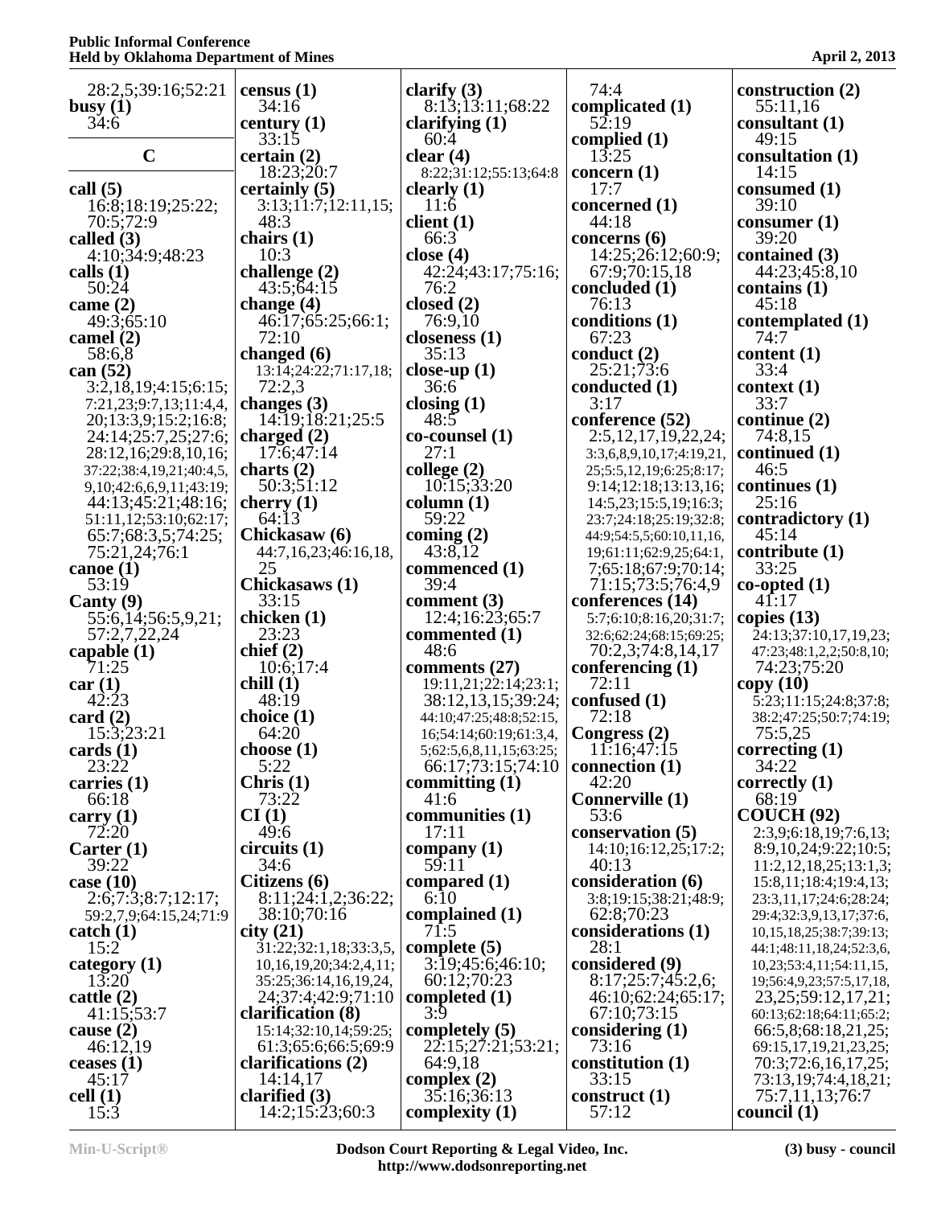28:2,5;39:16;52:21
**busy (1)**
34:6

**C**

**call (5)**
16:8;18:19;25:22;
70:5;72:9
**called (3)**
4:10;34:9;48:23
**calls (1)**
50:24
**came (2)**
49:3;65:10
**camel (2)**
58:6,8
**can (52)**
3:2,18,19;4:15;6:15;
7:21,23;9:7,13;11:4,4,
20;13:3,9;15:2;16:8;
24:14;25:7,25;27:6;
28:12,16;29:8,10,16;
37:22;38:4,19,21;40:4,5,
9,10;42:6,6,9,11;43:19;
44:13;45:21;48:16;
51:11,12;53:10;62:17;
65:7;68:3,5;74:25;
75:21,24;76:1
**canoe (1)**
53:19
**Canty (9)**
55:6,14;56:5,9,21;
57:2,7,22,24
**capable (1)**
71:25
**car (1)**
42:23
**card (2)**
15:3;23:21
**cards (1)**
23:22
**carries (1)**
66:18
**carry (1)**
72:20
**Carter (1)**
39:22
**case (10)**
2:6;7:3;8:7;12:17;
59:2,7,9;64:15,24;71:9
**catch (1)**
15:2
**category (1)**
13:20
**cattle (2)**
41:15;53:7
**cause (2)**
46:12,19
**ceases (1)**
45:17
**cell (1)**
15:3
**census (1)**
34:16
**century (1)**
33:15
**certain (2)**
18:23;20:7
**certainly (5)**
3:13;11:7;12:11,15;
48:3
**chairs (1)**
10:3
**challenge (2)**
43:5;64:15
**change (4)**
46:17;65:25;66:1;
72:10
**changed (6)**
13:14;24:22;71:17,18;
72:2,3
**changes (3)**
14:19;18:21;25:5
**charged (2)**
17:6;47:14
**charts (2)**
50:3;51:12
**cherry (1)**
64:13
**Chickasaw (6)**
44:7,16,23;46:16,18,
25
**Chickasaws (1)**
33:15
**chicken (1)**
23:23
**chief (2)**
10:6;17:4
**chill (1)**
48:19
**choice (1)**
64:20
**choose (1)**
5:22
**Chris (1)**
73:22
**CI (1)**
49:6
**circuits (1)**
34:6
**Citizens (6)**
8:11;24:1,2;36:22;
38:10;70:16
**city (21)**
31:22;32:1,18;33:3,5,
10,16,19,20;34:2,4,11;
35:25;36:14,16,19,24,
24;37:4;42:9;71:10
**clarification (8)**
15:14;32:10,14;59:25;
61:3;65:6;66:5;69:9
**clarifications (2)**
14:14,17
**clarified (3)**
14:2;15:23;60:3
**clarify (3)**
8:13;13:11;68:22
**clarifying (1)**
60:4
**clear (4)**
8:22;31:12;55:13;64:8
**clearly (1)**
11:6
**client (1)**
66:3
**close (4)**
42:24;43:17;75:16;
76:2
**closed (2)**
76:9,10
**closeness (1)**
35:13
**close-up (1)**
36:6
**closing (1)**
48:5
**co-counsel (1)**
27:1
**college (2)**
10:15;33:20
**column (1)**
59:22
**coming (2)**
43:8,12
**commenced (1)**
39:4
**comment (3)**
12:4;16:23;65:7
**commented (1)**
48:6
**comments (27)**
19:11,21;22:14;23:1;
38:12,13,15;39:24;
44:10;47:25;48:8;52:15,
16;54:14;60:19;61:3,4,
5;62:5,6,8,11,15;63:25;
66:17;73:15;74:10
**committing (1)**
41:6
**communities (1)**
17:11
**company (1)**
59:11
**compared (1)**
6:10
**complained (1)**
71:5
**complete (5)**
3:19;45:6;46:10;
60:12;70:23
**completed (1)**
3:9
**completely (5)**
22:15;27:21;53:21;
64:9,18
**complex (2)**
35:16;36:13
**complexity (1)**
74:4
**complicated (1)**
52:19
**complied (1)**
13:25
**concern (1)**
17:7
**concerned (1)**
44:18
**concerns (6)**
14:25;26:12;60:9;
67:9;70:15,18
**concluded (1)**
76:13
**conditions (1)**
67:23
**conduct (2)**
25:21;73:6
**conducted (1)**
3:17
**conference (52)**
2:5,12,17,19,22,24;
3:3,6,8,9,10,17;4:19,21,
25;5:5,12,19;6:25;8:17;
9:14;12:18;13:13,16;
14:5,23;15:5,19;16:3;
23:7;24:18;25:19;32:8;
44:9;54:5,5;60:10,11,16,
19;61:11;62:9,25;64:1,
7;65:18;67:9;70:14;
71:15;73:5;76:4,9
**conferences (14)**
5:7;6:10;8:16,20;31:7;
32:6;62:24;68:15;69:25;
70:2,3;74:8,14,17
**conferencing (1)**
72:11
**confused (1)**
72:18
**Congress (2)**
11:16;47:15
**connection (1)**
42:20
**Connerville (1)**
53:6
**conservation (5)**
14:10;16:12,25;17:2;
40:13
**consideration (6)**
3:8;19:15;38:21;48:9;
62:8;70:23
**considerations (1)**
28:1
**considered (9)**
8:17;25:7;45:2,6;
46:10;62:24;65:17;
67:10;73:15
**considering (1)**
73:16
**constitution (1)**
33:15
**construct (1)**
57:12
**construction (2)**
55:11,16
**consultant (1)**
49:15
**consultation (1)**
14:15
**consumed (1)**
39:10
**consumer (1)**
39:20
**contained (3)**
44:23;45:8,10
**contains (1)**
45:18
**contemplated (1)**
74:7
**content (1)**
33:4
**context (1)**
33:7
**continue (2)**
74:8,15
**continued (1)**
46:5
**continues (1)**
25:16
**contradictory (1)**
45:14
**contribute (1)**
33:25
**co-opted (1)**
41:17
**copies (13)**
24:13;37:10,17,19,23;
47:23;48:1,2,2;50:8,10;
74:23;75:20
**copy (10)**
5:23;11:15;24:8;37:8;
38:2;47:25;50:7;74:19;
75:5,25
**correcting (1)**
34:22
**correctly (1)**
68:19
**COUCH (92)**
2:3,9;6:18,19;7:6,13;
8:9,10,24;9:22;10:5;
11:2,12,18,25;13:1,3;
15:8,11;18:4;19:4,13;
23:3,11,17;24:6;28:24;
29:4;32:3,9,13,17;37:6,
10,15,18,25;38:7;39:13;
44:1;48:11,18,24;52:3,6,
10,23;53:4,11;54:11,15,
19;56:4,9,23;57:5,17,18,
23,25;59:12,17,21;
60:13;62:18;64:11;65:2;
66:5,8;68:18,21,25;
69:15,17,19,21,23,25;
70:3;72:6,16,17,25;
73:13,19;74:4,18,21;
75:7,11,13;76:7
**council (1)**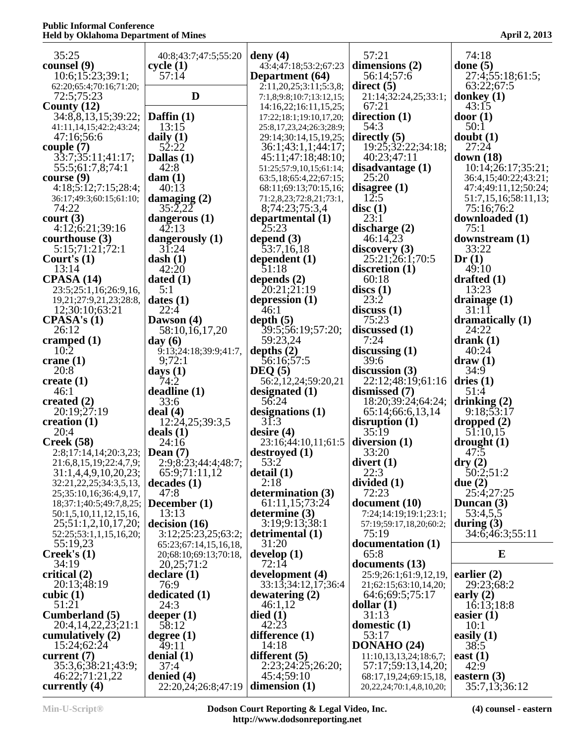35:25
**counsel (9)**
10:6;15:23;39:1;
62:20;65:4;70:16;71:20;
72:5;75:23
**County (12)**
34:8,8,13,15;39:22;
41:11,14,15;42:2;43:24;
47:16;56:6
**couple (7)**
33:7;35:11;41:17;
55:5;61:7,8;74:1
**course (9)**
4:18;5:12;7:15;28:4;
36:17;49:3;60:15;61:10;
74:22
**court (3)**
4:12;6:21;39:16
**courthouse (3)**
5:15;71:21;72:1
**Court's (1)**
13:14
**CPASA (14)**
23:5;25:1,16;26:9,16,
19,21;27:9,21,23;28:8,
12;30:10;63:21
**CPASA's (1)**
26:12
**cramped (1)**
10:2
**crane (1)**
20:8
**create (1)**
46:1
**created (2)**
20:19;27:19
**creation (1)**
20:4
**Creek (58)**
2:8;17:14,14;20:3,23;
21:6,8,15,19;22:4,7,9;
31:1,4,4,9,10,20,23;
32:21,22,25;34:3,5,13,
25;35:10,16;36:4,9,17,
18;37:1;40:5;49:7,8,25;
50:1,5,10,11,12,15,16,
25;51:1,2,10,17,20;
52:25;53:1,1,15,16,20;
55:19,23
**Creek's (1)**
34:19
**critical (2)**
20:13;48:19
**cubic (1)**
51:21
**Cumberland (5)**
20:4,14,22,23;21:1
**cumulatively (2)**
15:24;62:24
**current (7)**
35:3,6;38:21;43:9;
46:22;71:21,22
**currently (4)**
40:8;43:7;47:5;55:20
**cycle (1)**
57:14

## D

**Daffin (1)**
13:15
**daily (1)**
52:22
**Dallas (1)**
42:8
**dam (1)**
40:13
**damaging (2)**
35:2,22
**dangerous (1)**
42:13
**dangerously (1)**
31:24
**dash (1)**
42:20
**dated (1)**
5:1
**dates (1)**
22:4
**Dawson (4)**
58:10,16,17,20
**day (6)**
9:13;24:18;39:9;41:7,
9;72:1
**days (1)**
74:2
**deadline (1)**
33:6
**deal (4)**
12:24,25;39:3,5
**deals (1)**
24:16
**Dean (7)**
2:9;8:23;44:4;48:7;
65:9;71:11,12
**decades (1)**
47:8
**December (1)**
13:13
**decision (16)**
3:12;25:23,25;63:2;
65:23;67:14,15,16,18,
20;68:10;69:13;70:18,
20,25;71:2
**declare (1)**
76:9
**dedicated (1)**
24:3
**deeper (1)**
58:12
**degree (1)**
49:11
**denial (1)**
37:4
**denied (4)**
22:20,24;26:8;47:19
**deny (4)**
43:4;47:18;53:2;67:23
**Department (64)**
2:11,20,25;3:11;5:3,8;
7:1,8;9:8;10:7;13:12,15;
14:16,22;16:11,15,25;
17:22;18:1;19:10,17,20;
25:8,17,23,24;26:3;28:9;
29:14;30:14,15,19,25;
36:1;43:1,1;44:17;
45:11;47:18;48:10;
51:25;57:9,10,15;61:14;
63:5,18;65:4,22;67:15;
68:11;69:13;70:15,16;
71:2,8,23;72:8,21;73:1,
8;74:23;75:3,4
**departmental (1)**
25:23
**depend (3)**
53:7,16,18
**dependent (1)**
51:18
**depends (2)**
20:21;21:19
**depression (1)**
46:1
**depth (5)**
39:5;56:19;57:20;
59:23,24
**depths (2)**
56:16;57:5
**DEQ (5)**
56:2,12,24;59:20,21
**designated (1)**
56:24
**designations (1)**
31:3
**desire (4)**
23:16;44:10,11;61:5
**destroyed (1)**
53:2
**detail (1)**
2:18
**determination (3)**
61:11,15;73:24
**determine (3)**
3:19;9:13;38:1
**detrimental (1)**
31:20
**develop (1)**
72:14
**development (4)**
33:13;34:12,17;36:4
**dewatering (2)**
46:1,12
**died (1)**
42:23
**difference (1)**
14:18
**different (5)**
2:23;24:25;26:20;
45:4;59:10
**dimension (1)**
57:21
**dimensions (2)**
56:14;57:6
**direct (5)**
21:14;32:24,25;33:1;
67:21
**direction (1)**
54:3
**directly (5)**
19:25;32:22;34:18;
40:23;47:11
**disadvantage (1)**
25:20
**disagree (1)**
12:5
**disc (1)**
23:1
**discharge (2)**
46:14,23
**discovery (3)**
25:21;26:1;70:5
**discretion (1)**
60:18
**discs (1)**
23:2
**discuss (1)**
75:23
**discussed (1)**
7:24
**discussing (1)**
39:6
**discussion (3)**
22:12;48:19;61:16
**dismissed (7)**
18:20;39:24;64:24;
65:14;66:6,13,14
**disruption (1)**
35:19
**diversion (1)**
33:20
**divert (1)**
22:3
**divided (1)**
72:23
**document (10)**
7:24;14:19;19:1;23:1;
57:19;59:17,18,20;60:2;
75:19
**documentation (1)**
65:8
**documents (13)**
25:9;26:1;61:9,12,19,
21;62:15;63:10,14,20;
64:6;69:5;75:17
**dollar (1)**
31:13
**domestic (1)**
53:17
**DONAHO (24)**
11:10,13,13,24;18:6,7;
57:17;59:13,14,20;
68:17,19,24;69:15,18,
20,22,24;70:1,4,8,10,20;
74:18
**done (5)**
27:4;55:18;61:5;
63:22;67:5
**donkey (1)**
43:15
**door (1)**
50:1
**doubt (1)**
27:24
**down (18)**
10:14;26:17;35:21;
36:4,15;40:22;43:21;
47:4;49:11,12;50:24;
51:7,15,16;58:11,13;
75:16;76:2
**downloaded (1)**
75:1
**downstream (1)**
33:22
**Dr (1)**
49:10
**drafted (1)**
13:23
**drainage (1)**
31:11
**dramatically (1)**
24:22
**drank (1)**
40:24
**draw (1)**
34:9
**dries (1)**
51:4
**drinking (2)**
9:18;53:17
**dropped (2)**
51:10,15
**drought (1)**
47:5
**dry (2)**
50:2;51:2
**due (2)**
25:4;27:25
**Duncan (3)**
53:4,5,5
**during (3)**
34:6;46:3;55:11

## E

**earlier (2)**
29:23;68:2
**early (2)**
16:13;18:8
**easier (1)**
10:1
**easily (1)**
38:5
**east (1)**
42:9
**eastern (3)**
35:7,13;36:12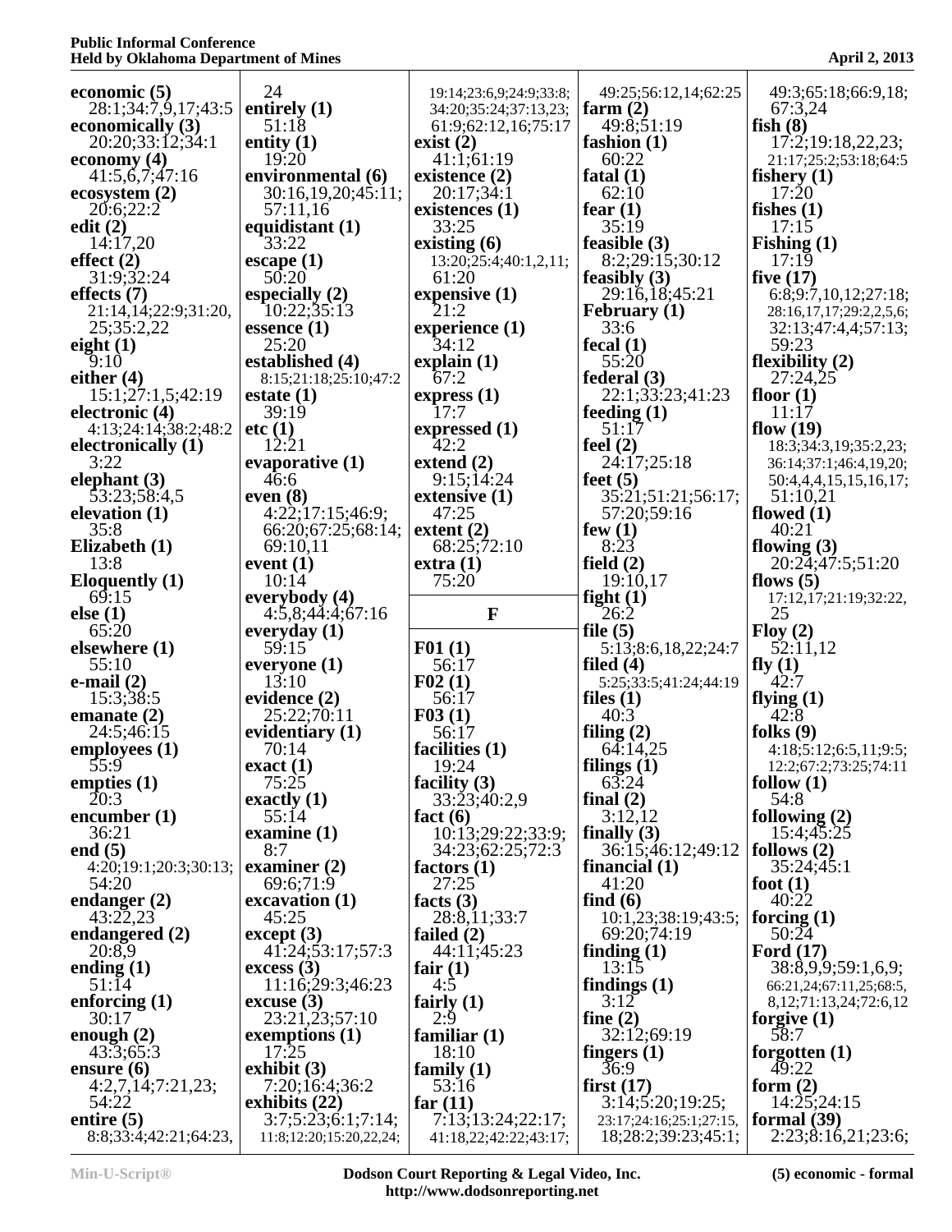**economic (5)**
28:1;34:7,9,17;43:5
**economically (3)**
20:20;33:12;34:1
**economy (4)**
41:5,6,7;47:16
**ecosystem (2)**
20:6;22:2
**edit (2)**
14:17,20
**effect (2)**
31:9;32:24
**effects (7)**
21:14,14;22:9;31:20,25;35:2,22
**eight (1)**
9:10
**either (4)**
15:1;27:1,5;42:19
**electronic (4)**
4:13;24:14;38:2;48:2
**electronically (1)**
3:22
**elephant (3)**
53:23;58:4,5
**elevation (1)**
35:8
**Elizabeth (1)**
13:8
**Eloquently (1)**
69:15
**else (1)**
65:20
**elsewhere (1)**
55:10
**e-mail (2)**
15:3;38:5
**emanate (2)**
24:5;46:15
**employees (1)**
55:9
**empties (1)**
20:3
**encumber (1)**
36:21
**end (5)**
4:20;19:1;20:3;30:13;54:20
**endanger (2)**
43:22,23
**endangered (2)**
20:8,9
**ending (1)**
51:14
**enforcing (1)**
30:17
**enough (2)**
43:3;65:3
**ensure (6)**
4:2,7,14;7:21,23;54:22
**entire (5)**
8:8;33:4;42:21;64:23,24
**entirely (1)**
51:18
**entity (1)**
19:20
**environmental (6)**
30:16,19,20;45:11;57:11,16
**equidistant (1)**
33:22
**escape (1)**
50:20
**especially (2)**
10:22;35:13
**essence (1)**
25:20
**established (4)**
8:15;21:18;25:10;47:2
**estate (1)**
39:19
**etc (1)**
12:21
**evaporative (1)**
46:6
**even (8)**
4:22;17:15;46:9;66:20;67:25;68:14;69:10,11
**event (1)**
10:14
**everybody (4)**
4:5,8;44:4;67:16
**everyday (1)**
59:15
**everyone (1)**
13:10
**evidence (2)**
25:22;70:11
**evidentiary (1)**
70:14
**exact (1)**
75:25
**exactly (1)**
55:14
**examine (1)**
8:7
**examiner (2)**
69:6;71:9
**excavation (1)**
45:25
**except (3)**
41:24;53:17;57:3
**excess (3)**
11:16;29:3;46:23
**excuse (3)**
23:21,23;57:10
**exemptions (1)**
17:25
**exhibit (3)**
7:20;16:4;36:2
**exhibits (22)**
3:7;5:23;6:1;7:14;11:8;12:20;15:20,22,24;19:14;23:6,9;24:9;33:8;34:20;35:24;37:13,23;61:9;62:12,16;75:17
**exist (2)**
41:1;61:19
**existence (2)**
20:17;34:1
**existences (1)**
33:25
**existing (6)**
13:20;25:4;40:1,2,11;61:20
**expensive (1)**
21:2
**experience (1)**
34:12
**explain (1)**
67:2
**express (1)**
17:7
**expressed (1)**
42:2
**extend (2)**
9:15;14:24
**extensive (1)**
47:25
**extent (2)**
68:25;72:10
**extra (1)**
75:20

**F**

**F01 (1)**
56:17
**F02 (1)**
56:17
**F03 (1)**
56:17
**facilities (1)**
19:24
**facility (3)**
33:23;40:2,9
**fact (6)**
10:13;29:22;33:9;34:23;62:25;72:3
**factors (1)**
27:25
**facts (3)**
28:8,11;33:7
**failed (2)**
44:11;45:23
**fair (1)**
4:5
**fairly (1)**
2:9
**familiar (1)**
18:10
**family (1)**
53:16
**far (11)**
7:13;13:24;22:17;41:18,22;42:22;43:17;49:25;56:12,14;62:25
**farm (2)**
49:8;51:19
**fashion (1)**
60:22
**fatal (1)**
62:10
**fear (1)**
35:19
**feasible (3)**
8:2;29:15;30:12
**feasibly (3)**
29:16,18;45:21
**February (1)**
33:6
**fecal (1)**
55:20
**federal (3)**
22:1;33:23;41:23
**feeding (1)**
51:17
**feel (2)**
24:17;25:18
**feet (5)**
35:21;51:21;56:17;57:20;59:16
**few (1)**
8:23
**field (2)**
19:10,17
**fight (1)**
26:2
**file (5)**
5:13;8:6,18,22;24:7
**filed (4)**
5:25;33:5;41:24;44:19
**files (1)**
40:3
**filing (2)**
64:14,25
**filings (1)**
63:24
**final (2)**
3:12,12
**finally (3)**
36:15;46:12;49:12
**financial (1)**
41:20
**find (6)**
10:1,23;38:19;43:5;69:20;74:19
**finding (1)**
13:15
**findings (1)**
3:12
**fine (2)**
32:12;69:19
**fingers (1)**
36:9
**first (17)**
3:14;5:20;19:25;23:17;24:16;25:1;27:15,18;28:2;39:23;45:1;49:3;65:18;66:9,18;67:3,24
**fish (8)**
17:2;19:18,22,23;21:17;25:2;53:18;64:5
**fishery (1)**
17:20
**fishes (1)**
17:15
**Fishing (1)**
17:19
**five (17)**
6:8;9:7,10,12;27:18;28:16,17,17;29:2,2,5,6;32:13;47:4,4;57:13;59:23
**flexibility (2)**
27:24,25
**floor (1)**
11:17
**flow (19)**
18:3;34:3,19;35:2,23;36:14;37:1;46:4,19,20;50:4,4,4,15,15,16,17;51:10,21
**flowed (1)**
40:21
**flowing (3)**
20:24;47:5;51:20
**flows (5)**
17:12,17;21:19;32:22,25
**Floy (2)**
52:11,12
**fly (1)**
42:7
**flying (1)**
42:8
**folks (9)**
4:18;5:12;6:5,11;9:5;12:2;67:2;73:25;74:11
**follow (1)**
54:8
**following (2)**
15:4;45:25
**follows (2)**
35:24;45:1
**foot (1)**
40:22
**forcing (1)**
50:24
**Ford (17)**
38:8,9,9;59:1,6,9;66:21,24;67:11,25;68:5,8,12;71:13,24;72:6,12
**forgive (1)**
58:7
**forgotten (1)**
49:22
**form (2)**
14:25;24:15
**formal (39)**
2:23;8:16,21;23:6;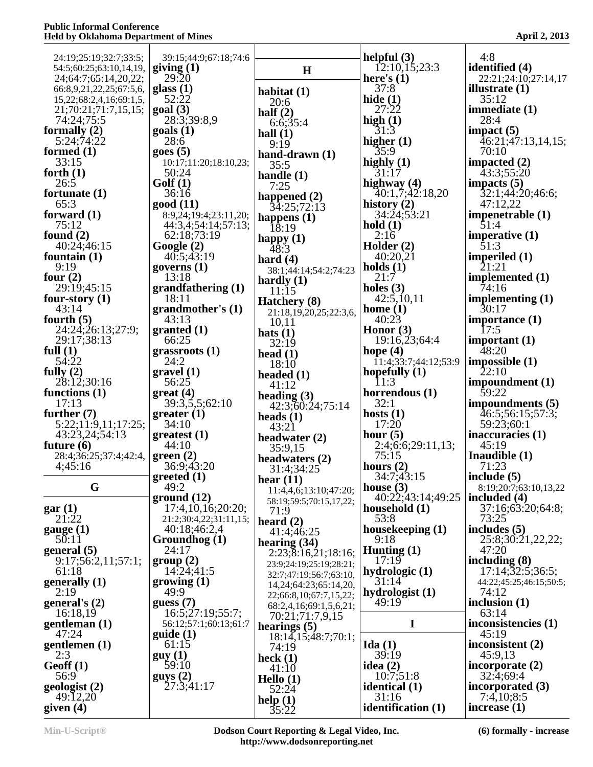24:19;25:19;32:7;33:5;
54:5;60:25;63:10,14,19,
24;64:7;65:14,20,22;
66:8,9,21,22,25;67:5,6,
15,22;68:2,4,16;69:1,5,
21;70:21;71:7,15,15;
74:24;75:5

**formally (2)**
5:24;74:22

**formed (1)**
33:15

**forth (1)**
26:5

**fortunate (1)**
65:3

**forward (1)**
75:12

**found (2)**
40:24;46:15

**fountain (1)**
9:19

**four (2)**
29:19;45:15

**four-story (1)**
43:14

**fourth (5)**
24:24;26:13;27:9;
29:17;38:13

**full (1)**
54:22

**fully (2)**
28:12;30:16

**functions (1)**
17:13

**further (7)**
5:22;11:9,11;17:25;
43:23,24;54:13

**future (6)**
28:4;36:25;37:4;42:4,
4;45:16

## G

**gar (1)**
21:22

**gauge (1)**
50:11

**general (5)**
9:17;56:2,11;57:1;
61:18

**generally (1)**
2:19

**general's (2)**
16:18,19

**gentleman (1)**
47:24

**gentlemen (1)**
2:3

**Geoff (1)**
56:9

**geologist (2)**
49:12,20

**given (4)**
39:15;44:9;67:18;74:6

**giving (1)**
29:20

**glass (1)**
52:22

**goal (3)**
28:3;39:8,9

**goals (1)**
28:6

**goes (5)**
10:17;11:20;18:10,23;
50:24

**Golf (1)**
36:16

**good (11)**
8:9,24;19:4;23:11,20;
44:3,4;54:14;57:13;
62:18;73:19

**Google (2)**
40:5;43:19

**governs (1)**
13:18

**grandfathering (1)**
18:11

**grandmother's (1)**
43:13

**granted (1)**
66:25

**grassroots (1)**
24:2

**gravel (1)**
56:25

**great (4)**
39:3,5,5;62:10

**greater (1)**
34:10

**greatest (1)**
44:10

**green (2)**
36:9;43:20

**greeted (1)**
49:2

**ground (12)**
17:4,10,16;20:20;
21:2;30:4,22;31:11,15;
40:18;46:2,4

**Groundhog (1)**
24:17

**group (2)**
14:24;41:5

**growing (1)**
49:9

**guess (7)**
16:5;27:19;55:7;
56:12;57:1;60:13;61:7

**guide (1)**
61:15

**guy (1)**
59:10

**guys (2)**
27:3;41:17

## H

**habitat (1)**
20:6

**half (2)**
6:6;35:4

**hall (1)**
9:19

**hand-drawn (1)**
35:5

**handle (1)**
7:25

**happened (2)**
34:25;72:13

**happens (1)**
18:19

**happy (1)**
48:3

**hard (4)**
38:1;44:14;54:2;74:23

**hardly (1)**
11:15

**Hatchery (8)**
21:18,19,20,25;22:3,6,
10,11

**hats (1)**
32:19

**head (1)**
18:10

**headed (1)**
41:12

**heading (3)**
42:3;60:24;75:14

**heads (1)**
43:21

**headwater (2)**
35:9,15

**headwaters (2)**
31:4;34:25

**hear (11)**
11:4,4,6;13:10;47:20;
58:19;59:5;70:15,17,22;
71:9

**heard (2)**
41:4;46:25

**hearing (34)**
2:23;8:16,21;18:16;
23:9;24:19;25:19;28:21;
32:7;47:19;56:7;63:10,
14,24;64:23;65:14,20,
22;66:8,10;67:7,15,22;
68:2,4,16;69:1,5,6,21;
70:21;71:7,9,15

**hearings (5)**
18:14,15;48:7;70:1;
74:19

**heck (1)**
41:10

**Hello (1)**
52:24

**help (1)**
35:22

**helpful (3)**
12:10,15;23:3

**here's (1)**
37:8

**hide (1)**
27:22

**high (1)**
31:3

**higher (1)**
35:9

**highly (1)**
31:17

**highway (4)**
40:1,7;42:18,20

**history (2)**
34:24;53:21

**hold (1)**
2:16

**Holder (2)**
40:20,21

**holds (1)**
21:7

**holes (3)**
42:5,10,11

**home (1)**
40:23

**Honor (3)**
19:16,23;64:4

**hope (4)**
11:4;33:7;44:12;53:9

**hopefully (1)**
11:3

**horrendous (1)**
32:1

**hosts (1)**
17:20

**hour (5)**
2:4;6:6;29:11,13;
75:15

**hours (2)**
34:7;43:15

**house (3)**
40:22;43:14;49:25

**household (1)**
53:8

**housekeeping (1)**
9:18

**Hunting (1)**
17:19

**hydrologic (1)**
31:14

**hydrologist (1)**
49:19

## I

**Ida (1)**
39:19

**idea (2)**
10:7;51:8

**identical (1)**
31:16

**identification (1)**
4:8

**identified (4)**
22:21;24:10;27:14,17

**illustrate (1)**
35:12

**immediate (1)**
28:4

**impact (5)**
46:21;47:13,14,15;
70:10

**impacted (2)**
43:3;55:20

**impacts (5)**
32:1;44:20;46:6;
47:12,22

**impenetrable (1)**
51:4

**imperative (1)**
51:3

**imperiled (1)**
21:21

**implemented (1)**
74:16

**implementing (1)**
30:17

**importance (1)**
17:5

**important (1)**
48:20

**impossible (1)**
22:10

**impoundment (1)**
59:22

**impoundments (5)**
46:5;56:15;57:3;
59:23;60:1

**inaccuracies (1)**
45:19

**Inaudible (1)**
71:23

**include (5)**
8:19;20:7;63:10,13,22

**included (4)**
37:16;63:20;64:8;
73:25

**includes (5)**
25:8;30:21,22,22;
47:20

**including (8)**
17:14;32:5;36:5;
44:22;45:25;46:15;50:5;
74:12

**inclusion (1)**
63:14

**inconsistencies (1)**
45:19

**inconsistent (2)**
45:9,13

**incorporate (2)**
32:4;69:4

**incorporated (3)**
7:4,10;8:5

**increase (1)**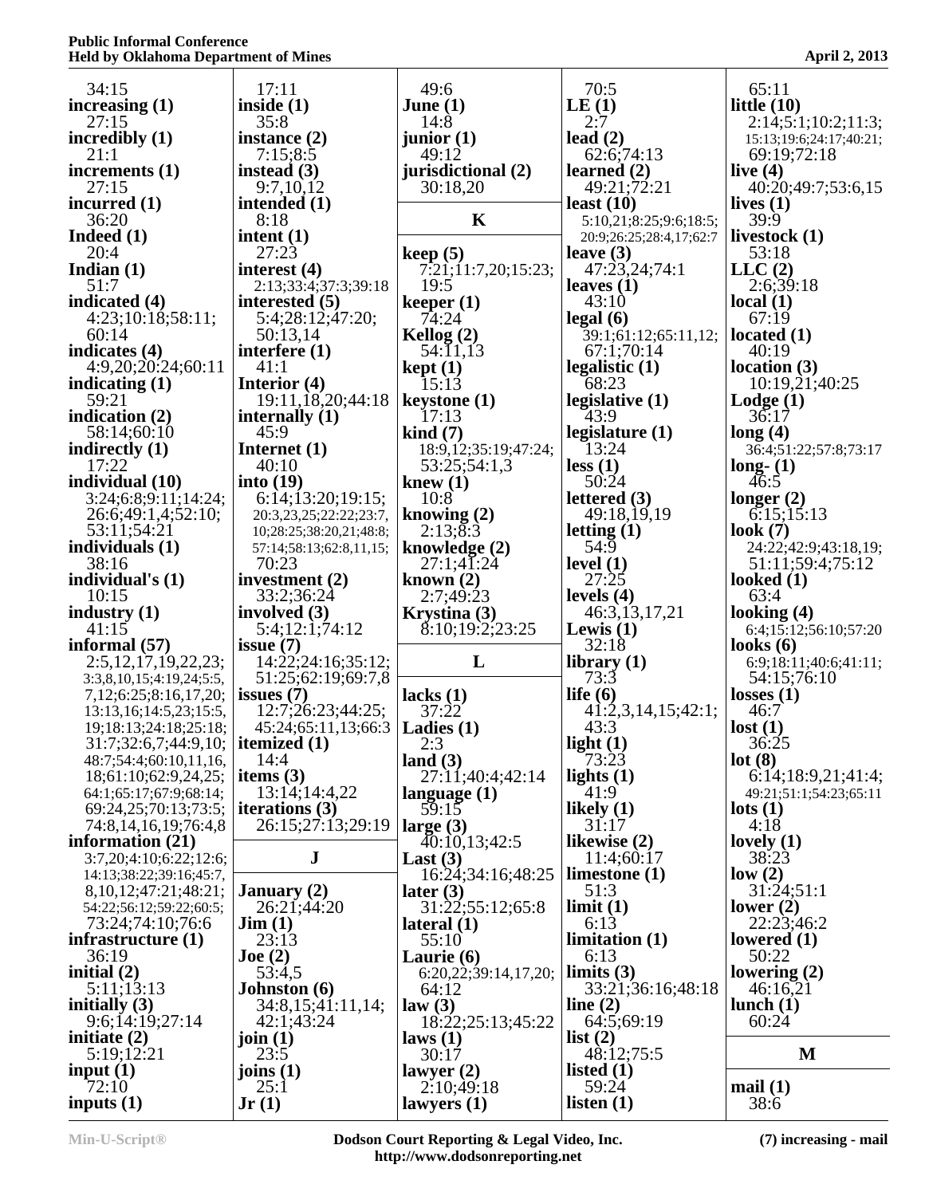34:15
**increasing (1)**
27:15
**incredibly (1)**
21:1
**increments (1)**
27:15
**incurred (1)**
36:20
**Indeed (1)**
20:4
**Indian (1)**
51:7
**indicated (4)**
4:23;10:18;58:11;60:14
**indicates (4)**
4:9,20;20:24;60:11
**indicating (1)**
59:21
**indication (2)**
58:14;60:10
**indirectly (1)**
17:22
**individual (10)**
3:24;6:8;9:11;14:24;26:6;49:1,4;52:10;53:11;54:21
**individuals (1)**
38:16
**individual's (1)**
10:15
**industry (1)**
41:15
**informal (57)**
2:5,12,17,19,22,23;3:3,8,10,15;4:19,24;5:5,7,12;6:25;8:16,17,20;13:13,16;14:5,23;15:5,19;18:13;24:18;25:18;31:7;32:6,7;44:9,10;48:7;54:4;60:10,11,16,18;61:10;62:9,24,25;64:1;65:17;67:9;68:14;69:24,25;70:13;73:5;74:8,14,16,19;76:4,8
**information (21)**
3:7,20;4:10;6:22;12:6;14:13;38:22;39:16;45:7,8,10,12;47:21;48:21;54:22;56:12;59:22;60:5;73:24;74:10;76:6
**infrastructure (1)**
36:19
**initial (2)**
5:11;13:13
**initially (3)**
9:6;14:19;27:14
**initiate (2)**
5:19;12:21
**input (1)**
72:10
**inputs (1)**
17:11
**inside (1)**
35:8
**instance (2)**
7:15;8:5
**instead (3)**
9:7,10,12
**intended (1)**
8:18
**intent (1)**
27:23
**interest (4)**
2:13;33:4;37:3;39:18
**interested (5)**
5:4;28:12;47:20;50:13,14
**interfere (1)**
41:1
**Interior (4)**
19:11,18,20;44:18
**internally (1)**
45:9
**Internet (1)**
40:10
**into (19)**
6:14;13:20;19:15;20:3,23,25;22:22;23:7,10;28:25;38:20,21;48:8;57:14;58:13;62:8,11,15;70:23
**investment (2)**
33:2;36:24
**involved (3)**
5:4;12:1;74:12
**issue (7)**
14:22;24:16;35:12;51:25;62:19;69:7,8
**issues (7)**
12:7;26:23;44:25;45:24;65:11,13;66:3
**itemized (1)**
14:4
**items (3)**
13:14;14:4,22
**iterations (3)**
26:15;27:13;29:19

## J

**January (2)**
26:21;44:20
**Jim (1)**
23:13
**Joe (2)**
53:4,5
**Johnston (6)**
34:8,15;41:11,14;42:1;43:24
**join (1)**
23:5
**joins (1)**
25:1
**Jr (1)**
49:6
**June (1)**
14:8
**junior (1)**
49:12
**jurisdictional (2)**
30:18,20

## K

**keep (5)**
7:21;11:7,20;15:23;19:5
**keeper (1)**
74:24
**Kellog (2)**
54:11,13
**kept (1)**
15:13
**keystone (1)**
17:13
**kind (7)**
18:9,12;35:19;47:24;53:25;54:1,3
**knew (1)**
10:8
**knowing (2)**
2:13;8:3
**knowledge (2)**
27:1;41:24
**known (2)**
2:7;49:23
**Krystina (3)**
8:10;19:2;23:25

## L

**lacks (1)**
37:22
**Ladies (1)**
2:3
**land (3)**
27:11;40:4;42:14
**language (1)**
59:15
**large (3)**
40:10,13;42:5
**Last (3)**
16:24;34:16;48:25
**later (3)**
31:22;55:12;65:8
**lateral (1)**
55:10
**Laurie (6)**
6:20,22;39:14,17,20;64:12
**law (3)**
18:22;25:13;45:22
**laws (1)**
30:17
**lawyer (2)**
2:10;49:18
**lawyers (1)**
70:5
**LE (1)**
2:7
**lead (2)**
62:6;74:13
**learned (2)**
49:21;72:21
**least (10)**
5:10,21;8:25;9:6;18:5;20:9;26:25;28:4,17;62:7
**leave (3)**
47:23,24;74:1
**leaves (1)**
43:10
**legal (6)**
39:1;61:12;65:11,12;67:1;70:14
**legalistic (1)**
68:23
**legislative (1)**
43:9
**legislature (1)**
13:24
**less (1)**
50:24
**lettered (3)**
49:18,19,19
**letting (1)**
54:9
**level (1)**
27:25
**levels (4)**
46:3,13,17,21
**Lewis (1)**
32:18
**library (1)**
73:3
**life (6)**
41:2,3,14,15;42:1;43:3
**light (1)**
73:23
**lights (1)**
41:9
**likely (1)**
31:17
**likewise (2)**
11:4;60:17
**limestone (1)**
51:3
**limit (1)**
6:13
**limitation (1)**
6:13
**limits (3)**
33:21;36:16;48:18
**line (2)**
64:5;69:19
**list (2)**
48:12;75:5
**listed (1)**
59:24
**listen (1)**
65:11
**little (10)**
2:14;5:1;10:2;11:3;15:13;19:6;24:17;40:21;69:19;72:18
**live (4)**
40:20;49:7;53:6,15
**lives (1)**
39:9
**livestock (1)**
53:18
**LLC (2)**
2:6;39:18
**local (1)**
67:19
**located (1)**
40:19
**location (3)**
10:19,21;40:25
**Lodge (1)**
36:17
**long (4)**
36:4;51:22;57:8;73:17
**long- (1)**
46:5
**longer (2)**
6:15;15:13
**look (7)**
24:22;42:9;43:18,19;51:11;59:4;75:12
**looked (1)**
63:4
**looking (4)**
6:4;15:12;56:10;57:20
**looks (6)**
6:9;18:11;40:6;41:11;54:15;76:10
**losses (1)**
46:7
**lost (1)**
36:25
**lot (8)**
6:14;18:9,21;41:4;49:21;51:1;54:23;65:11
**lots (1)**
4:18
**lovely (1)**
38:23
**low (2)**
31:24;51:1
**lower (2)**
22:23;46:2
**lowered (1)**
50:22
**lowering (2)**
46:16,21
**lunch (1)**
60:24

## M

**mail (1)**
38:6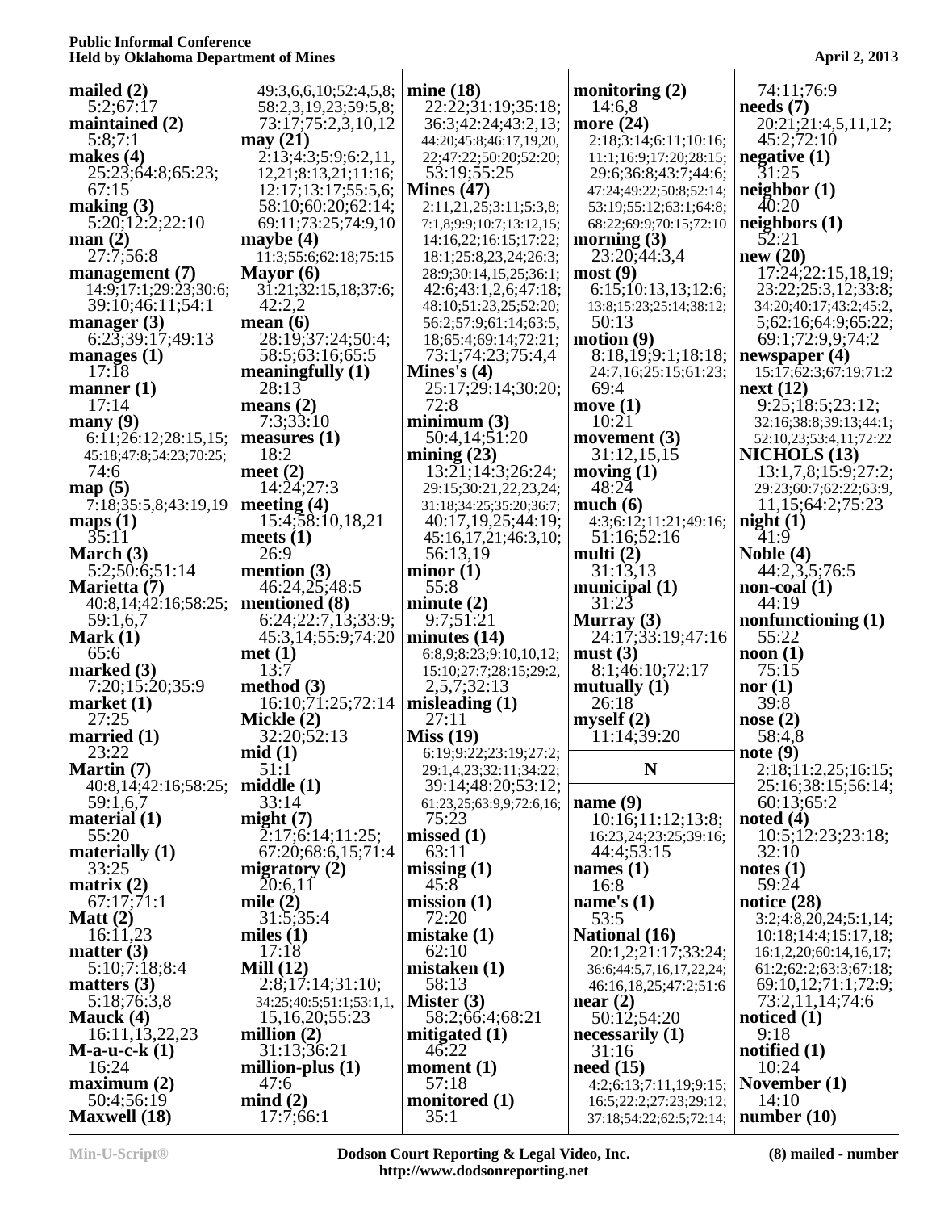**mailed (2)**
5:2;67:17
**maintained (2)**
5:8;7:1
**makes (4)**
25:23;64:8;65:23;
67:15
**making (3)**
5:20;12:2;22:10
**man (2)**
27:7;56:8
**management (7)**
14:9;17:1;29:23;30:6;
39:10;46:11;54:1
**manager (3)**
6:23;39:17;49:13
**manages (1)**
17:18
**manner (1)**
17:14
**many (9)**
6:11;26:12;28:15,15;
45:18;47:8;54:23;70:25;
74:6
**map (5)**
7:18;35:5,8;43:19,19
**maps (1)**
35:11
**March (3)**
5:2;50:6;51:14
**Marietta (7)**
40:8,14;42:16;58:25;
59:1,6,7
**Mark (1)**
65:6
**marked (3)**
7:20;15:20;35:9
**market (1)**
27:25
**married (1)**
23:22
**Martin (7)**
40:8,14;42:16;58:25;
59:1,6,7
**material (1)**
55:20
**materially (1)**
33:25
**matrix (2)**
67:17;71:1
**Matt (2)**
16:11,23
**matter (3)**
5:10;7:18;8:4
**matters (3)**
5:18;76:3,8
**Mauck (4)**
16:11,13,22,23
**M-a-u-c-k (1)**
16:24
**maximum (2)**
50:4;56:19
**Maxwell (18)**
49:3,6,6,10;52:4,5,8;
58:2,3,19,23;59:5,8;
73:17;75:2,3,10,12
**may (21)**
2:13;4:3;5:9;6:2,11,
12,21;8:13,21;11:16;
12:17;13:17;55:5,6;
58:10;60:20;62:14;
69:11;73:25;74:9,10
**maybe (4)**
11:3;55:6;62:18;75:15
**Mayor (6)**
31:21;32:15,18;37:6;
42:2,2
**mean (6)**
28:19;37:24;50:4;
58:5;63:16;65:5
**meaningfully (1)**
28:13
**means (2)**
7:3;33:10
**measures (1)**
18:2
**meet (2)**
14:24;27:3
**meeting (4)**
15:4;58:10,18,21
**meets (1)**
26:9
**mention (3)**
46:24,25;48:5
**mentioned (8)**
6:24;22:7,13;33:9;
45:3,14;55:9;74:20
**met (1)**
13:7
**method (3)**
16:10;71:25;72:14
**Mickle (2)**
32:20;52:13
**mid (1)**
51:1
**middle (1)**
33:14
**might (7)**
2:17;6:14;11:25;
67:20;68:6,15;71:4
**migratory (2)**
20:6,11
**mile (2)**
31:5;35:4
**miles (1)**
17:18
**Mill (12)**
2:8;17:14;31:10;
34:25;40:5;51:1;53:1,1,
15,16,20;55:23
**million (2)**
31:13;36:21
**million-plus (1)**
47:6
**mind (2)**
17:7;66:1
**mine (18)**
22:22;31:19;35:18;
36:3;42:24;43:2,13;
44:20;45:8;46:17,19,20,
22;47:22;50:20;52:20;
53:19;55:25
**Mines (47)**
2:11,21,25;3:11;5:3,8;
7:1,8,9:9;10:7;13:12,15;
14:16,22;16:15;17:22;
18:1;25:8,23,24;26:3;
28:9;30:14,15,25;36:1;
42:6;43:1,2,6;47:18;
48:10;51:23,25;52:20;
56:2;57:9;61:14;63:5,
18;65:4;69:14;72:21;
73:1;74:23;75:4,4
**Mines's (4)**
25:17;29:14;30:20;
72:8
**minimum (3)**
50:4,14;51:20
**mining (23)**
13:21;14:3;26:24;
29:15;30:21,22,23,24;
31:18;34:25;35:20;36:7;
40:17,19,25;44:19;
45:16,17,21;46:3,10;
56:13,19
**minor (1)**
55:8
**minute (2)**
9:7;51:21
**minutes (14)**
6:8,9;8:23;9:10,10,12;
15:10;27:7;28:15;29:2,
2,5,7;32:13
**misleading (1)**
27:11
**Miss (19)**
6:19;9:22;23:19;27:2;
29:1,4,23;32:11;34:22;
39:14;48:20;53:12;
61:23,25;63:9,9;72:6,16;
75:23
**missed (1)**
63:11
**missing (1)**
45:8
**mission (1)**
72:20
**mistake (1)**
62:10
**mistaken (1)**
58:13
**Mister (3)**
58:2;66:4;68:21
**mitigated (1)**
46:22
**moment (1)**
57:18
**monitored (1)**
35:1
**monitoring (2)**
14:6,8
**more (24)**
2:18;3:14;6:11;10:16;
11:1;16:9;17:20;28:15;
29:6;36:8;43:7;44:6;
47:24;49:22;50:8;52:14;
53:19;55:12;63:1;64:8;
68:22;69:9;70:15;72:10
**morning (3)**
23:20;44:3,4
**most (9)**
6:15;10:13,13;12:6;
13:8;15:23;25:14;38:12;
50:13
**motion (9)**
8:18,19;9:1;18:18;
24:7,16;25:15;61:23;
69:4
**move (1)**
10:21
**movement (3)**
31:12,15,15
**moving (1)**
48:24
**much (6)**
4:3;6:12;11:21;49:16;
51:16;52:16
**multi (2)**
31:13,13
**municipal (1)**
31:23
**Murray (3)**
24:17;33:19;47:16
**must (3)**
8:1;46:10;72:17
**mutually (1)**
26:18
**myself (2)**
11:14;39:20

**N**

**name (9)**
10:16;11:12;13:8;
16:23,24;23:25;39:16;
44:4;53:15
**names (1)**
16:8
**name's (1)**
53:5
**National (16)**
20:1,2;21:17;33:24;
36:6;44:5,7,16,17,22,24;
46:16,18,25;47:2;51:6
**near (2)**
50:12;54:20
**necessarily (1)**
31:16
**need (15)**
4:2;6:13;7:11,19;9:15;
16:5;22:2;27:23;29:12;
37:18;54:22;62:5;72:14;
74:11;76:9
**needs (7)**
20:21;21:4,5,11,12;
45:2;72:10
**negative (1)**
31:25
**neighbor (1)**
40:20
**neighbors (1)**
52:21
**new (20)**
17:24;22:15,18,19;
23:22;25:3,12;33:8;
34:20;40:17;43:2;45:2,
5;62:16;64:9;65:22;
69:1;72:9,9;74:2
**newspaper (4)**
15:17;62:3;67:19;71:2
**next (12)**
9:25;18:5;23:12;
32:16;38:8;39:13;44:1;
52:10,23;53:4,11;72:22
**NICHOLS (13)**
13:1,7,8;15:9;27:2;
29:23;60:7;62:22;63:9,
11,15;64:2;75:23
**night (1)**
41:9
**Noble (4)**
44:2,3,5;76:5
**non-coal (1)**
44:19
**nonfunctioning (1)**
55:22
**noon (1)**
75:15
**nor (1)**
39:8
**nose (2)**
58:4,8
**note (9)**
2:18;11:2,25;16:15;
25:16;38:15;56:14;
60:13;65:2
**noted (4)**
10:5;12:23;23:18;
32:10
**notes (1)**
59:24
**notice (28)**
3:2;4:8,20,24;5:1,14;
10:18;14:4;15:17,18;
16:1,2,20;60:14,16,17;
61:2;62:2;63:3;67:18;
69:10,12;71:1;72:9;
73:2,11,14;74:6
**noticed (1)**
9:18
**notified (1)**
10:24
**November (1)**
14:10
**number (10)**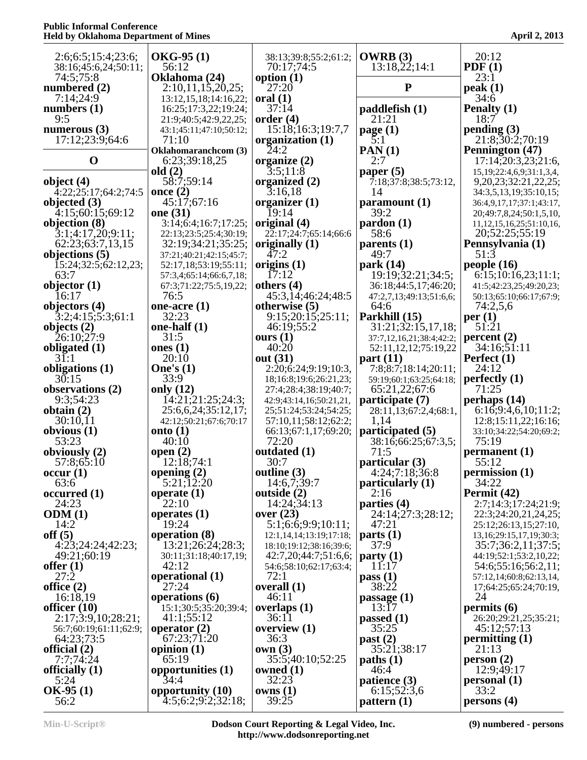2:6;6:5;15:4;23:6;
38:16;45:6,24;50:11;
74:5;75:8

**numbered (2)**
7:14;24:9

**numbers (1)**
9:5

**numerous (3)**
17:12;23:9;64:6

## O

**object (4)**
4:22;25:17;64:2;74:5

**objected (3)**
4:15;60:15;69:12

**objection (8)**
3:1;4:17,20;9:11;
62:23;63:7,13,15

**objections (5)**
15:24;32:5;62:12,23;
63:7

**objector (1)**
16:17

**objectors (4)**
3:2;4:15;5:3;61:1

**objects (2)**
26:10;27:9

**obligated (1)**
31:1

**obligations (1)**
30:15

**observations (2)**
9:3;54:23

**obtain (2)**
30:10,11

**obvious (1)**
53:23

**obviously (2)**
57:8;65:10

**occur (1)**
63:6

**occurred (1)**
24:23

**ODM (1)**
14:2

**off (5)**
4:23;24:24;42:23;
49:21;60:19

**offer (1)**
27:2

**office (2)**
16:18,19

**officer (10)**
2:17;3:9,10;28:21;
56:7;60:19;61:11;62:9;
64:23;73:5

**official (2)**
7:7;74:24

**officially (1)**
5:24

**OK-95 (1)**
56:2

**OKG-95 (1)**
56:12

**Oklahoma (24)**
2:10,11,15,20,25;
13:12,15,18;14:16,22;
16:25;17:3,22;19:24;
21:9;40:5;42:9,22,25;
43:1;45:11;47:10;50:12;
71:10

**Oklahomaranchcom (3)**
6:23;39:18,25

**old (2)**
58:7;59:14

**once (2)**
45:17;67:16

**one (31)**
3:14;6:4;16:7;17:25;
22:13;23:5;25:4;30:19;
32:19;34:21;35:25;
37:21;40:21;42:15;45:7;
52:17,18;53:19;55:11;
57:3,4;65:14;66:6,7,18;
67:3;71:22;75:5,19,22;
76:5

**one-acre (1)**
32:23

**one-half (1)**
31:5

**ones (1)**
20:10

**One's (1)**
33:9

**only (12)**
14:21;21:25;24:3;
25:6,6,24;35:12,17;
42:12;50:21;67:6;70:17

**onto (1)**
40:10

**open (2)**
12:18;74:1

**opening (2)**
5:21;12:20

**operate (1)**
22:10

**operates (1)**
19:24

**operation (8)**
13:21;26:24;28:3;
30:11;31:18;40:17,19;
42:12

**operational (1)**
27:24

**operations (6)**
15:1;30:5;35:20;39:4;
41:1;55:12

**operator (2)**
67:23;71:20

**opinion (1)**
65:19

**opportunities (1)**
34:4

**opportunity (10)**
4:5;6:2;9:2;32:18;
38:13;39:8;55:2;61:2;
70:17;74:5

**option (1)**
27:20

**oral (1)**
37:14

**order (4)**
15:18;16:3;19:7,7

**organization (1)**
24:2

**organize (2)**
3:5;11:8

**organized (2)**
3:16,18

**organizer (1)**
19:14

**original (4)**
22:17;24:7;65:14;66:6

**originally (1)**
47:2

**origins (1)**
17:12

**others (4)**
45:3,14;46:24;48:5

**otherwise (5)**
9:15;20:15;25:11;
46:19;55:2

**ours (1)**
40:20

**out (31)**
2:20;6:24;9:19;10:3,
18;16:8;19:6;26:21,23;
27:4;28:4;38:19;40:7;
42:9;43:14,16;50:21,21,
25;51:24;53:24;54:25;
57:10,11;58:12;62:2;
66:13;67:1,17;69:20;
72:20

**outdated (1)**
30:7

**outline (3)**
14:6,7;39:7

**outside (2)**
14:24;34:13

**over (23)**
5:1;6:6;9:9;10:11;
12:1,14,14;13:19;17:18;
18:10;19:12;38:16;39:6;
42:7,20;44:7;51:6,6;
54:6;58:10;62:17;63:4;
72:1

**overall (1)**
46:11

**overlaps (1)**
36:11

**overview (1)**
36:3

**own (3)**
35:5;40:10;52:25

**owned (1)**
32:23

**owns (1)**
39:25

**OWRB (3)**
13:18,22;14:1

## P

**paddlefish (1)**
21:21

**page (1)**
5:1

**PAN (1)**
2:7

**paper (5)**
7:18;37:8;38:5;73:12,
14

**paramount (1)**
39:2

**pardon (1)**
58:6

**parents (1)**
49:7

**park (14)**
19:19;32:21;34:5;
36:18;44:5,17;46:20;
47:2,7,13;49:13;51:6,6;
64:6

**Parkhill (15)**
31:21;32:15,17,18;
37:7,12,16,21;38:4;42:2;
52:11,12,12;75:19,22

**part (11)**
7:8;8:7;18:14;20:11;
59:19;60:1;63:25;64:18;
65:21,22;67:6

**participate (7)**
28:11,13;67:2,4;68:1,
1,14

**participated (5)**
38:16;66:25;67:3,5;
71:5

**particular (3)**
4:24;7:18;36:8

**particularly (1)**
2:16

**parties (4)**
24:14;27:3;28:12;
47:21

**parts (1)**
37:9

**party (1)**
11:17

**pass (1)**
38:22

**passage (1)**
13:17

**passed (1)**
35:25

**past (2)**
35:21;38:17

**paths (1)**
46:4

**patience (3)**
6:15;52:3,6

**pattern (1)**
20:12

**PDF (1)**
23:1

**peak (1)**
34:6

**Penalty (1)**
18:7

**pending (3)**
21:8;30:2;70:19

**Pennington (47)**
17:14;20:3,23;21:6,
15,19;22:4,6,9;31:1,3,4,
9,20,23;32:21,22,25;
34:3,5,13,19;35:10,15;
36:4,9,17,37;37:1;43:17,
20;49:7,8,24;50:1,5,10,
11,12,15,16,25;51:10,16,
20;52:25;55:19

**Pennsylvania (1)**
51:3

**people (16)**
6:15;10:16,23;11:1;
41:5;42:23,25;49:20,23;
50:13;65:10;66:17;67:9;
74:2,5,6

**per (1)**
51:21

**percent (2)**
34:16;51:11

**Perfect (1)**
24:12

**perfectly (1)**
71:25

**perhaps (14)**
6:16;9:4,6,10;11:2;
12:8;15:11,22;16:16;
33:10;34:22;54:20;69:2;
75:19

**permanent (1)**
55:12

**permission (1)**
34:22

**Permit (42)**
2:7;14:3;17:24;21:9;
22:3;24:20,21,24,25;
25:12;26:13,15;27:10,
13,16;29:15,17,19;30:3;
35:7;36:2,11;37:5;
44:19;52:1,3;53:2,10,22;
54:6;55:16;56:2,11;
57:12,14;60:8;62:13,14,
17;64:25;65:24;70:19,
24

**permits (6)**
26:20;29:21,25;35:21;
45:12;57:13

**permitting (1)**
21:13

**person (2)**
12:9;49:17

**personal (1)**
33:2

**persons (4)**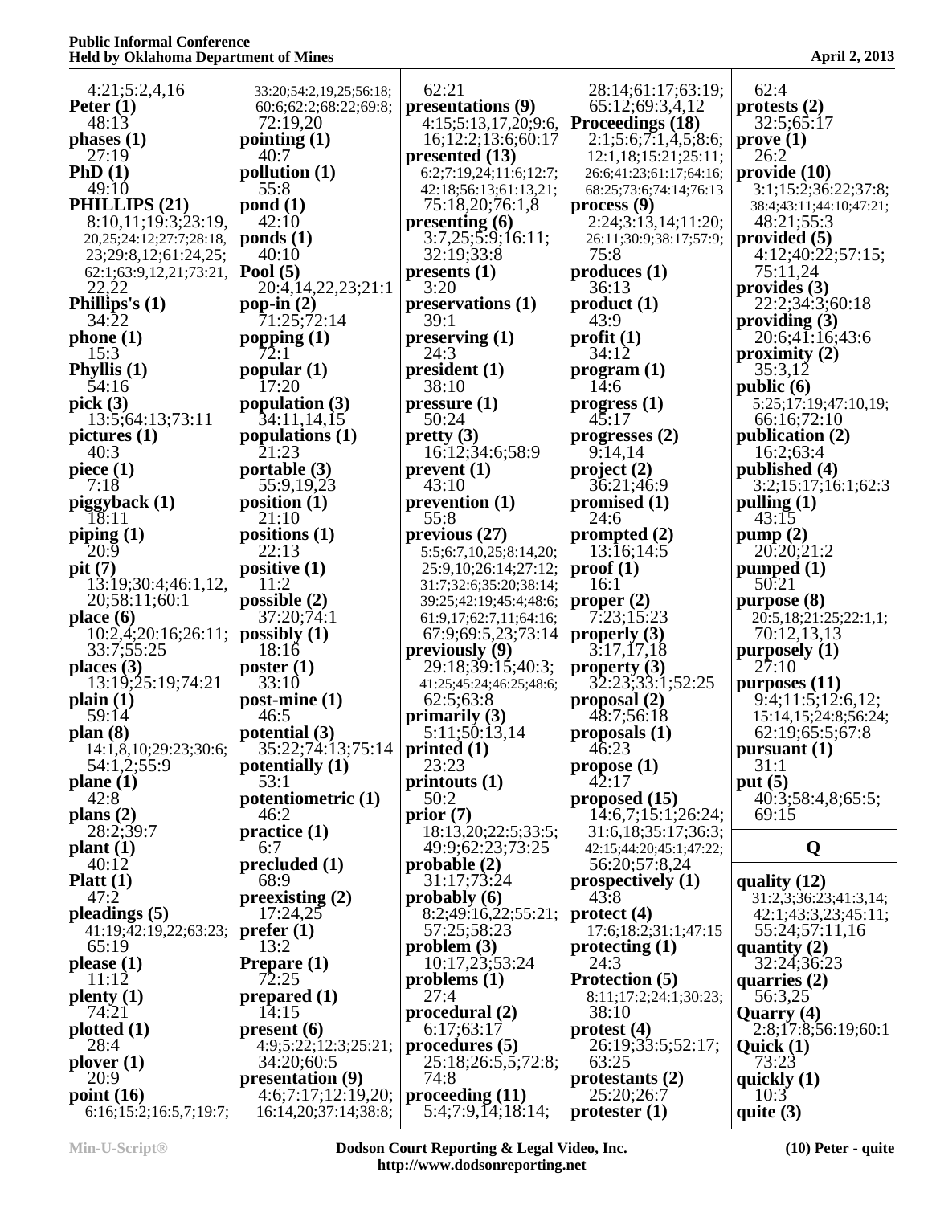4:21;5:2,4,16

**Peter (1)**
48:13

**phases (1)**
27:19

**PhD (1)**
49:10

**PHILLIPS (21)**
8:10,11;19:3;23:19,20,25;24:12;27:7;28:18,23;29:8,12;61:24,25;62:1;63:9,12,21;73:21,22,22

**Phillips's (1)**
34:22

**phone (1)**
15:3

**Phyllis (1)**
54:16

**pick (3)**
13:5;64:13;73:11

**pictures (1)**
40:3

**piece (1)**
7:18

**piggyback (1)**
18:11

**piping (1)**
20:9

**pit (7)**
13:19;30:4;46:1,12,20;58:11;60:1

**place (6)**
10:2,4;20:16;26:11;33:7;55:25

**places (3)**
13:19;25:19;74:21

**plain (1)**
59:14

**plan (8)**
14:1,8,10;29:23;30:6;54:1,2;55:9

**plane (1)**
42:8

**plans (2)**
28:2;39:7

**plant (1)**
40:12

**Platt (1)**
47:2

**pleadings (5)**
41:19;42:19,22;63:23;65:19

**please (1)**
11:12

**plenty (1)**
74:21

**plotted (1)**
28:4

**plover (1)**
20:9

**point (16)**
6:16;15:2;16:5,7;19:7;33:20;54:2,19,25;56:18;60:6;62:2;68:22;69:8;72:19,20

**pointing (1)**
40:7

**pollution (1)**
55:8

**pond (1)**
42:10

**ponds (1)**
40:10

**Pool (5)**
20:4,14,22,23;21:1

**pop-in (2)**
71:25;72:14

**popping (1)**
72:1

**popular (1)**
17:20

**population (3)**
34:11,14,15

**populations (1)**
21:23

**portable (3)**
55:9,19,23

**position (1)**
21:10

**positions (1)**
22:13

**positive (1)**
11:2

**possible (2)**
37:20;74:1

**possibly (1)**
18:16

**poster (1)**
33:10

**post-mine (1)**
46:5

**potential (3)**
35:22;74:13;75:14

**potentially (1)**
53:1

**potentiometric (1)**
46:2

**practice (1)**
6:7

**precluded (1)**
68:9

**preexisting (2)**
17:24,25

**prefer (1)**
13:2

**Prepare (1)**
72:25

**prepared (1)**
14:15

**present (6)**
4:9;5:22;12:3;25:21;34:20;60:5

**presentation (9)**
4:6;7:17;12:19,20;16:14,20;37:14;38:8;62:21

**presentations (9)**
4:15;5:13,17,20;9:6,16;12:2;13:6;60:17

**presented (13)**
6:2;7:19,24;11:6;12:7;42:18;56:13;61:13,21;75:18,20;76:1,8

**presenting (6)**
3:7,25;5:9;16:11;32:19;33:8

**presents (1)**
3:20

**preservations (1)**
39:1

**preserving (1)**
24:3

**president (1)**
38:10

**pressure (1)**
50:24

**pretty (3)**
16:12;34:6;58:9

**prevent (1)**
43:10

**prevention (1)**
55:8

**previous (27)**
5:5;6:7,10,25;8:14,20;25:9,10;26:14;27:12;31:7;32:6;35:20;38:14;39:25;42:19;45:4;48:6;61:9,17;62:7,11;64:16;67:9;69:5,23;73:14

**previously (9)**
29:18;39:15;40:3;41:25;45:24;46:25;48:6;62:5;63:8

**primarily (3)**
5:11;50:13,14

**printed (1)**
23:23

**printouts (1)**
50:2

**prior (7)**
18:13,20;22:5;33:5;49:9;62:23;73:25

**probable (2)**
31:17;73:24

**probably (6)**
8:2;49:16,22;55:21;57:25;58:23

**problem (3)**
10:17,23;53:24

**problems (1)**
27:4

**procedural (2)**
6:17;63:17

**procedures (5)**
25:18;26:5,5;72:8;74:8

**proceeding (11)**
5:4;7:9,14;18:14;28:14;61:17;63:19;65:12;69:3,4,12

**Proceedings (18)**
2:1;5:6;7:1,4,5;8:6;12:1,18;15:21;25:11;26:6;41:23;61:17;64:16;68:25;73:6;74:14;76:13

**process (9)**
2:24;3:13,14;11:20;26:11;30:9;38:17;57:9;75:8

**produces (1)**
36:13

**product (1)**
43:9

**profit (1)**
34:12

**program (1)**
14:6

**progress (1)**
45:17

**progresses (2)**
9:14,14

**project (2)**
36:21;46:9

**promised (1)**
24:6

**prompted (2)**
13:16;14:5

**proof (1)**
16:1

**proper (2)**
7:23;15:23

**properly (3)**
3:17,17,18

**property (3)**
32:23;33:1;52:25

**proposal (2)**
48:7;56:18

**proposals (1)**
46:23

**propose (1)**
42:17

**proposed (15)**
14:6,7;15:1;26:24;31:6,18;35:17;36:3;42:15;44:20;45:1;47:22;56:20;57:8,24

**prospectively (1)**
43:8

**protect (4)**
17:6;18:2;31:1;47:15

**protecting (1)**
24:3

**Protection (5)**
8:11;17:2;24:1;30:23;38:10

**protest (4)**
26:19;33:5;52:17;63:25

**protestants (2)**
25:20;26:7

**protester (1)**
62:4

**protests (2)**
32:5;65:17

**prove (1)**
26:2

**provide (10)**
3:1;15:2;36:22;37:8;38:4;43:11;44:10;47:21;48:21;55:3

**provided (5)**
4:12;40:22;57:15;75:11,24

**provides (3)**
22:2;34:3;60:18

**providing (3)**
20:6;41:16;43:6

**proximity (2)**
35:3,12

**public (6)**
5:25;17:19;47:10,19;66:16;72:10

**publication (2)**
16:2;63:4

**published (4)**
3:2;15:17;16:1;62:3

**pulling (1)**
43:15

**pump (2)**
20:20;21:2

**pumped (1)**
50:21

**purpose (8)**
20:5,18;21:25;22:1,1;70:12,13,13

**purposely (1)**
27:10

**purposes (11)**
9:4;11:5;12:6,12;15:14,15;24:8;56:24;62:19;65:5;67:8

**pursuant (1)**
31:1

**put (5)**
40:3;58:4,8;65:5;69:15

## Q

**quality (12)**
31:2,3;36:23;41:3,14;42:1;43:3,23;45:11;55:24;57:11,16

**quantity (2)**
32:24;36:23

**quarries (2)**
56:3,25

**Quarry (4)**
2:8;17:8;56:19;60:1

**Quick (1)**
73:23

**quickly (1)**
10:3

**quite (3)**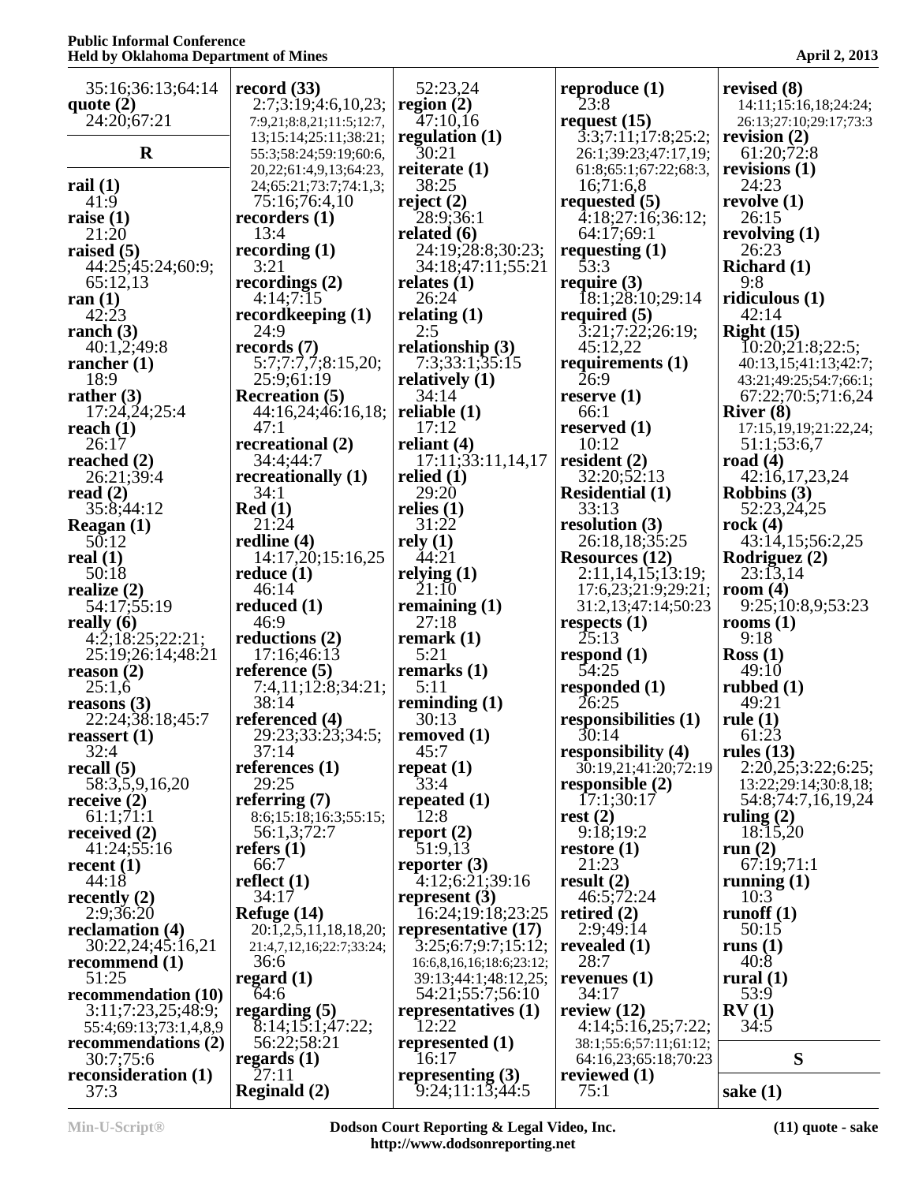35:16;36:13;64:14
**quote (2)**
24:20;67:21

## R

**rail (1)**
41:9
**raise (1)**
21:20
**raised (5)**
44:25;45:24;60:9;
65:12,13
**ran (1)**
42:23
**ranch (3)**
40:1,2;49:8
**rancher (1)**
18:9
**rather (3)**
17:24,24;25:4
**reach (1)**
26:17
**reached (2)**
26:21;39:4
**read (2)**
35:8;44:12
**Reagan (1)**
50:12
**real (1)**
50:18
**realize (2)**
54:17;55:19
**really (6)**
4:2;18:25;22:21;
25:19;26:14;48:21
**reason (2)**
25:1,6
**reasons (3)**
22:24;38:18;45:7
**reassert (1)**
32:4
**recall (5)**
58:3,5,9,16,20
**receive (2)**
61:1;71:1
**received (2)**
41:24;55:16
**recent (1)**
44:18
**recently (2)**
2:9;36:20
**reclamation (4)**
30:22,24;45:16,21
**recommend (1)**
51:25
**recommendation (10)**
3:11;7:23,25;48:9;
55:4;69:13;73:1,4,8,9
**recommendations (2)**
30:7;75:6
**reconsideration (1)**
37:3

**record (33)**
2:7;3:19;4:6,10,23;
7:9,21;8:8,21;11:5;12:7,
13;15:14;25:11;38:21;
55:3;58:24;59:19;60:6,
20,22;61:4,9,13;64:23,
24;65:21;73:7;74:1,3;
75:16;76:4,10
**recorders (1)**
13:4
**recording (1)**
3:21
**recordings (2)**
4:14;7:15
**recordkeeping (1)**
24:9
**records (7)**
5:7;7:7,7;8:15,20;
25:9;61:19
**Recreation (5)**
44:16,24;46:16,18;
47:1
**recreational (2)**
34:4;44:7
**recreationally (1)**
34:1
**Red (1)**
21:24
**redline (4)**
14:17,20;15:16,25
**reduce (1)**
46:14
**reduced (1)**
46:9
**reductions (2)**
17:16;46:13
**reference (5)**
7:4,11;12:8;34:21;
38:14
**referenced (4)**
29:23;33:23;34:5;
37:14
**references (1)**
29:25
**referring (7)**
8:6;15:18;16:3;55:15;
56:1,3;72:7
**refers (1)**
66:7
**reflect (1)**
34:17
**Refuge (14)**
20:1,2,5,11,18,18,20;
21:4,7,12,16;22:7;33:24;
36:6
**regard (1)**
64:6
**regarding (5)**
8:14;15:1;47:22;
56:22;58:21
**regards (1)**
27:11
**Reginald (2)**

52:23,24
**region (2)**
47:10,16
**regulation (1)**
30:21
**reiterate (1)**
38:25
**reject (2)**
28:9;36:1
**related (6)**
24:19;28:8;30:23;
34:18;47:11;55:21
**relates (1)**
26:24
**relating (1)**
2:5
**relationship (3)**
7:3;33:1;35:15
**relatively (1)**
34:14
**reliable (1)**
17:12
**reliant (4)**
17:11;33:11,14,17
**relied (1)**
29:20
**relies (1)**
31:22
**rely (1)**
44:21
**relying (1)**
21:10
**remaining (1)**
27:18
**remark (1)**
5:21
**remarks (1)**
5:11
**reminding (1)**
30:13
**removed (1)**
45:7
**repeat (1)**
33:4
**repeated (1)**
12:8
**report (2)**
51:9,13
**reporter (3)**
4:12;6:21;39:16
**represent (3)**
16:24;19:18;23:25
**representative (17)**
3:25;6:7;9:7;15:12;
16:6,8,16,16;18:6;23:12;
39:13;44:1;48:12,25;
54:21;55:7;56:10
**representatives (1)**
12:22
**represented (1)**
16:17
**representing (3)**
9:24;11:13;44:5

**reproduce (1)**
23:8
**request (15)**
3:3;7:11;17:8;25:2;
26:1;39:23;47:17,19;
61:8;65:1;67:22;68:3,
16;71:6,8
**requested (5)**
4:18;27:16;36:12;
64:17;69:1
**requesting (1)**
53:3
**require (3)**
18:1;28:10;29:14
**required (5)**
3:21;7:22;26:19;
45:12,22
**requirements (1)**
26:9
**reserve (1)**
66:1
**reserved (1)**
10:12
**resident (2)**
32:20;52:13
**Residential (1)**
33:13
**resolution (3)**
26:18,18;35:25
**Resources (12)**
2:11,14,15;13:19;
17:6,23;21:9;29:21;
31:2,13;47:14;50:23
**respects (1)**
25:13
**respond (1)**
54:25
**responded (1)**
26:25
**responsibilities (1)**
30:14
**responsibility (4)**
30:19,21;41:20;72:19
**responsible (2)**
17:1;30:17
**rest (2)**
9:18;19:2
**restore (1)**
21:23
**result (2)**
46:5;72:24
**retired (2)**
2:9;49:14
**revealed (1)**
28:7
**revenues (1)**
34:17
**review (12)**
4:14;5:16,25;7:22;
38:1;55:6;57:11;61:12;
64:16,23;65:18;70:23
**reviewed (1)**
75:1

**revised (8)**
14:11;15:16,18;24:24;
26:13;27:10;29:17;73:3
**revision (2)**
61:20;72:8
**revisions (1)**
24:23
**revolve (1)**
26:15
**revolving (1)**
26:23
**Richard (1)**
9:8
**ridiculous (1)**
42:14
**Right (15)**
10:20;21:8;22:5;
40:13,15;41:13;42:7;
43:21;49:25;54:7;66:1;
67:22;70:5;71:6,24
**River (8)**
17:15,19,19;21:22,24;
51:1;53:6,7
**road (4)**
42:16,17,23,24
**Robbins (3)**
52:23,24,25
**rock (4)**
43:14,15;56:2,25
**Rodriguez (2)**
23:13,14
**room (4)**
9:25;10:8,9;53:23
**rooms (1)**
9:18
**Ross (1)**
49:10
**rubbed (1)**
49:21
**rule (1)**
61:23
**rules (13)**
2:20,25;3:22;6:25;
13:22;29:14;30:8,18;
54:8;74:7,16,19,24
**ruling (2)**
18:15,20
**run (2)**
67:19;71:1
**running (1)**
10:3
**runoff (1)**
50:15
**runs (1)**
40:8
**rural (1)**
53:9
**RV (1)**
34:5

## S

**sake (1)**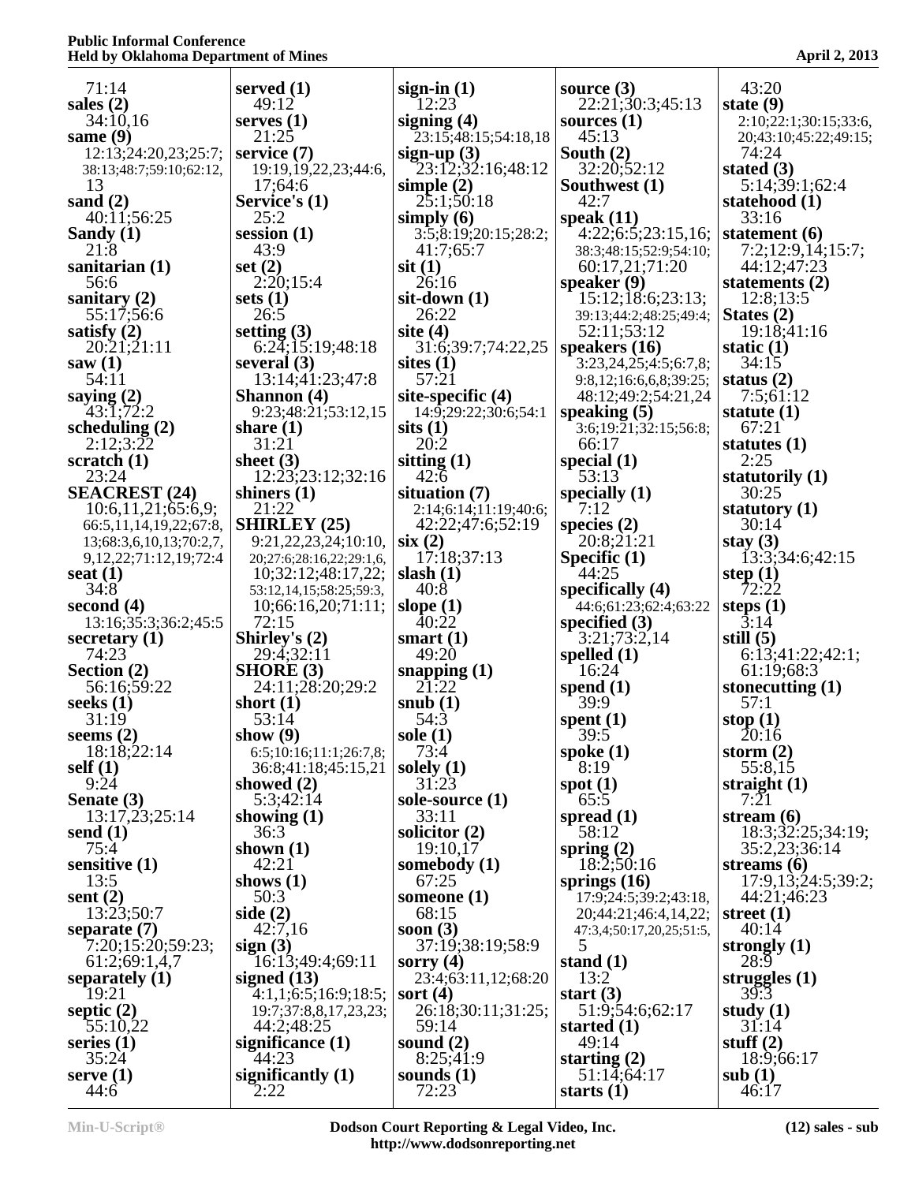71:14
**sales (2)**
34:10,16
**same (9)**
12:13;24:20,23;25:7;38:13;48:7;59:10;62:12,13
**sand (2)**
40:11;56:25
**Sandy (1)**
21:8
**sanitarian (1)**
56:6
**sanitary (2)**
55:17;56:6
**satisfy (2)**
20:21;21:11
**saw (1)**
54:11
**saying (2)**
43:1;72:2
**scheduling (2)**
2:12;3:22
**scratch (1)**
23:24
**SEACREST (24)**
10:6,11,21;65:6,9;66:5,11,14,19,22;67:8,13;68:3,6,10,13;70:2,7,9,12,22;71:12,19;72:4
**seat (1)**
34:8
**second (4)**
13:16;35:3;36:2;45:5
**secretary (1)**
74:23
**Section (2)**
56:16;59:22
**seeks (1)**
31:19
**seems (2)**
18:18;22:14
**self (1)**
9:24
**Senate (3)**
13:17,23;25:14
**send (1)**
75:4
**sensitive (1)**
13:5
**sent (2)**
13:23;50:7
**separate (7)**
7:20;15:20;59:23;61:2;69:1,4,7
**separately (1)**
19:21
**septic (2)**
55:10,22
**series (1)**
35:24
**serve (1)**
44:6
**served (1)**
49:12
**serves (1)**
21:25
**service (7)**
19:19,19,22,23;44:6,17;64:6
**Service's (1)**
25:2
**session (1)**
43:9
**set (2)**
2:20;15:4
**sets (1)**
26:5
**setting (3)**
6:24;15:19;48:18
**several (3)**
13:14;41:23;47:8
**Shannon (4)**
9:23;48:21;53:12,15
**share (1)**
31:21
**sheet (3)**
12:23;23:12;32:16
**shiners (1)**
21:22
**SHIRLEY (25)**
9:21,22,23,24;10:10,20;27:6;28:16,22;29:1,6,10;32:12;48:17,22;53:12,14,15;58:25;59:3,10;66:16,20;71:11;72:15
**Shirley's (2)**
29:4;32:11
**SHORE (3)**
24:11;28:20;29:2
**short (1)**
53:14
**show (9)**
6:5;10:16;11:1;26:7,8;36:8;41:18;45:15,21
**showed (2)**
5:3;42:14
**showing (1)**
36:3
**shown (1)**
42:21
**shows (1)**
50:3
**side (2)**
42:7,16
**sign (3)**
16:13;49:4;69:11
**signed (13)**
4:1,1;6:5;16:9;18:5;19:7;37:8,8,17,23,23;44:2;48:25
**significance (1)**
44:23
**significantly (1)**
2:22
**sign-in (1)**
12:23
**signing (4)**
23:15;48:15;54:18,18
**sign-up (3)**
23:12;32:16;48:12
**simple (2)**
25:1;50:18
**simply (6)**
3:5;8:19;20:15;28:2;41:7;65:7
**sit (1)**
26:16
**sit-down (1)**
26:22
**site (4)**
31:6;39:7;74:22,25
**sites (1)**
57:21
**site-specific (4)**
14:9;29:22;30:6;54:1
**sits (1)**
20:2
**sitting (1)**
42:6
**situation (7)**
2:14;6:14;11:19;40:6;42:22;47:6;52:19
**six (2)**
17:18;37:13
**slash (1)**
40:8
**slope (1)**
40:22
**smart (1)**
49:20
**snapping (1)**
21:22
**snub (1)**
54:3
**sole (1)**
73:4
**solely (1)**
31:23
**sole-source (1)**
33:11
**solicitor (2)**
19:10,17
**somebody (1)**
67:25
**someone (1)**
68:15
**soon (3)**
37:19;38:19;58:9
**sorry (4)**
23:4;63:11,12;68:20
**sort (4)**
26:18;30:11;31:25;59:14
**sound (2)**
8:25;41:9
**sounds (1)**
72:23
**source (3)**
22:21;30:3;45:13
**sources (1)**
45:13
**South (2)**
32:20;52:12
**Southwest (1)**
42:7
**speak (11)**
4:22;6:5;23:15,16;38:3;48:15;52:9;54:10;60:17,21;71:20
**speaker (9)**
15:12;18:6;23:13;39:13;44:2;48:25;49:4;52:11;53:12
**speakers (16)**
3:23,24,25;4:5;6:7,8;9:8,12;16:6,6,8;39:25;48:12;49:2;54:21,24
**speaking (5)**
3:6;19:21;32:15;56:8;66:17
**special (1)**
53:13
**specially (1)**
7:12
**species (2)**
20:8;21:21
**Specific (1)**
44:25
**specifically (4)**
44:6;61:23;62:4;63:22
**specified (3)**
3:21;73:2,14
**spelled (1)**
16:24
**spend (1)**
39:9
**spent (1)**
39:5
**spoke (1)**
8:19
**spot (1)**
65:5
**spread (1)**
58:12
**spring (2)**
18:2;50:16
**springs (16)**
17:9;24:5;39:2;43:18,20;44:21;46:4,14,22;47:3,4;50:17,20,25;51:5,5
**stand (1)**
13:2
**start (3)**
51:9;54:6;62:17
**started (1)**
49:14
**starting (2)**
51:14;64:17
**starts (1)**
43:20
**state (9)**
2:10;22:1;30:15;33:6,20;43:10;45:22;49:15;74:24
**stated (3)**
5:14;39:1;62:4
**statehood (1)**
33:16
**statement (6)**
7:2;12:9,14;15:7;44:12;47:23
**statements (2)**
12:8;13:5
**States (2)**
19:18;41:16
**static (1)**
34:15
**status (2)**
7:5;61:12
**statute (1)**
67:21
**statutes (1)**
2:25
**statutorily (1)**
30:25
**statutory (1)**
30:14
**stay (3)**
13:3;34:6;42:15
**step (1)**
72:22
**steps (1)**
3:14
**still (5)**
6:13;41:22;42:1;61:19;68:3
**stonecutting (1)**
57:1
**stop (1)**
20:16
**storm (2)**
55:8,15
**straight (1)**
7:21
**stream (6)**
18:3;32:25;34:19;35:2,23;36:14
**streams (6)**
17:9,13;24:5;39:2;44:21;46:23
**street (1)**
40:14
**strongly (1)**
28:9
**struggles (1)**
39:3
**study (1)**
31:14
**stuff (2)**
18:9;66:17
**sub (1)**
46:17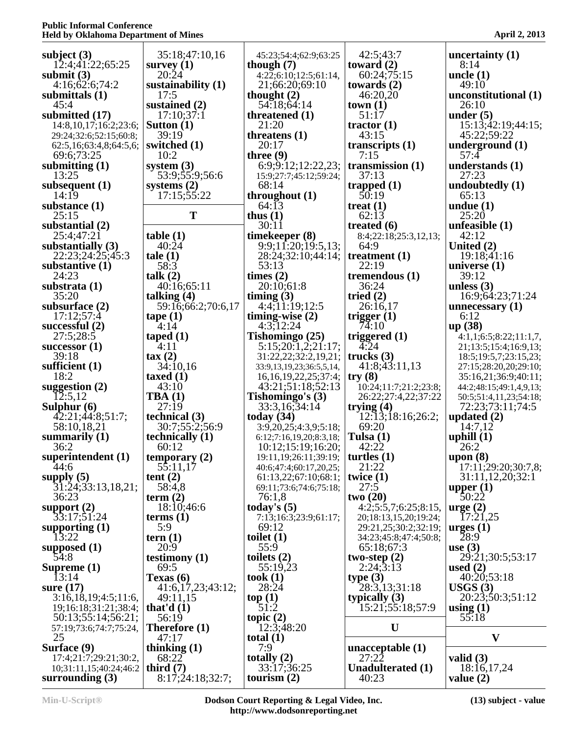subject (3)
12:4;41:22;65:25
submit (3)
4:16;62:6;74:2
submittals (1)
45:4
submitted (17)
14:8,10,17;16:2;23:6;29:24;32:6;52:15;60:8;62:5,16;63:4,8;64:5,6;69:6;73:25
submitting (1)
13:25
subsequent (1)
14:19
substance (1)
25:15
substantial (2)
25:4;47:21
substantially (3)
22:23;24:25;45:3
substantive (1)
24:23
substrata (1)
35:20
subsurface (2)
17:12;57:4
successful (2)
27:5;28:5
successor (1)
39:18
sufficient (1)
18:2
suggestion (2)
12:5,12
Sulphur (6)
42:21;44:8;51:7;58:10,18,21
summarily (1)
36:2
superintendent (1)
44:6
supply (5)
31:24;33:13,18,21;36:23
support (2)
33:17;51:24
supporting (1)
13:22
supposed (1)
54:8
Supreme (1)
13:14
sure (17)
3:16,18,19;4:5;11:6,19;16:18;31:21;38:4;50:13;55:14;56:21;57:19;73:6;74:7;75:24,25
Surface (9)
17:4;21:7;29:21;30:2,10;31:11,15;40:24;46:2
surrounding (3)
35:18;47:10,16
survey (1)
20:24
sustainability (1)
17:5
sustained (2)
17:10;37:1
Sutton (1)
39:19
switched (1)
10:2
system (3)
53:9;55:9;56:6
systems (2)
17:15;55:22

**T**

table (1)
40:24
tale (1)
58:3
talk (2)
40:16;65:11
talking (4)
59:16;66:2;70:6,17
tape (1)
4:14
taped (1)
4:11
tax (2)
34:10,16
taxed (1)
43:10
TBA (1)
27:19
technical (3)
30:7;55:2;56:9
technically (1)
60:12
temporary (2)
55:11,17
tent (2)
58:4,8
term (2)
18:10;46:6
terms (1)
5:9
tern (1)
20:9
testimony (1)
69:5
Texas (6)
41:6,17,23;43:12;49:11,15
that'd (1)
56:19
Therefore (1)
47:17
thinking (1)
68:22
third (7)
8:17;24:18;32:7;45:23;54:4;62:9;63:25
though (7)
4:22;6:10;12:5;61:14,21;66:20;69:10
thought (2)
54:18;64:14
threatened (1)
21:20
threatens (1)
20:17
three (9)
6:9;9:12;12:22,23;15:9;27:7;45:12;59:24;68:14
throughout (1)
64:13
thus (1)
30:11
timekeeper (8)
9:9;11:20;19:5,13;28:24;32:10;44:14;53:13
times (2)
20:10;61:8
timing (3)
4:4;11:19;12:5
timing-wise (2)
4:3;12:24
Tishomingo (25)
5:15;20:1,2;21:17;31:22,22;32:2,19,21;33:9,13,19,23;36:5,5,14,16,16,19,22,25;37:4;43:21;51:18;52:13
Tishomingo's (3)
33:3,16;34:14
today (34)
3:9,20,25;4:3,9;5:18;6:12;7:16,19,20;8:3,18;10:12;15:19;16:20;19:11,19;26:11;39:19;40:6;47:4;60:17,20,25;61:13,22;67:10;68:1;69:11;73:6;74:6;75:18;76:1,8
today's (5)
7:13;16:3;23:9;61:17;69:12
toilet (1)
55:9
toilets (2)
55:19,23
took (1)
28:24
top (1)
51:2
topic (2)
12:3;48:20
total (1)
7:9
totally (2)
33:17;36:25
tourism (2)
42:5;43:7
toward (2)
60:24;75:15
towards (2)
46:20,20
town (1)
51:17
tractor (1)
43:15
transcripts (1)
7:15
transmission (1)
37:13
trapped (1)
50:19
treat (1)
62:13
treated (6)
8:4;22:18;25:3,12,13;64:9
treatment (1)
22:19
tremendous (1)
36:24
tried (2)
26:16,17
trigger (1)
74:10
triggered (1)
4:24
trucks (3)
41:8;43:11,13
try (8)
10:24;11:7;21:2;23:8;26:22;27:4,22;37:22
trying (4)
12:13;18:16;26:2;69:20
Tulsa (1)
42:22
turtles (1)
21:22
twice (1)
27:5
two (20)
4:2;5:5,7;6:25;8:15,20;18:13,15,20;19:24;29:21,25;30:2;32:19;34:23;45:8;47:4;50:8;65:18;67:3
two-step (2)
2:24;3:13
type (3)
28:3,13;31:18
typically (3)
15:21;55:18;57:9

**U**

unacceptable (1)
27:22
Unadulterated (1)
40:23
uncertainty (1)
8:14
uncle (1)
49:10
unconstitutional (1)
26:10
under (5)
15:13;42:19;44:15;45:22;59:22
underground (1)
57:4
understands (1)
27:23
undoubtedly (1)
65:13
undue (1)
25:20
unfeasible (1)
42:12
United (2)
19:18;41:16
universe (1)
39:12
unless (3)
16:9;64:23;71:24
unnecessary (1)
6:12
up (38)
4:1,1;6:5;8:22;11:1,7,21;13:5;15:4;16:9,13;18:5;19:5,7;23:15,23;27:15;28:20,20;29:10;35:16,21;36:9;40:11;44:2;48:15;49:1,4,9,13;50:5;51:4,11,23;54:18;72:23;73:11;74:5
updated (2)
14:7,12
uphill (1)
26:2
upon (8)
17:11;29:20;30:7,8;31:11,12,20;32:1
upper (1)
50:22
urge (2)
17:21,25
urges (1)
28:9
use (3)
29:21;30:5;53:17
used (2)
40:20;53:18
USGS (3)
20:23;50:3;51:12
using (1)
55:18

**V**

valid (3)
18:16,17,24
value (2)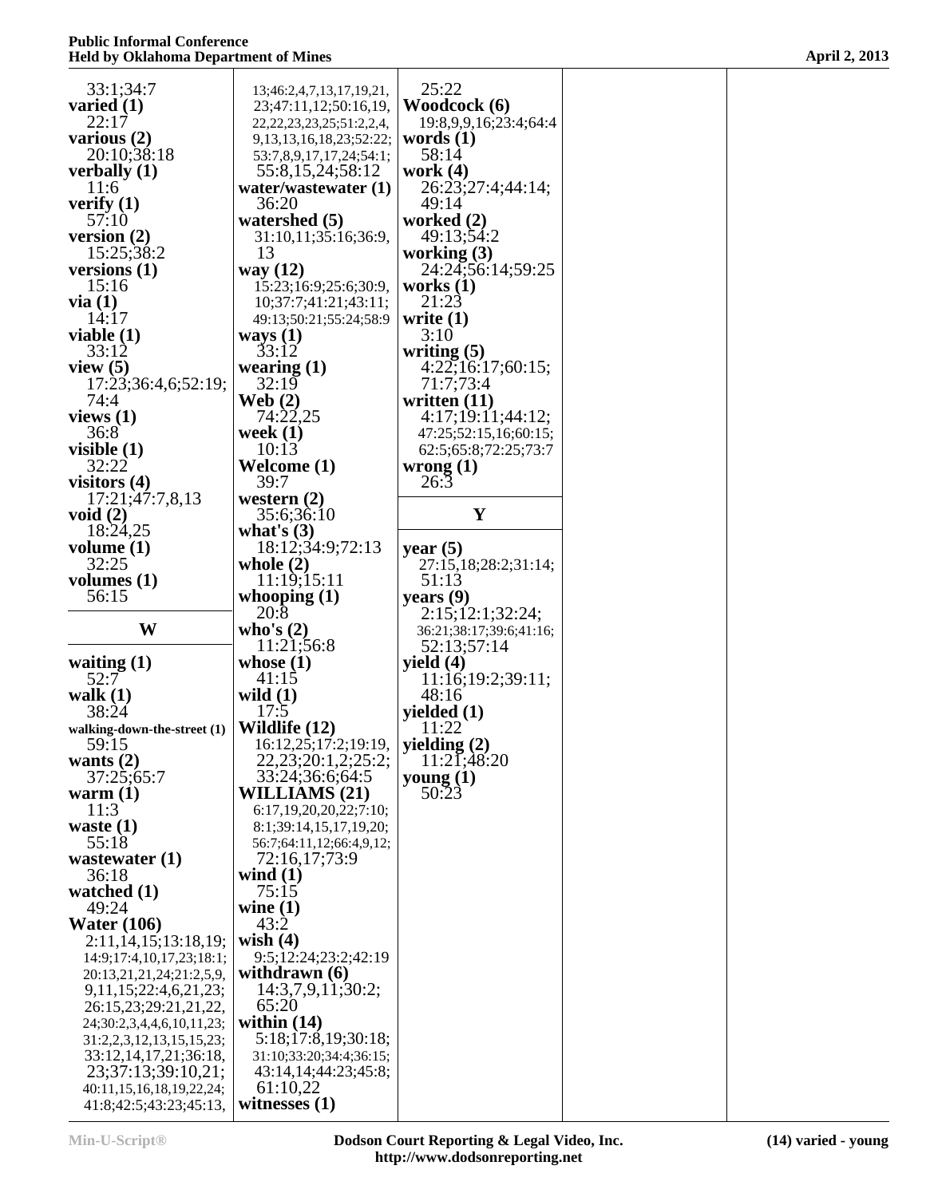33:1;34:7
**varied (1)**
22:17
**various (2)**
20:10;38:18
**verbally (1)**
11:6
**verify (1)**
57:10
**version (2)**
15:25;38:2
**versions (1)**
15:16
**via (1)**
14:17
**viable (1)**
33:12
**view (5)**
17:23;36:4,6;52:19;
74:4
**views (1)**
36:8
**visible (1)**
32:22
**visitors (4)**
17:21;47:7,8,13
**void (2)**
18:24,25
**volume (1)**
32:25
**volumes (1)**
56:15

## W

**waiting (1)**
52:7
**walk (1)**
38:24
**walking-down-the-street (1)**
59:15
**wants (2)**
37:25;65:7
**warm (1)**
11:3
**waste (1)**
55:18
**wastewater (1)**
36:18
**watched (1)**
49:24
**Water (106)**
2:11,14,15;13:18,19;
14:9;17:4,10,17,23;18:1;
20:13,21,21,24;21:2,5,9,
9,11,15;22:4,6,21,23;
26:15,23;29:21,21,22,
24;30:2,3,4,4,6,10,11,23;
31:2,2,3,12,13,15,15,23;
33:12,14,17,21;36:18,
23;37:13;39:10,21;
40:11,15,16,18,19,22,24;
41:8;42:5;43:23;45:13,
13;46:2,4,7,13,17,19,21,
23;47:11,12;50:16,19,
22,22,23,23,25;51:2,2,4,
9,13,13,16,18,23;52:22;
53:7,8,9,17,17,24;54:1;
55:8,15,24;58:12
**water/wastewater (1)**
36:20
**watershed (5)**
31:10,11;35:16;36:9,
13
**way (12)**
15:23;16:9;25:6;30:9,
10;37:7;41:21;43:11;
49:13;50:21;55:24;58:9
**ways (1)**
33:12
**wearing (1)**
32:19
**Web (2)**
74:22,25
**week (1)**
10:13
**Welcome (1)**
39:7
**western (2)**
35:6;36:10
**what's (3)**
18:12;34:9;72:13
**whole (2)**
11:19;15:11
**whooping (1)**
20:8
**who's (2)**
11:21;56:8
**whose (1)**
41:15
**wild (1)**
17:5
**Wildlife (12)**
16:12,25;17:2;19:19,
22,23;20:1,2;25:2;
33:24;36:6;64:5
**WILLIAMS (21)**
6:17,19,20,20,22;7:10;
8:1;39:14,15,17,19,20;
56:7;64:11,12;66:4,9,12;
72:16,17;73:9
**wind (1)**
75:15
**wine (1)**
43:2
**wish (4)**
9:5;12:24;23:2;42:19
**withdrawn (6)**
14:3,7,9,11;30:2;
65:20
**within (14)**
5:18;17:8,19;30:18;
31:10;33:20;34:4;36:15;
43:14,14;44:23;45:8;
61:10,22
**witnesses (1)**
25:22
**Woodcock (6)**
19:8,9,9,16;23:4;64:4
**words (1)**
58:14
**work (4)**
26:23;27:4;44:14;
49:14
**worked (2)**
49:13;54:2
**working (3)**
24:24;56:14;59:25
**works (1)**
21:23
**write (1)**
3:10
**writing (5)**
4:22;16:17;60:15;
71:7;73:4
**written (11)**
4:17;19:11;44:12;
47:25;52:15,16;60:15;
62:5;65:8;72:25;73:7
**wrong (1)**
26:3

## Y

**year (5)**
27:15,18;28:2;31:14;
51:13
**years (9)**
2:15;12:1;32:24;
36:21;38:17;39:6;41:16;
52:13;57:14
**yield (4)**
11:16;19:2;39:11;
48:16
**yielded (1)**
11:22
**yielding (2)**
11:21;48:20
**young (1)**
50:23